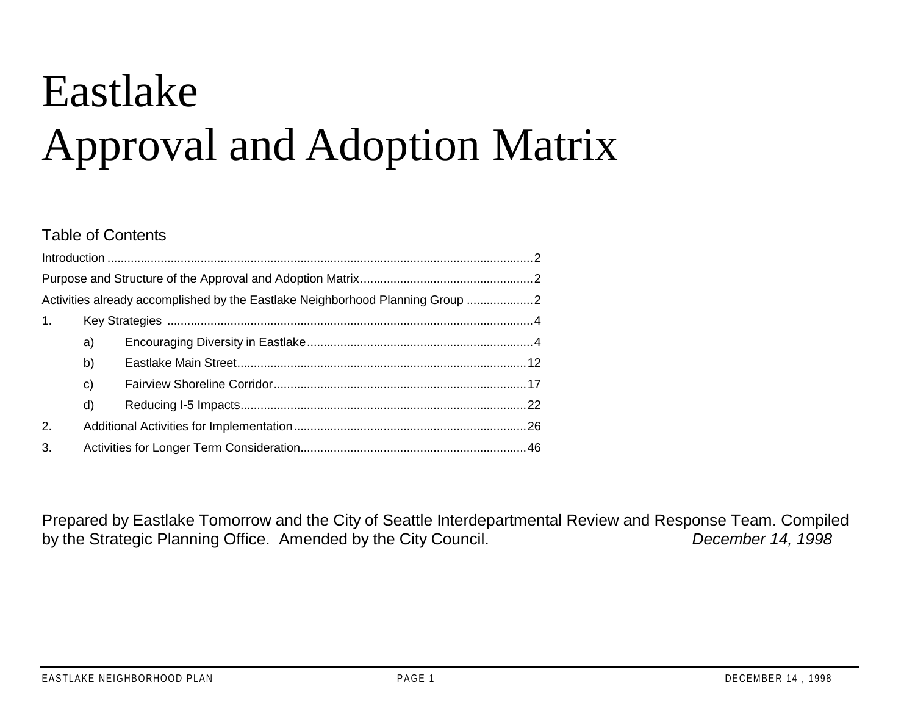# Eastlake
# Approval and Adoption Matrix

## Table of Contents

Introduction ........................................................ 2

Purpose and Structure of the Approval and Adoption Matrix ........................................................ 2

Activities already accomplished by the Eastlake Neighborhood Planning Group ........................................................ 2

1. Key Strategies ........................................................ 4
   - a) Encouraging Diversity in Eastlake ........................................................ 4
   - b) Eastlake Main Street ........................................................ 12
   - c) Fairview Shoreline Corridor ........................................................ 17
   - d) Reducing I-5 Impacts ........................................................ 22
2. Additional Activities for Implementation ........................................................ 26
3. Activities for Longer Term Consideration ........................................................ 46

Prepared by Eastlake Tomorrow and the City of Seattle Interdepartmental Review and Response Team. Compiled by the Strategic Planning Office. Amended by the City Council. *December 14, 1998*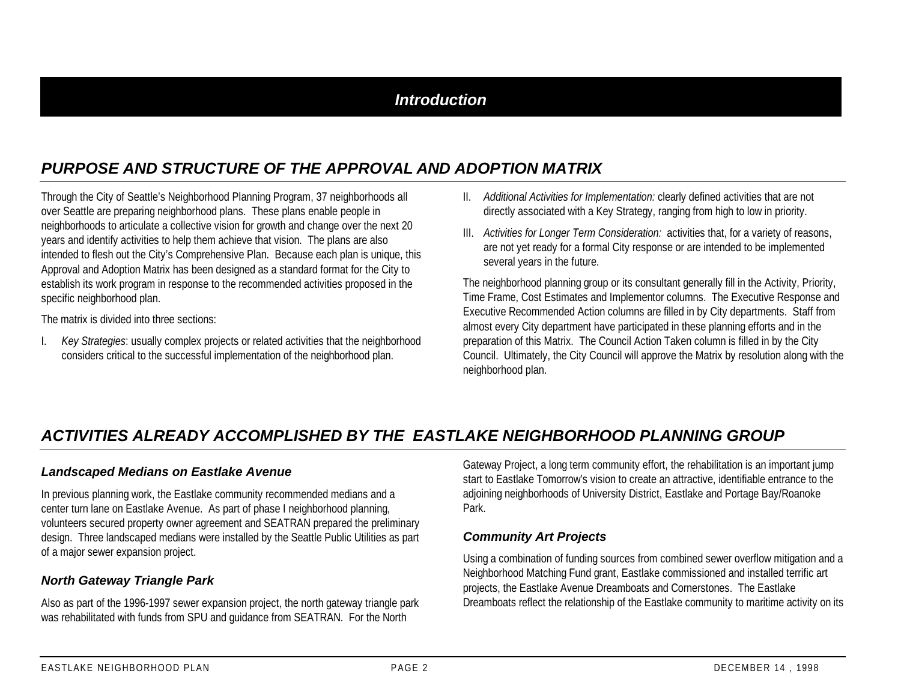# *Introduction*

## *PURPOSE AND STRUCTURE OF THE APPROVAL AND ADOPTION MATRIX*

Through the City of Seattle's Neighborhood Planning Program, 37 neighborhoods all over Seattle are preparing neighborhood plans. These plans enable people in neighborhoods to articulate a collective vision for growth and change over the next 20 years and identify activities to help them achieve that vision. The plans are also intended to flesh out the City's Comprehensive Plan. Because each plan is unique, this Approval and Adoption Matrix has been designed as a standard format for the City to establish its work program in response to the recommended activities proposed in the specific neighborhood plan.

The matrix is divided into three sections:

I. *Key Strategies*: usually complex projects or related activities that the neighborhood considers critical to the successful implementation of the neighborhood plan.

II. *Additional Activities for Implementation:* clearly defined activities that are not directly associated with a Key Strategy, ranging from high to low in priority.

III. *Activities for Longer Term Consideration:* activities that, for a variety of reasons, are not yet ready for a formal City response or are intended to be implemented several years in the future.

The neighborhood planning group or its consultant generally fill in the Activity, Priority, Time Frame, Cost Estimates and Implementor columns. The Executive Response and Executive Recommended Action columns are filled in by City departments. Staff from almost every City department have participated in these planning efforts and in the preparation of this Matrix. The Council Action Taken column is filled in by the City Council. Ultimately, the City Council will approve the Matrix by resolution along with the neighborhood plan.

## *ACTIVITIES ALREADY ACCOMPLISHED BY THE EASTLAKE NEIGHBORHOOD PLANNING GROUP*

### *Landscaped Medians on Eastlake Avenue*

In previous planning work, the Eastlake community recommended medians and a center turn lane on Eastlake Avenue. As part of phase I neighborhood planning, volunteers secured property owner agreement and SEATRAN prepared the preliminary design. Three landscaped medians were installed by the Seattle Public Utilities as part of a major sewer expansion project.

### *North Gateway Triangle Park*

Also as part of the 1996-1997 sewer expansion project, the north gateway triangle park was rehabilitated with funds from SPU and guidance from SEATRAN. For the North Gateway Project, a long term community effort, the rehabilitation is an important jump start to Eastlake Tomorrow's vision to create an attractive, identifiable entrance to the adjoining neighborhoods of University District, Eastlake and Portage Bay/Roanoke Park.

### *Community Art Projects*

Using a combination of funding sources from combined sewer overflow mitigation and a Neighborhood Matching Fund grant, Eastlake commissioned and installed terrific art projects, the Eastlake Avenue Dreamboats and Cornerstones. The Eastlake Dreamboats reflect the relationship of the Eastlake community to maritime activity on its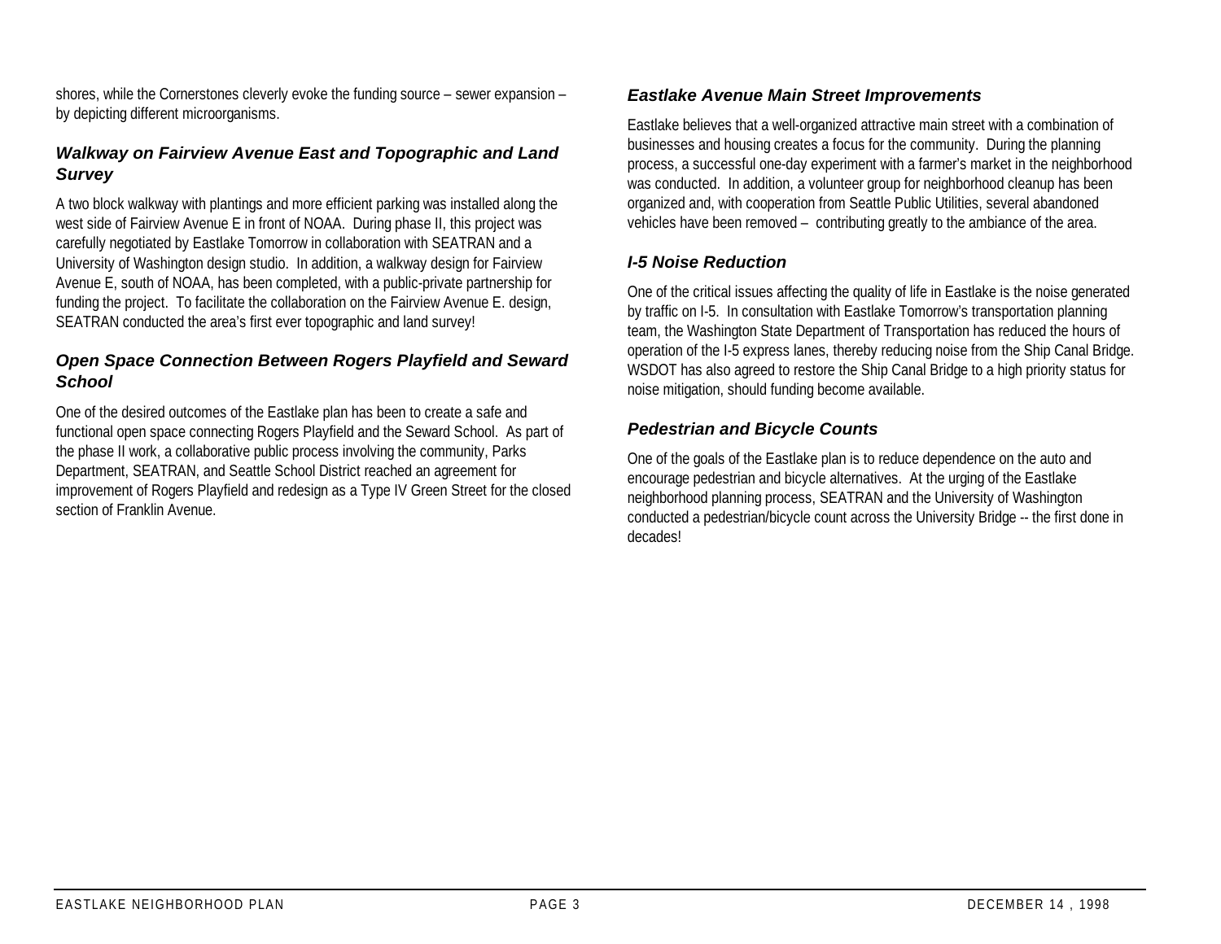shores, while the Cornerstones cleverly evoke the funding source – sewer expansion – by depicting different microorganisms.

### *Walkway on Fairview Avenue East and Topographic and Land Survey*

A two block walkway with plantings and more efficient parking was installed along the west side of Fairview Avenue E in front of NOAA. During phase II, this project was carefully negotiated by Eastlake Tomorrow in collaboration with SEATRAN and a University of Washington design studio. In addition, a walkway design for Fairview Avenue E, south of NOAA, has been completed, with a public-private partnership for funding the project. To facilitate the collaboration on the Fairview Avenue E. design, SEATRAN conducted the area's first ever topographic and land survey!

### *Open Space Connection Between Rogers Playfield and Seward School*

One of the desired outcomes of the Eastlake plan has been to create a safe and functional open space connecting Rogers Playfield and the Seward School. As part of the phase II work, a collaborative public process involving the community, Parks Department, SEATRAN, and Seattle School District reached an agreement for improvement of Rogers Playfield and redesign as a Type IV Green Street for the closed section of Franklin Avenue.

### *Eastlake Avenue Main Street Improvements*

Eastlake believes that a well-organized attractive main street with a combination of businesses and housing creates a focus for the community. During the planning process, a successful one-day experiment with a farmer's market in the neighborhood was conducted. In addition, a volunteer group for neighborhood cleanup has been organized and, with cooperation from Seattle Public Utilities, several abandoned vehicles have been removed – contributing greatly to the ambiance of the area.

### *I-5 Noise Reduction*

One of the critical issues affecting the quality of life in Eastlake is the noise generated by traffic on I-5. In consultation with Eastlake Tomorrow's transportation planning team, the Washington State Department of Transportation has reduced the hours of operation of the I-5 express lanes, thereby reducing noise from the Ship Canal Bridge. WSDOT has also agreed to restore the Ship Canal Bridge to a high priority status for noise mitigation, should funding become available.

### *Pedestrian and Bicycle Counts*

One of the goals of the Eastlake plan is to reduce dependence on the auto and encourage pedestrian and bicycle alternatives. At the urging of the Eastlake neighborhood planning process, SEATRAN and the University of Washington conducted a pedestrian/bicycle count across the University Bridge -- the first done in decades!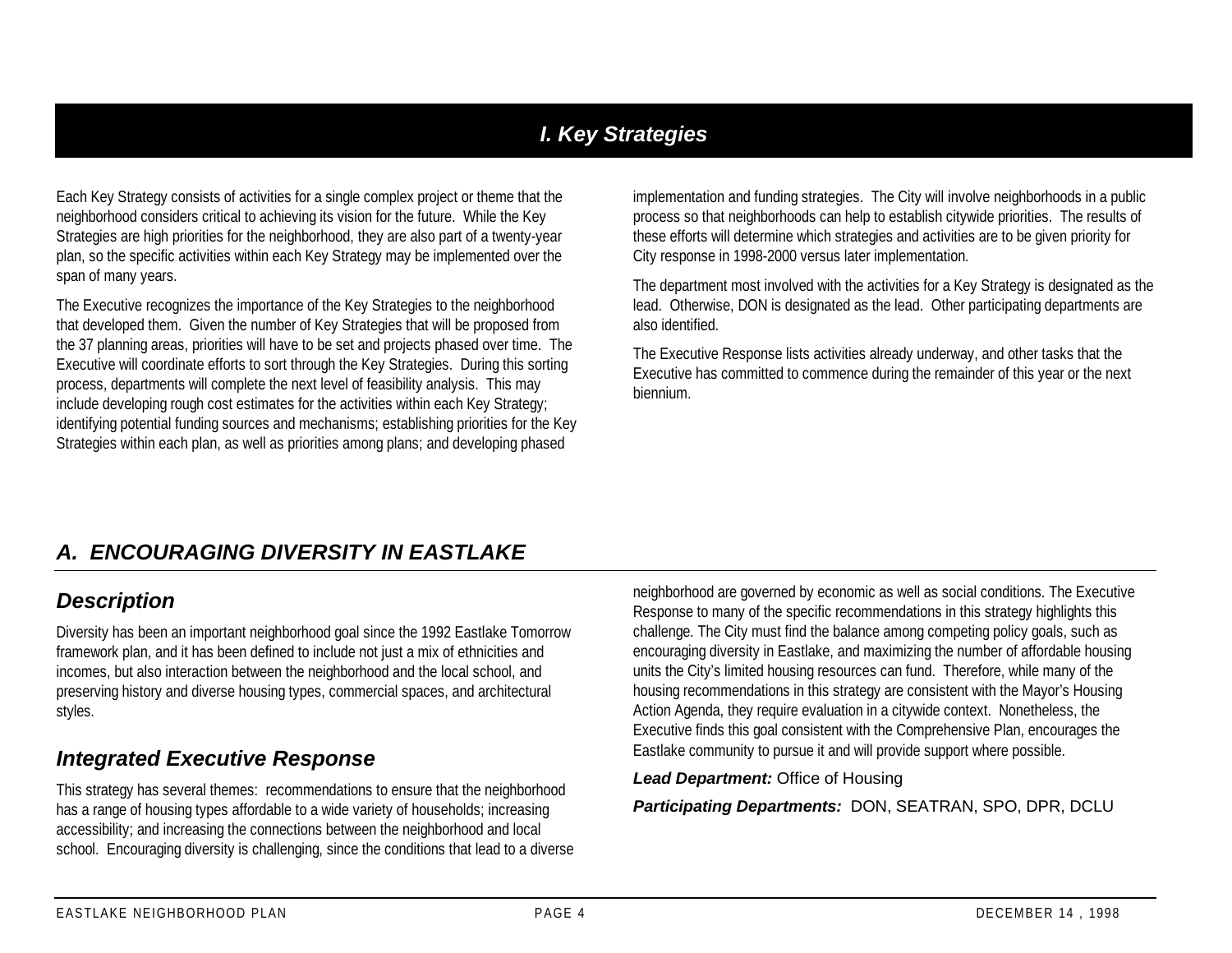# I. Key Strategies

Each Key Strategy consists of activities for a single complex project or theme that the neighborhood considers critical to achieving its vision for the future. While the Key Strategies are high priorities for the neighborhood, they are also part of a twenty-year plan, so the specific activities within each Key Strategy may be implemented over the span of many years.

The Executive recognizes the importance of the Key Strategies to the neighborhood that developed them. Given the number of Key Strategies that will be proposed from the 37 planning areas, priorities will have to be set and projects phased over time. The Executive will coordinate efforts to sort through the Key Strategies. During this sorting process, departments will complete the next level of feasibility analysis. This may include developing rough cost estimates for the activities within each Key Strategy; identifying potential funding sources and mechanisms; establishing priorities for the Key Strategies within each plan, as well as priorities among plans; and developing phased implementation and funding strategies. The City will involve neighborhoods in a public process so that neighborhoods can help to establish citywide priorities. The results of these efforts will determine which strategies and activities are to be given priority for City response in 1998-2000 versus later implementation.

The department most involved with the activities for a Key Strategy is designated as the lead. Otherwise, DON is designated as the lead. Other participating departments are also identified.

The Executive Response lists activities already underway, and other tasks that the Executive has committed to commence during the remainder of this year or the next biennium.

## A. ENCOURAGING DIVERSITY IN EASTLAKE

### Description

Diversity has been an important neighborhood goal since the 1992 Eastlake Tomorrow framework plan, and it has been defined to include not just a mix of ethnicities and incomes, but also interaction between the neighborhood and the local school, and preserving history and diverse housing types, commercial spaces, and architectural styles.

### Integrated Executive Response

This strategy has several themes: recommendations to ensure that the neighborhood has a range of housing types affordable to a wide variety of households; increasing accessibility; and increasing the connections between the neighborhood and local school. Encouraging diversity is challenging, since the conditions that lead to a diverse neighborhood are governed by economic as well as social conditions. The Executive Response to many of the specific recommendations in this strategy highlights this challenge. The City must find the balance among competing policy goals, such as encouraging diversity in Eastlake, and maximizing the number of affordable housing units the City's limited housing resources can fund. Therefore, while many of the housing recommendations in this strategy are consistent with the Mayor's Housing Action Agenda, they require evaluation in a citywide context. Nonetheless, the Executive finds this goal consistent with the Comprehensive Plan, encourages the Eastlake community to pursue it and will provide support where possible.

***Lead Department:*** Office of Housing

***Participating Departments:*** DON, SEATRAN, SPO, DPR, DCLU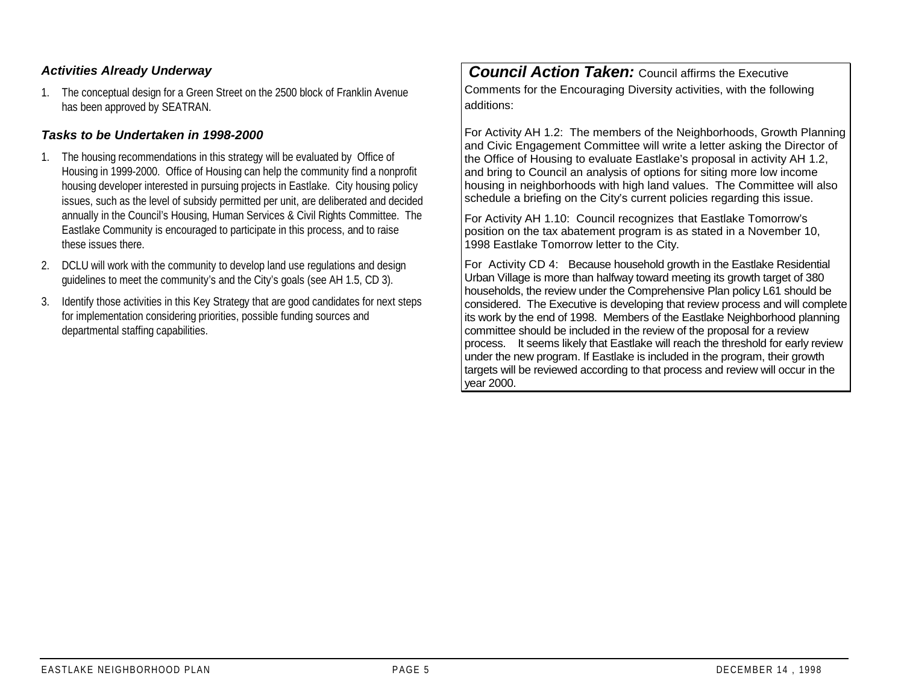### *Activities Already Underway*

1. The conceptual design for a Green Street on the 2500 block of Franklin Avenue has been approved by SEATRAN.

### *Tasks to be Undertaken in 1998-2000*

1. The housing recommendations in this strategy will be evaluated by Office of Housing in 1999-2000. Office of Housing can help the community find a nonprofit housing developer interested in pursuing projects in Eastlake. City housing policy issues, such as the level of subsidy permitted per unit, are deliberated and decided annually in the Council's Housing, Human Services & Civil Rights Committee. The Eastlake Community is encouraged to participate in this process, and to raise these issues there.
2. DCLU will work with the community to develop land use regulations and design guidelines to meet the community's and the City's goals (see AH 1.5, CD 3).
3. Identify those activities in this Key Strategy that are good candidates for next steps for implementation considering priorities, possible funding sources and departmental staffing capabilities.

***Council Action Taken:*** Council affirms the Executive Comments for the Encouraging Diversity activities, with the following additions:

For Activity AH 1.2: The members of the Neighborhoods, Growth Planning and Civic Engagement Committee will write a letter asking the Director of the Office of Housing to evaluate Eastlake's proposal in activity AH 1.2, and bring to Council an analysis of options for siting more low income housing in neighborhoods with high land values. The Committee will also schedule a briefing on the City's current policies regarding this issue.

For Activity AH 1.10: Council recognizes that Eastlake Tomorrow's position on the tax abatement program is as stated in a November 10, 1998 Eastlake Tomorrow letter to the City.

For Activity CD 4: Because household growth in the Eastlake Residential Urban Village is more than halfway toward meeting its growth target of 380 households, the review under the Comprehensive Plan policy L61 should be considered. The Executive is developing that review process and will complete its work by the end of 1998. Members of the Eastlake Neighborhood planning committee should be included in the review of the proposal for a review process. It seems likely that Eastlake will reach the threshold for early review under the new program. If Eastlake is included in the program, their growth targets will be reviewed according to that process and review will occur in the year 2000.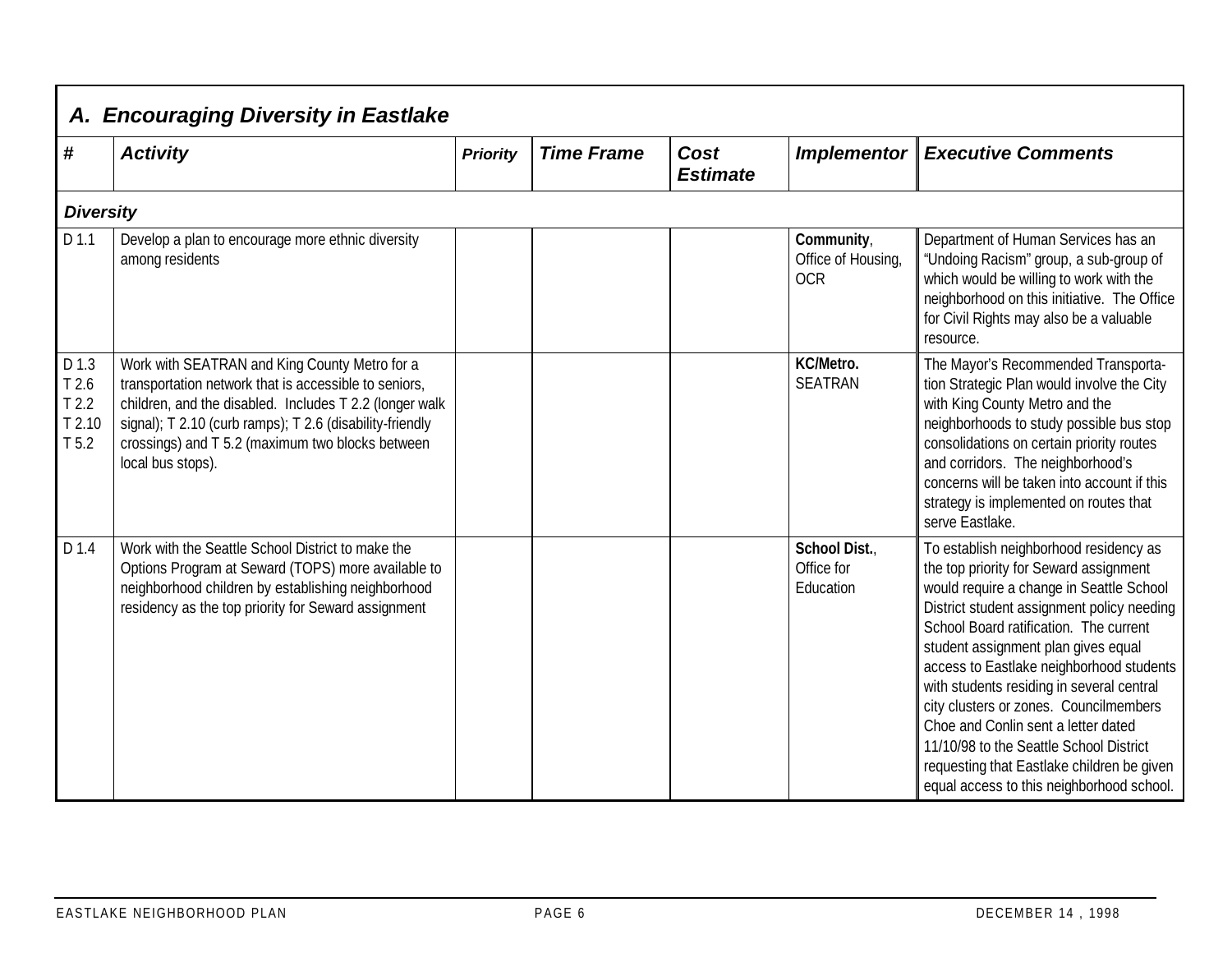## A. Encouraging Diversity in Eastlake

| # | Activity | Priority | Time Frame | Cost Estimate | Implementor | Executive Comments |
|---|---|---|---|---|---|---|
| ***Diversity*** | | | | | | |
| D 1.1 | Develop a plan to encourage more ethnic diversity among residents | | | | **Community**, Office of Housing, OCR | Department of Human Services has an "Undoing Racism" group, a sub-group of which would be willing to work with the neighborhood on this initiative. The Office for Civil Rights may also be a valuable resource. |
| D 1.3 T 2.6 T 2.2 T 2.10 T 5.2 | Work with SEATRAN and King County Metro for a transportation network that is accessible to seniors, children, and the disabled. Includes T 2.2 (longer walk signal); T 2.10 (curb ramps); T 2.6 (disability-friendly crossings) and T 5.2 (maximum two blocks between local bus stops). | | | | **KC/Metro.** SEATRAN | The Mayor's Recommended Transportation Strategic Plan would involve the City with King County Metro and the neighborhoods to study possible bus stop consolidations on certain priority routes and corridors. The neighborhood's concerns will be taken into account if this strategy is implemented on routes that serve Eastlake. |
| D 1.4 | Work with the Seattle School District to make the Options Program at Seward (TOPS) more available to neighborhood children by establishing neighborhood residency as the top priority for Seward assignment | | | | **School Dist.**, Office for Education | To establish neighborhood residency as the top priority for Seward assignment would require a change in Seattle School District student assignment policy needing School Board ratification. The current student assignment plan gives equal access to Eastlake neighborhood students with students residing in several central city clusters or zones. Councilmembers Choe and Conlin sent a letter dated 11/10/98 to the Seattle School District requesting that Eastlake children be given equal access to this neighborhood school. |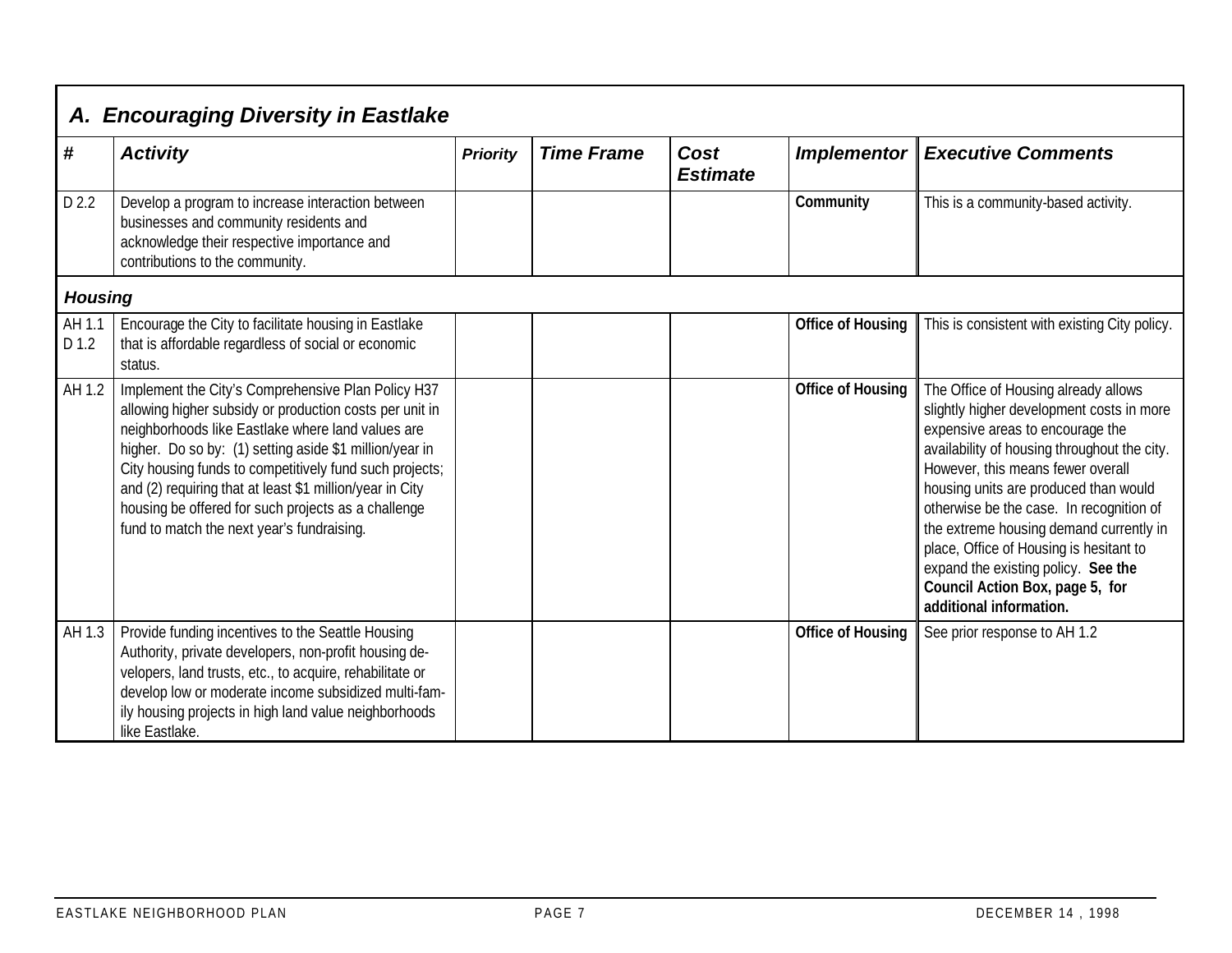## A. Encouraging Diversity in Eastlake

| # | Activity | Priority | Time Frame | Cost Estimate | Implementor | Executive Comments |
|---|---|---|---|---|---|---|
| D 2.2 | Develop a program to increase interaction between businesses and community residents and acknowledge their respective importance and contributions to the community. | | | | **Community** | This is a community-based activity. |
| ***Housing*** | | | | | | |
| AH 1.1 D 1.2 | Encourage the City to facilitate housing in Eastlake that is affordable regardless of social or economic status. | | | | **Office of Housing** | This is consistent with existing City policy. |
| AH 1.2 | Implement the City's Comprehensive Plan Policy H37 allowing higher subsidy or production costs per unit in neighborhoods like Eastlake where land values are higher. Do so by: (1) setting aside $1 million/year in City housing funds to competitively fund such projects; and (2) requiring that at least $1 million/year in City housing be offered for such projects as a challenge fund to match the next year's fundraising. | | | | **Office of Housing** | The Office of Housing already allows slightly higher development costs in more expensive areas to encourage the availability of housing throughout the city. However, this means fewer overall housing units are produced than would otherwise be the case. In recognition of the extreme housing demand currently in place, Office of Housing is hesitant to expand the existing policy. **See the Council Action Box, page 5, for additional information.** |
| AH 1.3 | Provide funding incentives to the Seattle Housing Authority, private developers, non-profit housing developers, land trusts, etc., to acquire, rehabilitate or develop low or moderate income subsidized multi-family housing projects in high land value neighborhoods like Eastlake. | | | | **Office of Housing** | See prior response to AH 1.2 |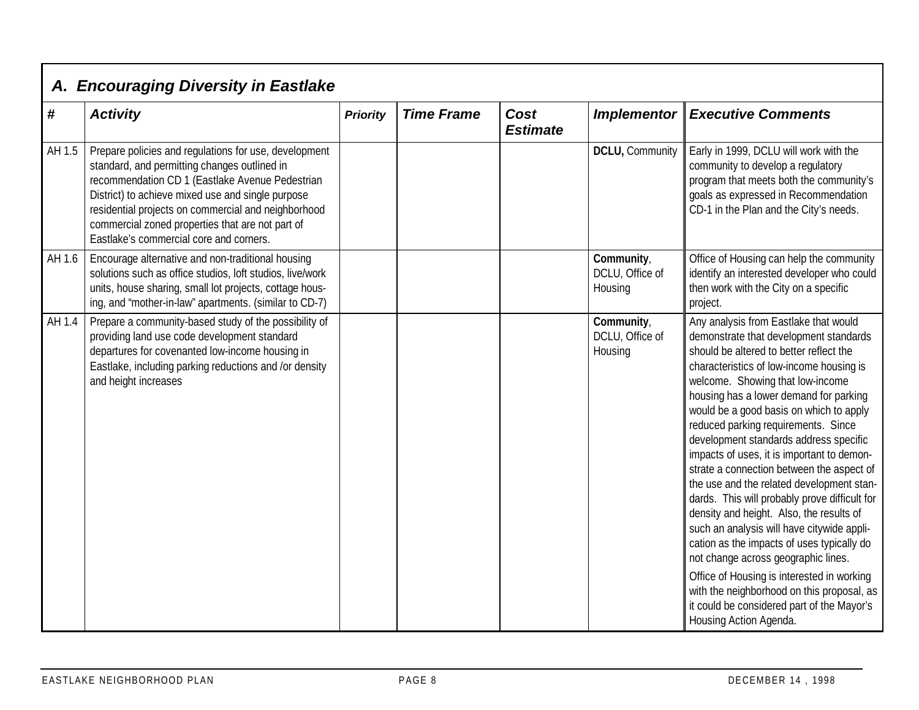## A. Encouraging Diversity in Eastlake

| # | Activity | Priority | Time Frame | Cost Estimate | Implementor | Executive Comments |
|---|---|---|---|---|---|---|
| AH 1.5 | Prepare policies and regulations for use, development standard, and permitting changes outlined in recommendation CD 1 (Eastlake Avenue Pedestrian District) to achieve mixed use and single purpose residential projects on commercial and neighborhood commercial zoned properties that are not part of Eastlake's commercial core and corners. | | | | **DCLU,** Community | Early in 1999, DCLU will work with the community to develop a regulatory program that meets both the community's goals as expressed in Recommendation CD-1 in the Plan and the City's needs. |
| AH 1.6 | Encourage alternative and non-traditional housing solutions such as office studios, loft studios, live/work units, house sharing, small lot projects, cottage housing, and "mother-in-law" apartments. (similar to CD-7) | | | | **Community**, DCLU, Office of Housing | Office of Housing can help the community identify an interested developer who could then work with the City on a specific project. |
| AH 1.4 | Prepare a community-based study of the possibility of providing land use code development standard departures for covenanted low-income housing in Eastlake, including parking reductions and /or density and height increases | | | | **Community**, DCLU, Office of Housing | Any analysis from Eastlake that would demonstrate that development standards should be altered to better reflect the characteristics of low-income housing is welcome. Showing that low-income housing has a lower demand for parking would be a good basis on which to apply reduced parking requirements. Since development standards address specific impacts of uses, it is important to demonstrate a connection between the aspect of the use and the related development standards. This will probably prove difficult for density and height. Also, the results of such an analysis will have citywide application as the impacts of uses typically do not change across geographic lines.<br><br>Office of Housing is interested in working with the neighborhood on this proposal, as it could be considered part of the Mayor's Housing Action Agenda. |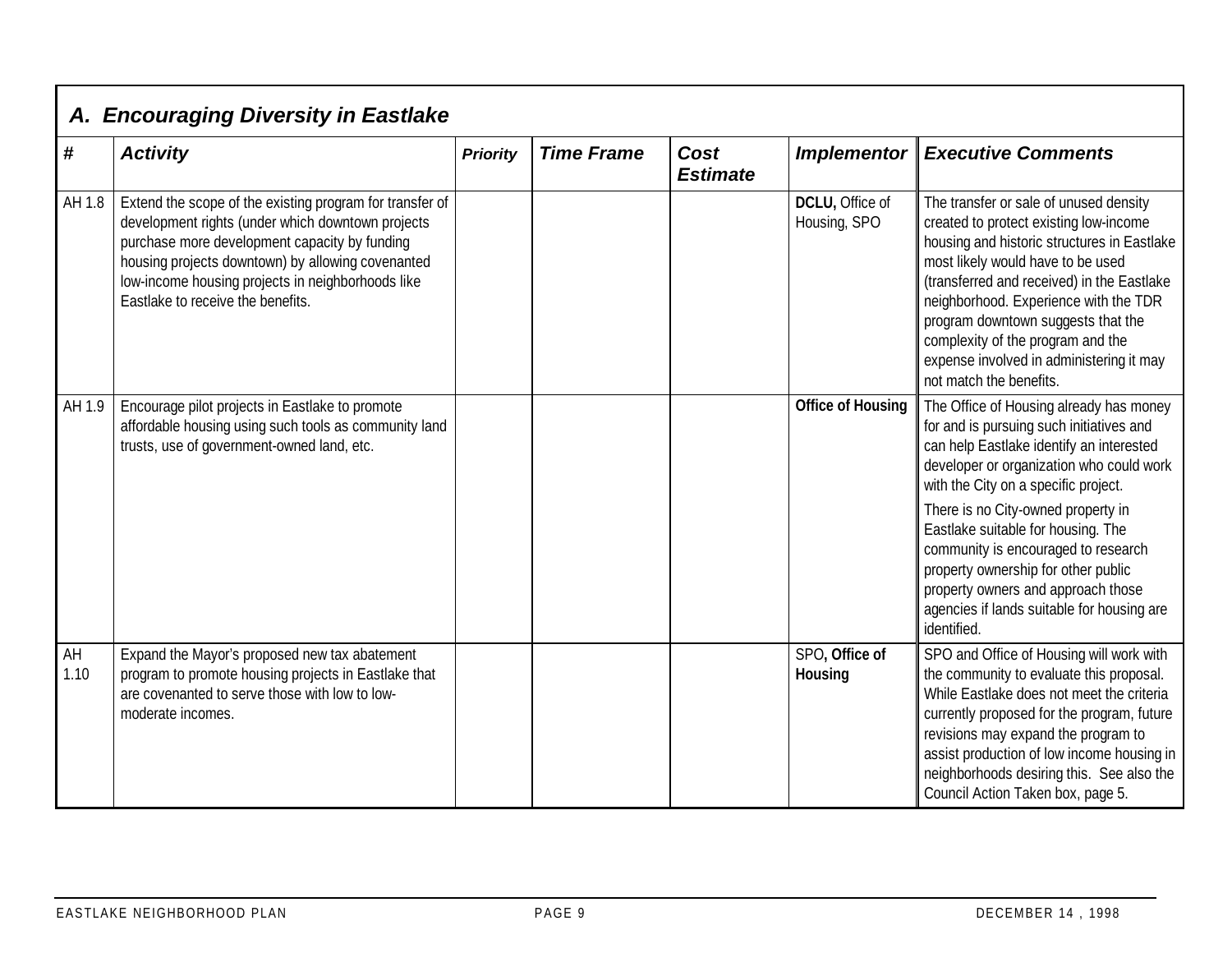## A. Encouraging Diversity in Eastlake

| # | Activity | Priority | Time Frame | Cost Estimate | Implementor | Executive Comments |
|---|---|---|---|---|---|---|
| AH 1.8 | Extend the scope of the existing program for transfer of development rights (under which downtown projects purchase more development capacity by funding housing projects downtown) by allowing covenanted low-income housing projects in neighborhoods like Eastlake to receive the benefits. | | | | **DCLU,** Office of Housing, SPO | The transfer or sale of unused density created to protect existing low-income housing and historic structures in Eastlake most likely would have to be used (transferred and received) in the Eastlake neighborhood. Experience with the TDR program downtown suggests that the complexity of the program and the expense involved in administering it may not match the benefits. |
| AH 1.9 | Encourage pilot projects in Eastlake to promote affordable housing using such tools as community land trusts, use of government-owned land, etc. | | | | **Office of Housing** | The Office of Housing already has money for and is pursuing such initiatives and can help Eastlake identify an interested developer or organization who could work with the City on a specific project.<br><br>There is no City-owned property in Eastlake suitable for housing. The community is encouraged to research property ownership for other public property owners and approach those agencies if lands suitable for housing are identified. |
| AH 1.10 | Expand the Mayor's proposed new tax abatement program to promote housing projects in Eastlake that are covenanted to serve those with low to low-moderate incomes. | | | | SPO**, Office of Housing** | SPO and Office of Housing will work with the community to evaluate this proposal. While Eastlake does not meet the criteria currently proposed for the program, future revisions may expand the program to assist production of low income housing in neighborhoods desiring this. See also the Council Action Taken box, page 5. |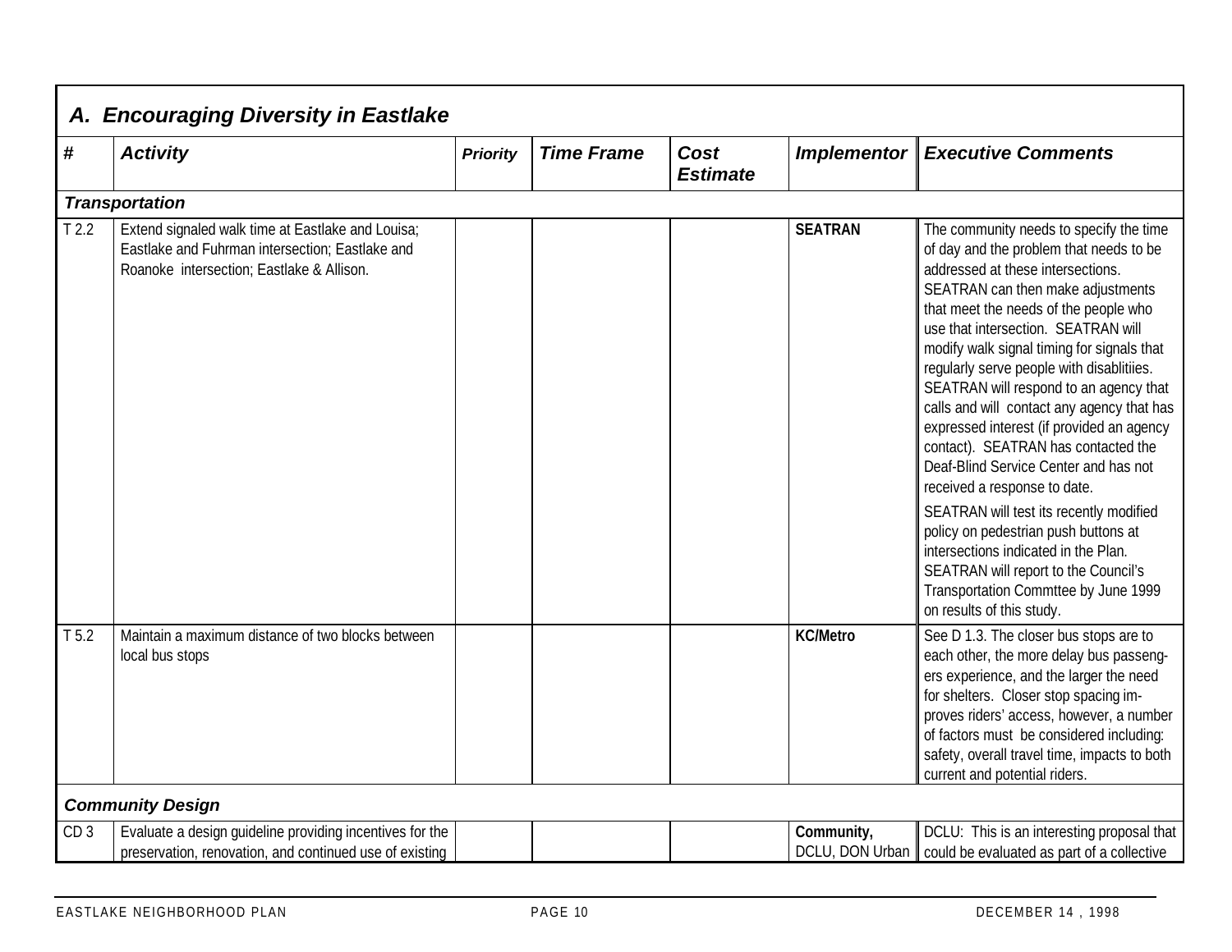## A. Encouraging Diversity in Eastlake

| # | Activity | Priority | Time Frame | Cost Estimate | Implementor | Executive Comments |
|---|---|---|---|---|---|---|
| ***Transportation*** | | | | | | |
| T 2.2 | Extend signaled walk time at Eastlake and Louisa; Eastlake and Fuhrman intersection; Eastlake and Roanoke intersection; Eastlake & Allison. | | | | **SEATRAN** | The community needs to specify the time of day and the problem that needs to be addressed at these intersections. SEATRAN can then make adjustments that meet the needs of the people who use that intersection. SEATRAN will modify walk signal timing for signals that regularly serve people with disablitiies. SEATRAN will respond to an agency that calls and will contact any agency that has expressed interest (if provided an agency contact). SEATRAN has contacted the Deaf-Blind Service Center and has not received a response to date.<br><br>SEATRAN will test its recently modified policy on pedestrian push buttons at intersections indicated in the Plan. SEATRAN will report to the Council's Transportation Commttee by June 1999 on results of this study. |
| T 5.2 | Maintain a maximum distance of two blocks between local bus stops | | | | **KC/Metro** | See D 1.3. The closer bus stops are to each other, the more delay bus passengers experience, and the larger the need for shelters. Closer stop spacing improves riders' access, however, a number of factors must be considered including: safety, overall travel time, impacts to both current and potential riders. |
| ***Community Design*** | | | | | | |
| CD 3 | Evaluate a design guideline providing incentives for the preservation, renovation, and continued use of existing | | | | **Community,** DCLU, DON Urban | DCLU: This is an interesting proposal that could be evaluated as part of a collective |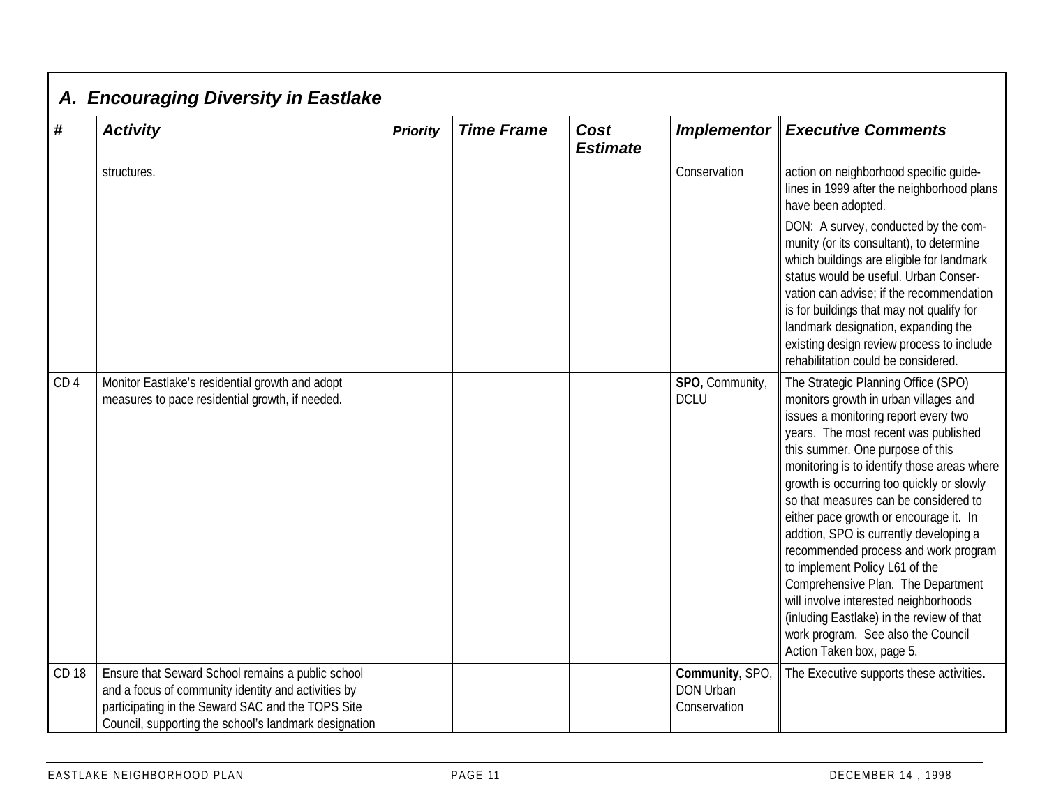## A. Encouraging Diversity in Eastlake

| # | Activity | Priority | Time Frame | Cost Estimate | Implementor | Executive Comments |
|---|---|---|---|---|---|---|
| | structures. | | | | Conservation | action on neighborhood specific guidelines in 1999 after the neighborhood plans have been adopted.<br><br>DON: A survey, conducted by the community (or its consultant), to determine which buildings are eligible for landmark status would be useful. Urban Conservation can advise; if the recommendation is for buildings that may not qualify for landmark designation, expanding the existing design review process to include rehabilitation could be considered. |
| CD 4 | Monitor Eastlake's residential growth and adopt measures to pace residential growth, if needed. | | | | **SPO,** Community, DCLU | The Strategic Planning Office (SPO) monitors growth in urban villages and issues a monitoring report every two years. The most recent was published this summer. One purpose of this monitoring is to identify those areas where growth is occurring too quickly or slowly so that measures can be considered to either pace growth or encourage it. In addtion, SPO is currently developing a recommended process and work program to implement Policy L61 of the Comprehensive Plan. The Department will involve interested neighborhoods (inluding Eastlake) in the review of that work program. See also the Council Action Taken box, page 5. |
| CD 18 | Ensure that Seward School remains a public school and a focus of community identity and activities by participating in the Seward SAC and the TOPS Site Council, supporting the school's landmark designation | | | | **Community,** SPO, DON Urban Conservation | The Executive supports these activities. |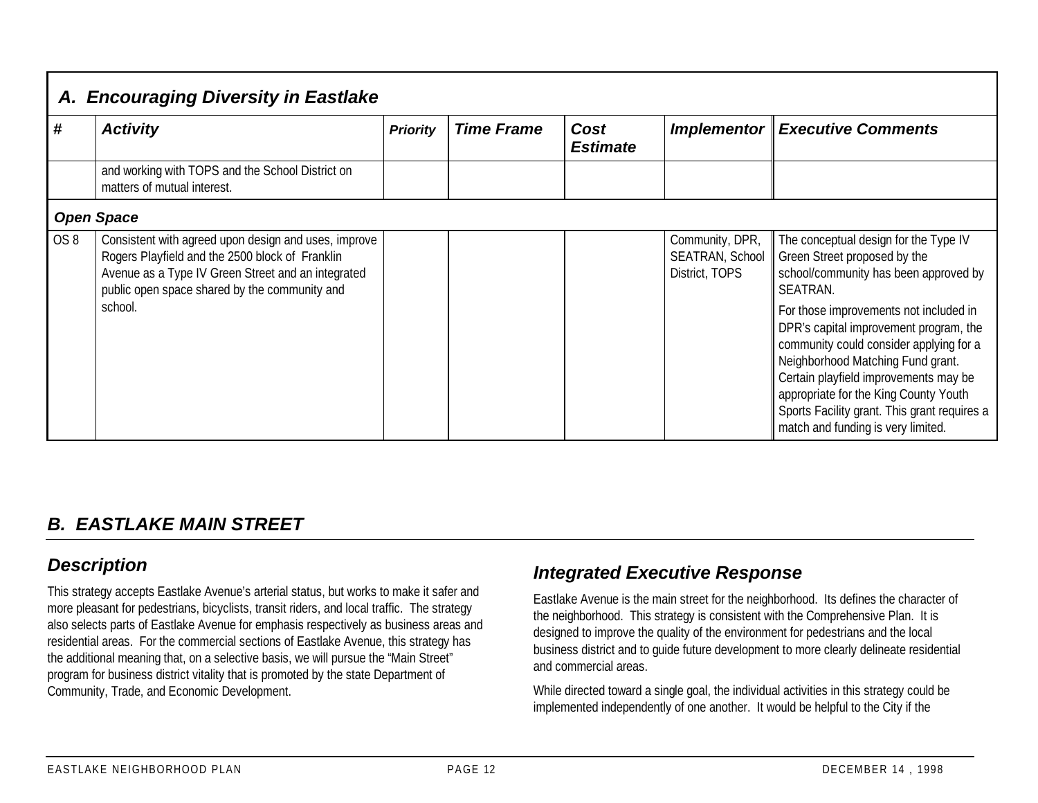## A. Encouraging Diversity in Eastlake

| # | Activity | Priority | Time Frame | Cost Estimate | Implementor | Executive Comments |
|---|---|---|---|---|---|---|
| | and working with TOPS and the School District on matters of mutual interest. | | | | | |
| ***Open Space*** | | | | | | |
| OS 8 | Consistent with agreed upon design and uses, improve Rogers Playfield and the 2500 block of Franklin Avenue as a Type IV Green Street and an integrated public open space shared by the community and school. | | | | Community, DPR, SEATRAN, School District, TOPS | The conceptual design for the Type IV Green Street proposed by the school/community has been approved by SEATRAN. For those improvements not included in DPR's capital improvement program, the community could consider applying for a Neighborhood Matching Fund grant. Certain playfield improvements may be appropriate for the King County Youth Sports Facility grant. This grant requires a match and funding is very limited. |

## B. EASTLAKE MAIN STREET

### Description

This strategy accepts Eastlake Avenue's arterial status, but works to make it safer and more pleasant for pedestrians, bicyclists, transit riders, and local traffic. The strategy also selects parts of Eastlake Avenue for emphasis respectively as business areas and residential areas. For the commercial sections of Eastlake Avenue, this strategy has the additional meaning that, on a selective basis, we will pursue the "Main Street" program for business district vitality that is promoted by the state Department of Community, Trade, and Economic Development.

### Integrated Executive Response

Eastlake Avenue is the main street for the neighborhood. Its defines the character of the neighborhood. This strategy is consistent with the Comprehensive Plan. It is designed to improve the quality of the environment for pedestrians and the local business district and to guide future development to more clearly delineate residential and commercial areas.

While directed toward a single goal, the individual activities in this strategy could be implemented independently of one another. It would be helpful to the City if the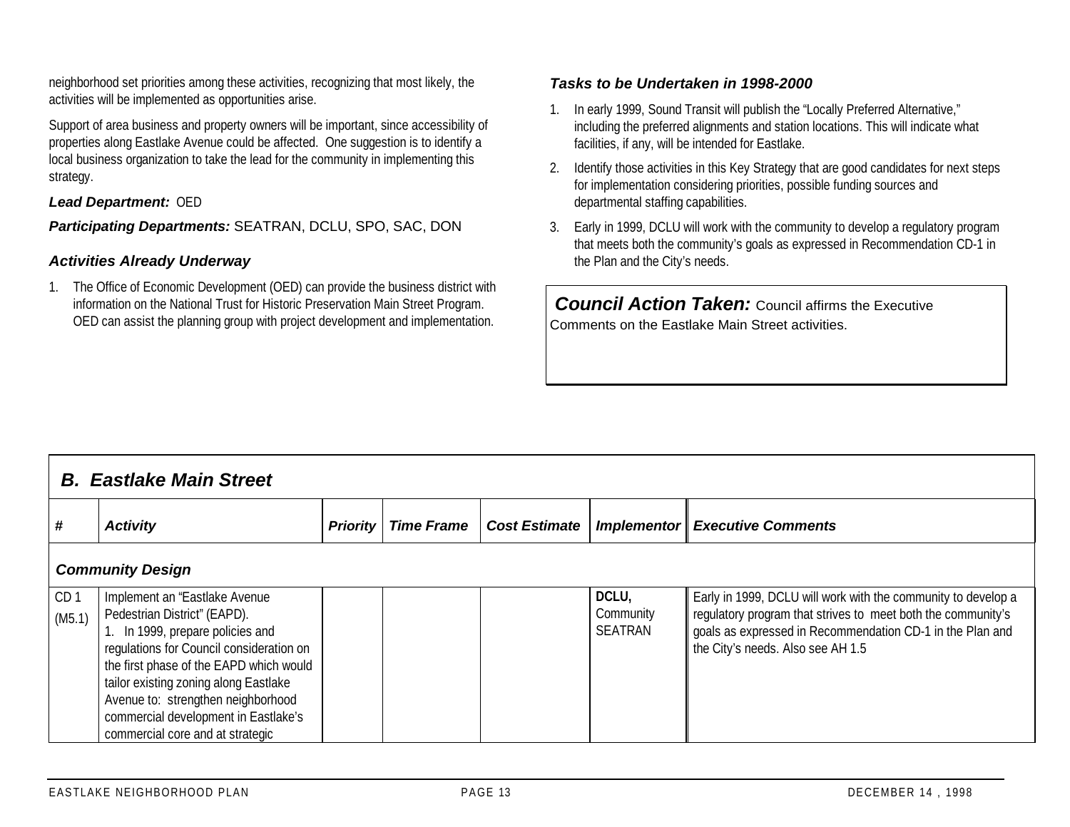neighborhood set priorities among these activities, recognizing that most likely, the activities will be implemented as opportunities arise.

Support of area business and property owners will be important, since accessibility of properties along Eastlake Avenue could be affected. One suggestion is to identify a local business organization to take the lead for the community in implementing this strategy.

***Lead Department:*** OED

***Participating Departments:*** SEATRAN, DCLU, SPO, SAC, DON

### *Activities Already Underway*

1. The Office of Economic Development (OED) can provide the business district with information on the National Trust for Historic Preservation Main Street Program. OED can assist the planning group with project development and implementation.

### *Tasks to be Undertaken in 1998-2000*

1. In early 1999, Sound Transit will publish the "Locally Preferred Alternative," including the preferred alignments and station locations. This will indicate what facilities, if any, will be intended for Eastlake.
2. Identify those activities in this Key Strategy that are good candidates for next steps for implementation considering priorities, possible funding sources and departmental staffing capabilities.
3. Early in 1999, DCLU will work with the community to develop a regulatory program that meets both the community's goals as expressed in Recommendation CD-1 in the Plan and the City's needs.

***Council Action Taken:*** Council affirms the Executive Comments on the Eastlake Main Street activities.

## *B. Eastlake Main Street*

| # | Activity | Priority | Time Frame | Cost Estimate | Implementor | Executive Comments |
|---|---|---|---|---|---|---|
| ***Community Design*** | | | | | | |
| CD 1 (M5.1) | Implement an "Eastlake Avenue Pedestrian District" (EAPD). 1. In 1999, prepare policies and regulations for Council consideration on the first phase of the EAPD which would tailor existing zoning along Eastlake Avenue to: strengthen neighborhood commercial development in Eastlake's commercial core and at strategic | | | | DCLU, Community SEATRAN | Early in 1999, DCLU will work with the community to develop a regulatory program that strives to meet both the community's goals as expressed in Recommendation CD-1 in the Plan and the City's needs. Also see AH 1.5 |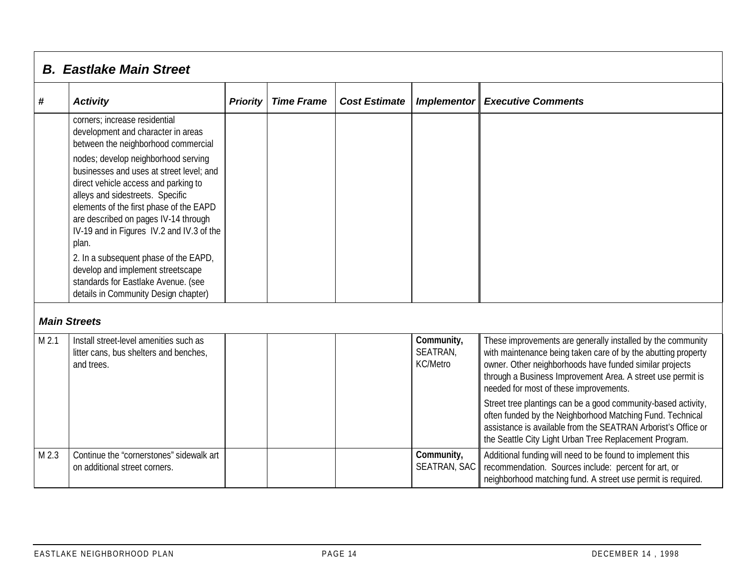## B. Eastlake Main Street

| # | Activity | Priority | Time Frame | Cost Estimate | Implementor | Executive Comments |
|---|---|---|---|---|---|---|
| | corners; increase residential development and character in areas between the neighborhood commercial nodes; develop neighborhood serving businesses and uses at street level; and direct vehicle access and parking to alleys and sidestreets. Specific elements of the first phase of the EAPD are described on pages IV-14 through IV-19 and in Figures IV.2 and IV.3 of the plan.<br><br>2. In a subsequent phase of the EAPD, develop and implement streetscape standards for Eastlake Avenue. (see details in Community Design chapter) | | | | | |
| ***Main Streets*** | | | | | | |
| M 2.1 | Install street-level amenities such as litter cans, bus shelters and benches, and trees. | | | | **Community,** SEATRAN, KC/Metro | These improvements are generally installed by the community with maintenance being taken care of by the abutting property owner. Other neighborhoods have funded similar projects through a Business Improvement Area. A street use permit is needed for most of these improvements.<br><br>Street tree plantings can be a good community-based activity, often funded by the Neighborhood Matching Fund. Technical assistance is available from the SEATRAN Arborist's Office or the Seattle City Light Urban Tree Replacement Program. |
| M 2.3 | Continue the "cornerstones" sidewalk art on additional street corners. | | | | **Community,** SEATRAN, SAC | Additional funding will need to be found to implement this recommendation. Sources include: percent for art, or neighborhood matching fund. A street use permit is required. |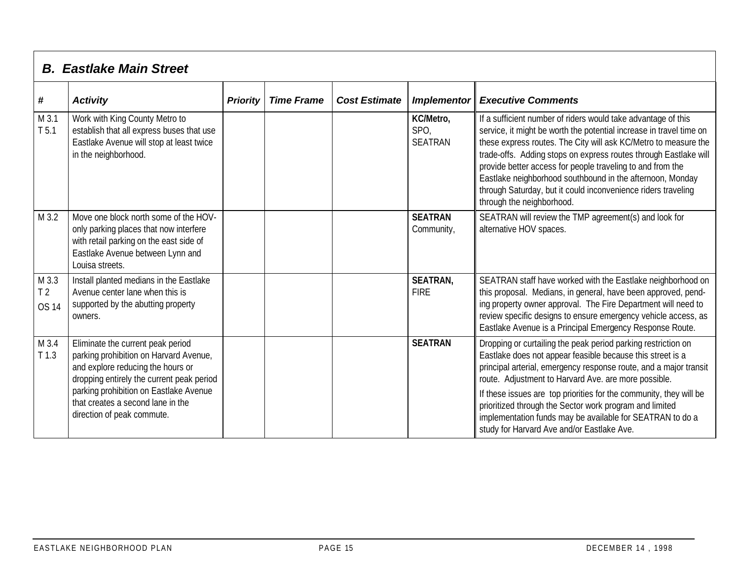## *B. Eastlake Main Street*

| # | *Activity* | *Priority* | *Time Frame* | *Cost Estimate* | *Implementor* | *Executive Comments* |
|---|---|---|---|---|---|---|
| M 3.1<br>T 5.1 | Work with King County Metro to establish that all express buses that use Eastlake Avenue will stop at least twice in the neighborhood. | | | | **KC/Metro,** SPO, SEATRAN | If a sufficient number of riders would take advantage of this service, it might be worth the potential increase in travel time on these express routes. The City will ask KC/Metro to measure the trade-offs. Adding stops on express routes through Eastlake will provide better access for people traveling to and from the Eastlake neighborhood southbound in the afternoon, Monday through Saturday, but it could inconvenience riders traveling through the neighborhood. |
| M 3.2 | Move one block north some of the HOV-only parking places that now interfere with retail parking on the east side of Eastlake Avenue between Lynn and Louisa streets. | | | | **SEATRAN** Community, | SEATRAN will review the TMP agreement(s) and look for alternative HOV spaces. |
| M 3.3<br>T 2<br>OS 14 | Install planted medians in the Eastlake Avenue center lane when this is supported by the abutting property owners. | | | | **SEATRAN,** FIRE | SEATRAN staff have worked with the Eastlake neighborhood on this proposal. Medians, in general, have been approved, pending property owner approval. The Fire Department will need to review specific designs to ensure emergency vehicle access, as Eastlake Avenue is a Principal Emergency Response Route. |
| M 3.4<br>T 1.3 | Eliminate the current peak period parking prohibition on Harvard Avenue, and explore reducing the hours or dropping entirely the current peak period parking prohibition on Eastlake Avenue that creates a second lane in the direction of peak commute. | | | | **SEATRAN** | Dropping or curtailing the peak period parking restriction on Eastlake does not appear feasible because this street is a principal arterial, emergency response route, and a major transit route. Adjustment to Harvard Ave. are more possible.<br><br>If these issues are top priorities for the community, they will be prioritized through the Sector work program and limited implementation funds may be available for SEATRAN to do a study for Harvard Ave and/or Eastlake Ave. |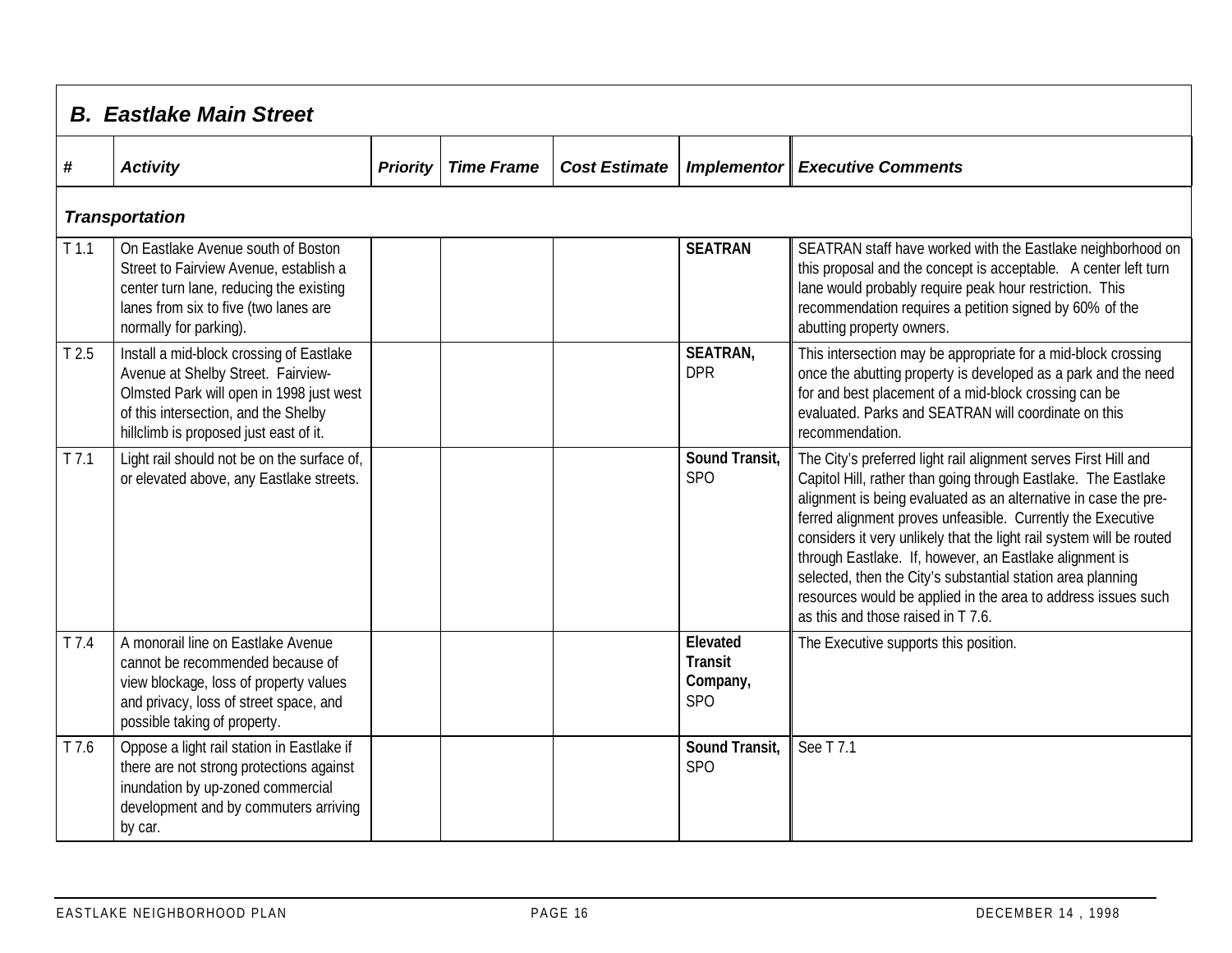## B. Eastlake Main Street

| # | Activity | Priority | Time Frame | Cost Estimate | Implementor | Executive Comments |
|---|---|---|---|---|---|---|
| ***Transportation*** | | | | | | |
| T 1.1 | On Eastlake Avenue south of Boston Street to Fairview Avenue, establish a center turn lane, reducing the existing lanes from six to five (two lanes are normally for parking). | | | | **SEATRAN** | SEATRAN staff have worked with the Eastlake neighborhood on this proposal and the concept is acceptable. A center left turn lane would probably require peak hour restriction. This recommendation requires a petition signed by 60% of the abutting property owners. |
| T 2.5 | Install a mid-block crossing of Eastlake Avenue at Shelby Street. Fairview-Olmsted Park will open in 1998 just west of this intersection, and the Shelby hillclimb is proposed just east of it. | | | | **SEATRAN,** DPR | This intersection may be appropriate for a mid-block crossing once the abutting property is developed as a park and the need for and best placement of a mid-block crossing can be evaluated. Parks and SEATRAN will coordinate on this recommendation. |
| T 7.1 | Light rail should not be on the surface of, or elevated above, any Eastlake streets. | | | | **Sound Transit,** SPO | The City's preferred light rail alignment serves First Hill and Capitol Hill, rather than going through Eastlake. The Eastlake alignment is being evaluated as an alternative in case the preferred alignment proves unfeasible. Currently the Executive considers it very unlikely that the light rail system will be routed through Eastlake. If, however, an Eastlake alignment is selected, then the City's substantial station area planning resources would be applied in the area to address issues such as this and those raised in T 7.6. |
| T 7.4 | A monorail line on Eastlake Avenue cannot be recommended because of view blockage, loss of property values and privacy, loss of street space, and possible taking of property. | | | | **Elevated Transit Company,** SPO | The Executive supports this position. |
| T 7.6 | Oppose a light rail station in Eastlake if there are not strong protections against inundation by up-zoned commercial development and by commuters arriving by car. | | | | **Sound Transit,** SPO | See T 7.1 |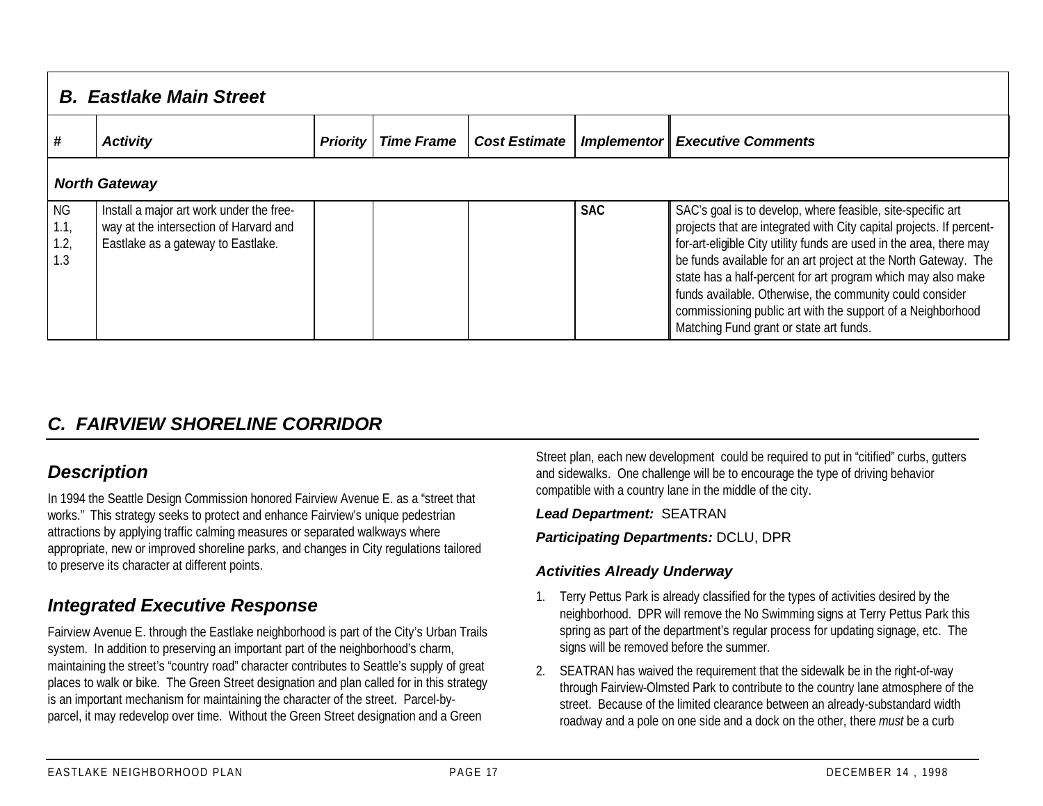## B. Eastlake Main Street

| # | Activity | Priority | Time Frame | Cost Estimate | Implementor | Executive Comments |
|---|---|---|---|---|---|---|
| ***North Gateway*** | | | | | | |
| NG 1.1, 1.2, 1.3 | Install a major art work under the free-way at the intersection of Harvard and Eastlake as a gateway to Eastlake. | | | | **SAC** | SAC's goal is to develop, where feasible, site-specific art projects that are integrated with City capital projects. If percent-for-art-eligible City utility funds are used in the area, there may be funds available for an art project at the North Gateway. The state has a half-percent for art program which may also make funds available. Otherwise, the community could consider commissioning public art with the support of a Neighborhood Matching Fund grant or state art funds. |

## C. FAIRVIEW SHORELINE CORRIDOR

### Description

In 1994 the Seattle Design Commission honored Fairview Avenue E. as a "street that works." This strategy seeks to protect and enhance Fairview's unique pedestrian attractions by applying traffic calming measures or separated walkways where appropriate, new or improved shoreline parks, and changes in City regulations tailored to preserve its character at different points.

### Integrated Executive Response

Fairview Avenue E. through the Eastlake neighborhood is part of the City's Urban Trails system. In addition to preserving an important part of the neighborhood's charm, maintaining the street's "country road" character contributes to Seattle's supply of great places to walk or bike. The Green Street designation and plan called for in this strategy is an important mechanism for maintaining the character of the street. Parcel-by-parcel, it may redevelop over time. Without the Green Street designation and a Green Street plan, each new development could be required to put in "citified" curbs, gutters and sidewalks. One challenge will be to encourage the type of driving behavior compatible with a country lane in the middle of the city.

***Lead Department:*** SEATRAN

***Participating Departments:*** DCLU, DPR

#### Activities Already Underway

1. Terry Pettus Park is already classified for the types of activities desired by the neighborhood. DPR will remove the No Swimming signs at Terry Pettus Park this spring as part of the department's regular process for updating signage, etc. The signs will be removed before the summer.
2. SEATRAN has waived the requirement that the sidewalk be in the right-of-way through Fairview-Olmsted Park to contribute to the country lane atmosphere of the street. Because of the limited clearance between an already-substandard width roadway and a pole on one side and a dock on the other, there *must* be a curb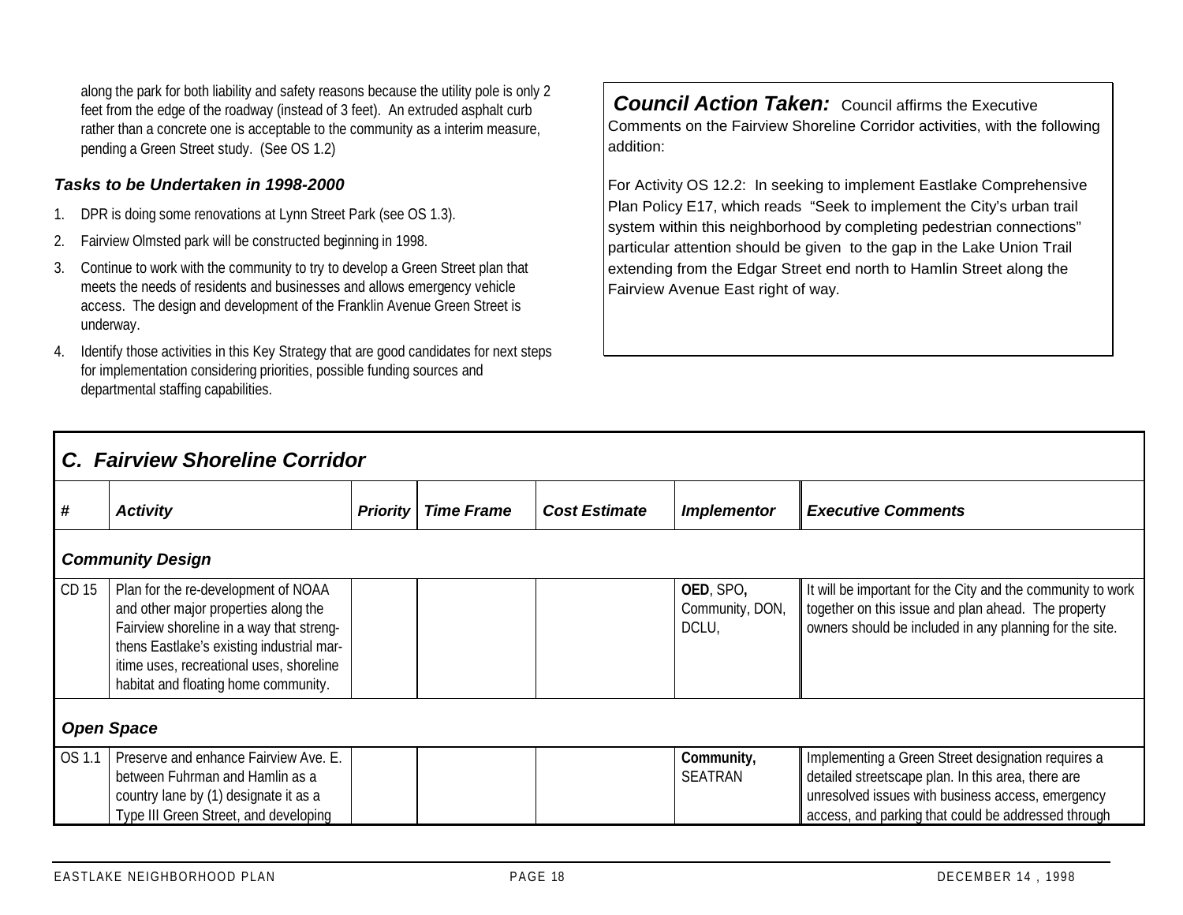along the park for both liability and safety reasons because the utility pole is only 2 feet from the edge of the roadway (instead of 3 feet). An extruded asphalt curb rather than a concrete one is acceptable to the community as a interim measure, pending a Green Street study. (See OS 1.2)

***Tasks to be Undertaken in 1998-2000***

1. DPR is doing some renovations at Lynn Street Park (see OS 1.3).
2. Fairview Olmsted park will be constructed beginning in 1998.
3. Continue to work with the community to try to develop a Green Street plan that meets the needs of residents and businesses and allows emergency vehicle access. The design and development of the Franklin Avenue Green Street is underway.
4. Identify those activities in this Key Strategy that are good candidates for next steps for implementation considering priorities, possible funding sources and departmental staffing capabilities.

***Council Action Taken:*** Council affirms the Executive Comments on the Fairview Shoreline Corridor activities, with the following addition:

For Activity OS 12.2: In seeking to implement Eastlake Comprehensive Plan Policy E17, which reads "Seek to implement the City's urban trail system within this neighborhood by completing pedestrian connections" particular attention should be given to the gap in the Lake Union Trail extending from the Edgar Street end north to Hamlin Street along the Fairview Avenue East right of way.

## *C. Fairview Shoreline Corridor*

| # | Activity | Priority | Time Frame | Cost Estimate | Implementor | Executive Comments |
|---|---|---|---|---|---|---|
| ***Community Design*** | | | | | | |
| CD 15 | Plan for the re-development of NOAA and other major properties along the Fairview shoreline in a way that strengthens Eastlake's existing industrial maritime uses, recreational uses, shoreline habitat and floating home community. | | | | **OED**, SPO**,** Community, DON, DCLU, | It will be important for the City and the community to work together on this issue and plan ahead. The property owners should be included in any planning for the site. |
| ***Open Space*** | | | | | | |
| OS 1.1 | Preserve and enhance Fairview Ave. E. between Fuhrman and Hamlin as a country lane by (1) designate it as a Type III Green Street, and developing | | | | **Community,** SEATRAN | Implementing a Green Street designation requires a detailed streetscape plan. In this area, there are unresolved issues with business access, emergency access, and parking that could be addressed through |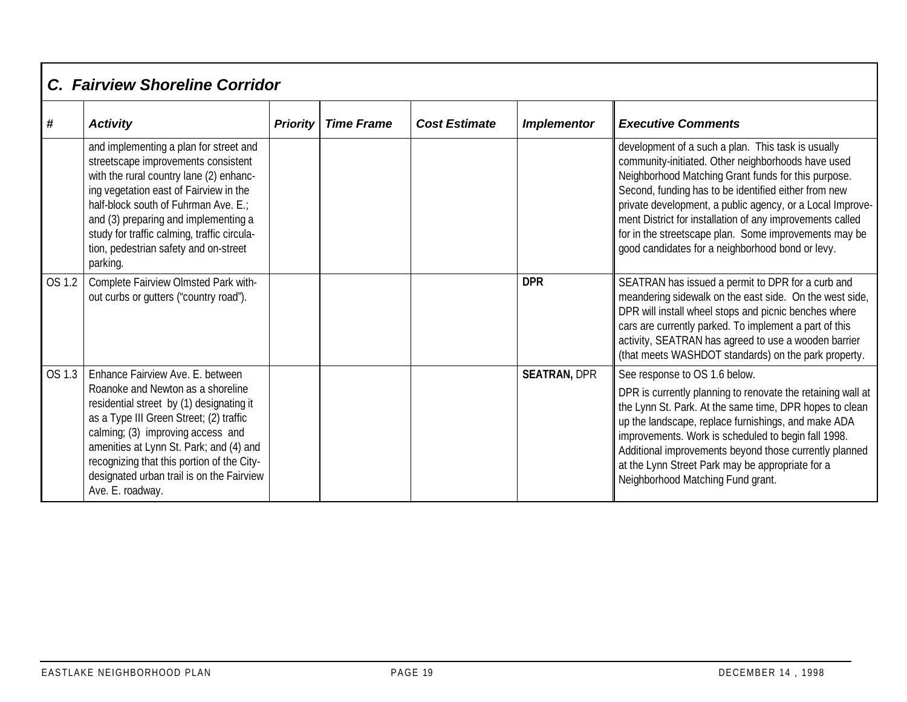## *C. Fairview Shoreline Corridor*

| # | *Activity* | *Priority* | *Time Frame* | *Cost Estimate* | *Implementor* | *Executive Comments* |
|---|---|---|---|---|---|---|
| | and implementing a plan for street and streetscape improvements consistent with the rural country lane (2) enhancing vegetation east of Fairview in the half-block south of Fuhrman Ave. E.; and (3) preparing and implementing a study for traffic calming, traffic circulation, pedestrian safety and on-street parking. | | | | | development of a such a plan. This task is usually community-initiated. Other neighborhoods have used Neighborhood Matching Grant funds for this purpose. Second, funding has to be identified either from new private development, a public agency, or a Local Improvement District for installation of any improvements called for in the streetscape plan. Some improvements may be good candidates for a neighborhood bond or levy. |
| OS 1.2 | Complete Fairview Olmsted Park without curbs or gutters ("country road"). | | | | **DPR** | SEATRAN has issued a permit to DPR for a curb and meandering sidewalk on the east side. On the west side, DPR will install wheel stops and picnic benches where cars are currently parked. To implement a part of this activity, SEATRAN has agreed to use a wooden barrier (that meets WASHDOT standards) on the park property. |
| OS 1.3 | Enhance Fairview Ave. E. between Roanoke and Newton as a shoreline residential street by (1) designating it as a Type III Green Street; (2) traffic calming; (3) improving access and amenities at Lynn St. Park; and (4) and recognizing that this portion of the City-designated urban trail is on the Fairview Ave. E. roadway. | | | | **SEATRAN,** DPR | See response to OS 1.6 below.<br><br>DPR is currently planning to renovate the retaining wall at the Lynn St. Park. At the same time, DPR hopes to clean up the landscape, replace furnishings, and make ADA improvements. Work is scheduled to begin fall 1998. Additional improvements beyond those currently planned at the Lynn Street Park may be appropriate for a Neighborhood Matching Fund grant. |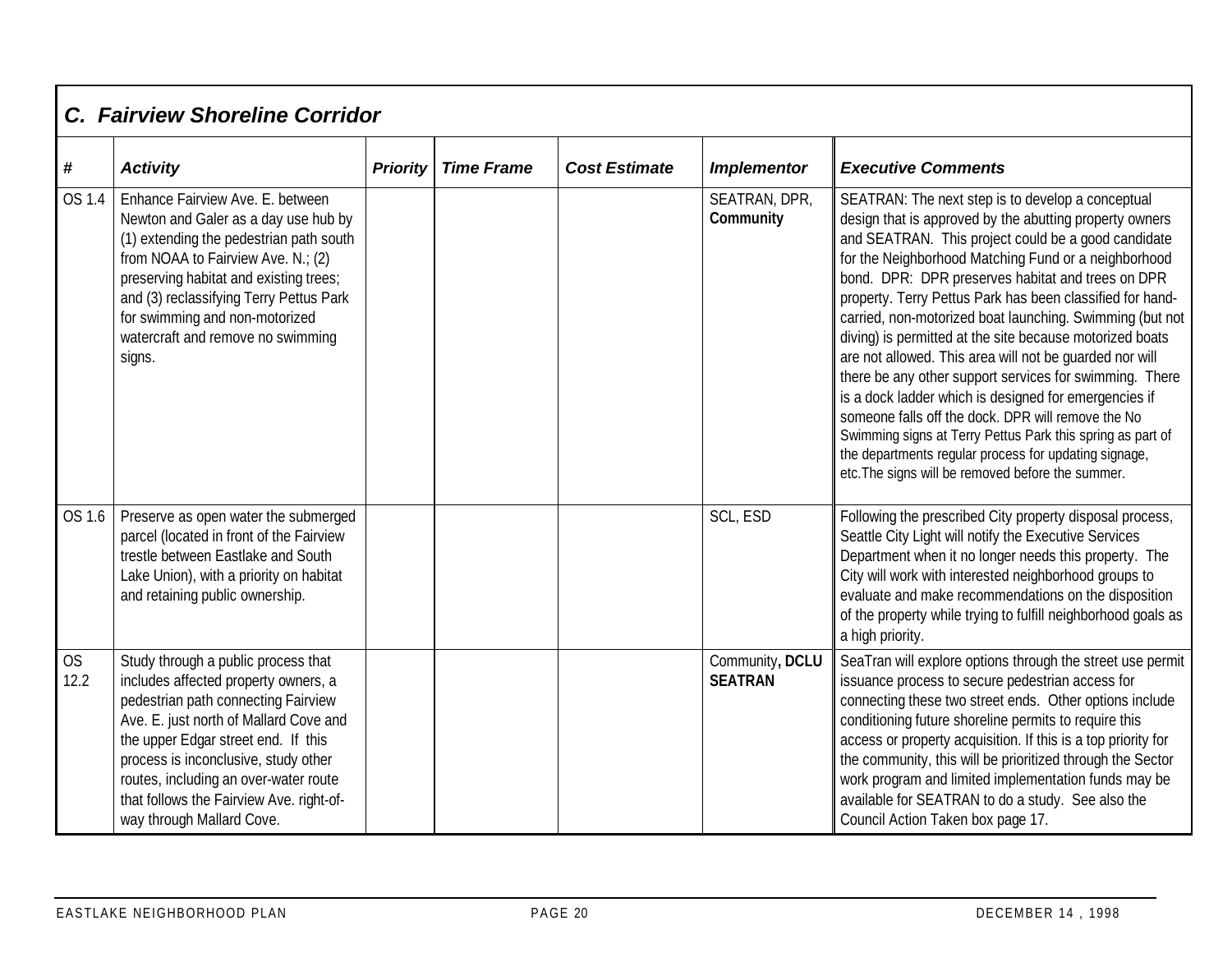## *C. Fairview Shoreline Corridor*

| *#* | *Activity* | *Priority* | *Time Frame* | *Cost Estimate* | *Implementor* | *Executive Comments* |
|---|---|---|---|---|---|---|
| OS 1.4 | Enhance Fairview Ave. E. between Newton and Galer as a day use hub by (1) extending the pedestrian path south from NOAA to Fairview Ave. N.; (2) preserving habitat and existing trees; and (3) reclassifying Terry Pettus Park for swimming and non-motorized watercraft and remove no swimming signs. | | | | SEATRAN, DPR, **Community** | SEATRAN: The next step is to develop a conceptual design that is approved by the abutting property owners and SEATRAN. This project could be a good candidate for the Neighborhood Matching Fund or a neighborhood bond. DPR: DPR preserves habitat and trees on DPR property. Terry Pettus Park has been classified for hand-carried, non-motorized boat launching. Swimming (but not diving) is permitted at the site because motorized boats are not allowed. This area will not be guarded nor will there be any other support services for swimming. There is a dock ladder which is designed for emergencies if someone falls off the dock. DPR will remove the No Swimming signs at Terry Pettus Park this spring as part of the departments regular process for updating signage, etc.The signs will be removed before the summer. |
| OS 1.6 | Preserve as open water the submerged parcel (located in front of the Fairview trestle between Eastlake and South Lake Union), with a priority on habitat and retaining public ownership. | | | | SCL, ESD | Following the prescribed City property disposal process, Seattle City Light will notify the Executive Services Department when it no longer needs this property. The City will work with interested neighborhood groups to evaluate and make recommendations on the disposition of the property while trying to fulfill neighborhood goals as a high priority. |
| OS 12.2 | Study through a public process that includes affected property owners, a pedestrian path connecting Fairview Ave. E. just north of Mallard Cove and the upper Edgar street end. If this process is inconclusive, study other routes, including an over-water route that follows the Fairview Ave. right-of-way through Mallard Cove. | | | | Community**, DCLU SEATRAN** | SeaTran will explore options through the street use permit issuance process to secure pedestrian access for connecting these two street ends. Other options include conditioning future shoreline permits to require this access or property acquisition. If this is a top priority for the community, this will be prioritized through the Sector work program and limited implementation funds may be available for SEATRAN to do a study. See also the Council Action Taken box page 17. |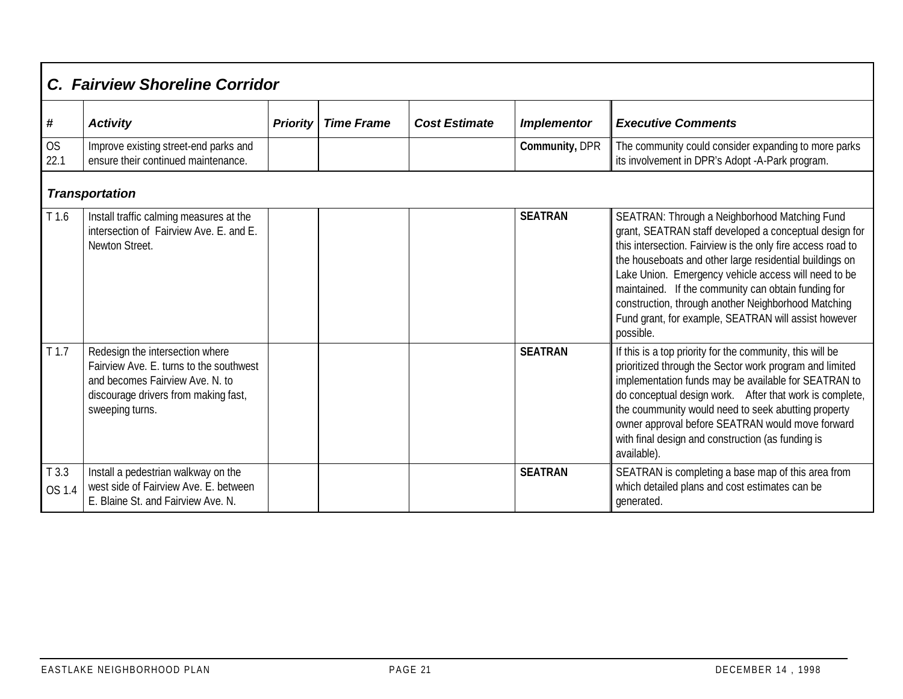## *C. Fairview Shoreline Corridor*

| *#* | *Activity* | *Priority* | *Time Frame* | *Cost Estimate* | *Implementor* | *Executive Comments* |
|---|---|---|---|---|---|---|
| OS 22.1 | Improve existing street-end parks and ensure their continued maintenance. | | | | **Community,** DPR | The community could consider expanding to more parks its involvement in DPR's Adopt -A-Park program. |
| ***Transportation*** | | | | | | |
| T 1.6 | Install traffic calming measures at the intersection of Fairview Ave. E. and E. Newton Street. | | | | **SEATRAN** | SEATRAN: Through a Neighborhood Matching Fund grant, SEATRAN staff developed a conceptual design for this intersection. Fairview is the only fire access road to the houseboats and other large residential buildings on Lake Union. Emergency vehicle access will need to be maintained. If the community can obtain funding for construction, through another Neighborhood Matching Fund grant, for example, SEATRAN will assist however possible. |
| T 1.7 | Redesign the intersection where Fairview Ave. E. turns to the southwest and becomes Fairview Ave. N. to discourage drivers from making fast, sweeping turns. | | | | **SEATRAN** | If this is a top priority for the community, this will be prioritized through the Sector work program and limited implementation funds may be available for SEATRAN to do conceptual design work. After that work is complete, the coummunity would need to seek abutting property owner approval before SEATRAN would move forward with final design and construction (as funding is available). |
| T 3.3 OS 1.4 | Install a pedestrian walkway on the west side of Fairview Ave. E. between E. Blaine St. and Fairview Ave. N. | | | | **SEATRAN** | SEATRAN is completing a base map of this area from which detailed plans and cost estimates can be generated. |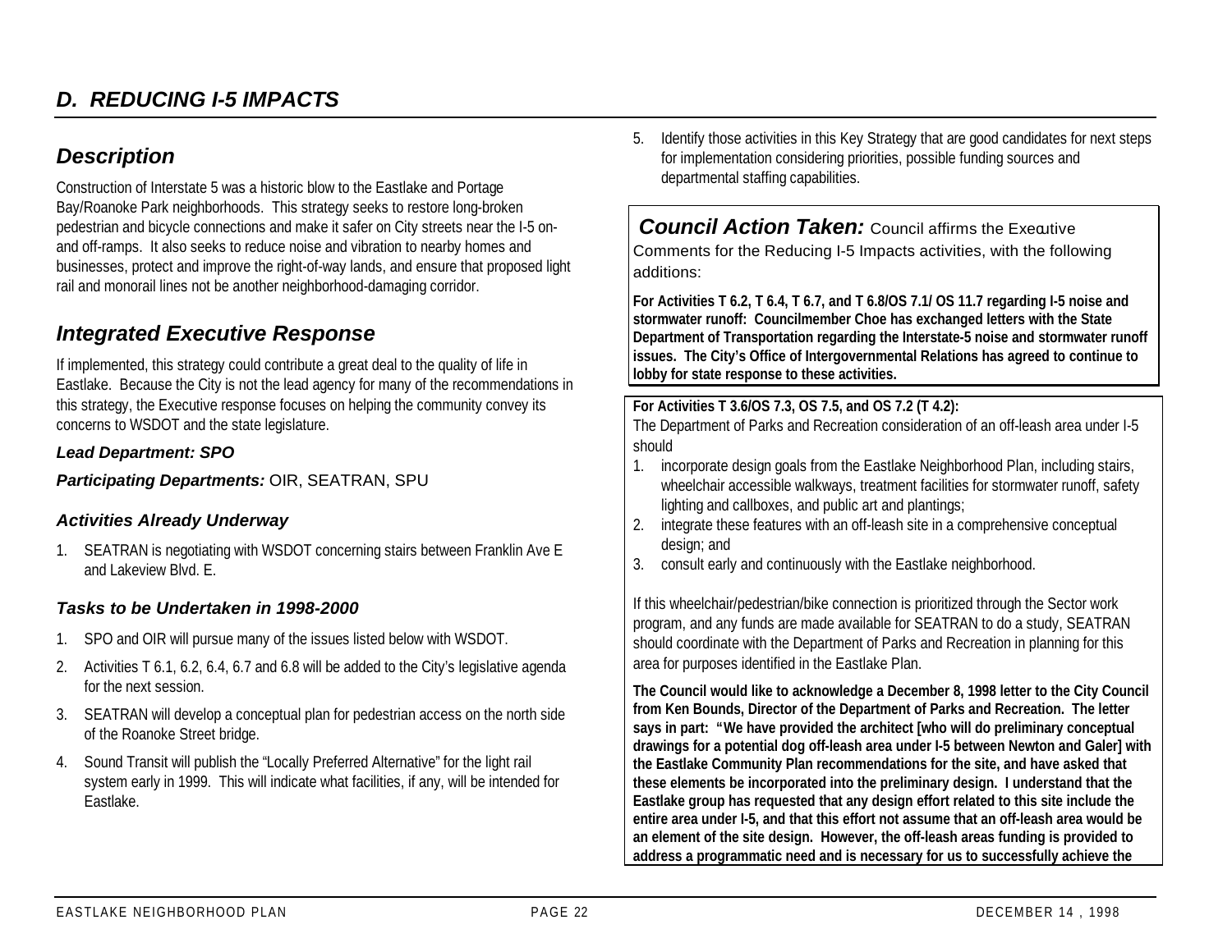## D. *REDUCING I-5 IMPACTS*

### *Description*

Construction of Interstate 5 was a historic blow to the Eastlake and Portage Bay/Roanoke Park neighborhoods. This strategy seeks to restore long-broken pedestrian and bicycle connections and make it safer on City streets near the I-5 on- and off-ramps. It also seeks to reduce noise and vibration to nearby homes and businesses, protect and improve the right-of-way lands, and ensure that proposed light rail and monorail lines not be another neighborhood-damaging corridor.

### *Integrated Executive Response*

If implemented, this strategy could contribute a great deal to the quality of life in Eastlake. Because the City is not the lead agency for many of the recommendations in this strategy, the Executive response focuses on helping the community convey its concerns to WSDOT and the state legislature.

***Lead Department: SPO***

***Participating Departments:*** OIR, SEATRAN, SPU

#### *Activities Already Underway*

1. SEATRAN is negotiating with WSDOT concerning stairs between Franklin Ave E and Lakeview Blvd. E.

#### *Tasks to be Undertaken in 1998-2000*

1. SPO and OIR will pursue many of the issues listed below with WSDOT.
2. Activities T 6.1, 6.2, 6.4, 6.7 and 6.8 will be added to the City's legislative agenda for the next session.
3. SEATRAN will develop a conceptual plan for pedestrian access on the north side of the Roanoke Street bridge.
4. Sound Transit will publish the "Locally Preferred Alternative" for the light rail system early in 1999. This will indicate what facilities, if any, will be intended for Eastlake.
5. Identify those activities in this Key Strategy that are good candidates for next steps for implementation considering priorities, possible funding sources and departmental staffing capabilities.

***Council Action Taken:*** Council affirms the Executive Comments for the Reducing I-5 Impacts activities, with the following additions:

**For Activities T 6.2, T 6.4, T 6.7, and T 6.8/OS 7.1/ OS 11.7 regarding I-5 noise and stormwater runoff: Councilmember Choe has exchanged letters with the State Department of Transportation regarding the Interstate-5 noise and stormwater runoff issues. The City's Office of Intergovernmental Relations has agreed to continue to lobby for state response to these activities.**

**For Activities T 3.6/OS 7.3, OS 7.5, and OS 7.2 (T 4.2):**
The Department of Parks and Recreation consideration of an off-leash area under I-5 should

1. incorporate design goals from the Eastlake Neighborhood Plan, including stairs, wheelchair accessible walkways, treatment facilities for stormwater runoff, safety lighting and callboxes, and public art and plantings;
2. integrate these features with an off-leash site in a comprehensive conceptual design; and
3. consult early and continuously with the Eastlake neighborhood.

If this wheelchair/pedestrian/bike connection is prioritized through the Sector work program, and any funds are made available for SEATRAN to do a study, SEATRAN should coordinate with the Department of Parks and Recreation in planning for this area for purposes identified in the Eastlake Plan.

**The Council would like to acknowledge a December 8, 1998 letter to the City Council from Ken Bounds, Director of the Department of Parks and Recreation. The letter says in part: "We have provided the architect [who will do preliminary conceptual drawings for a potential dog off-leash area under I-5 between Newton and Galer] with the Eastlake Community Plan recommendations for the site, and have asked that these elements be incorporated into the preliminary design. I understand that the Eastlake group has requested that any design effort related to this site include the entire area under I-5, and that this effort not assume that an off-leash area would be an element of the site design. However, the off-leash areas funding is provided to address a programmatic need and is necessary for us to successfully achieve the**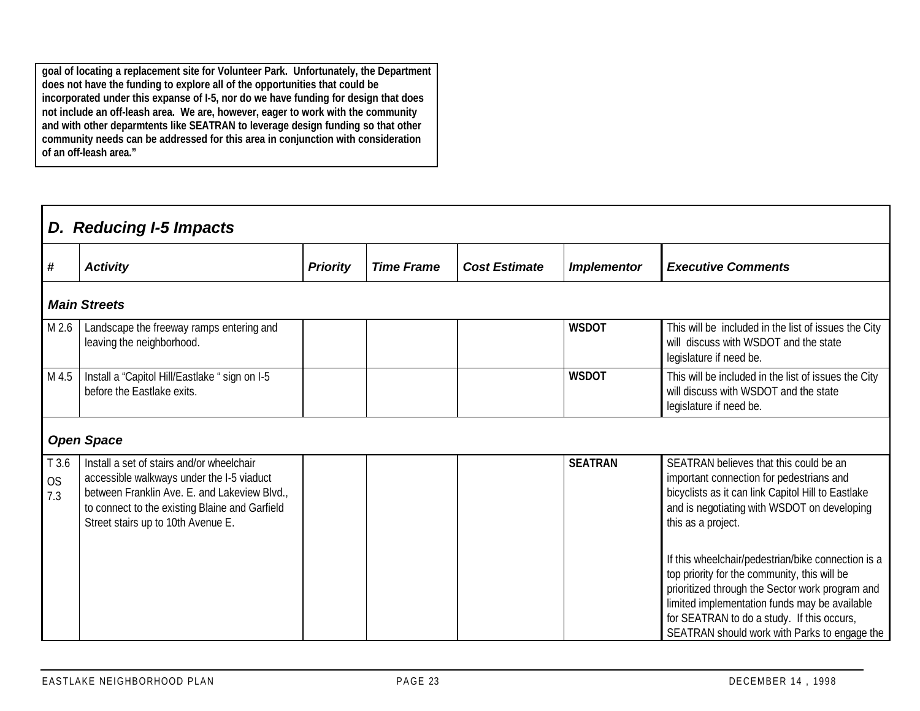**goal of locating a replacement site for Volunteer Park. Unfortunately, the Department does not have the funding to explore all of the opportunities that could be incorporated under this expanse of I-5, nor do we have funding for design that does not include an off-leash area. We are, however, eager to work with the community and with other deparmtents like SEATRAN to leverage design funding so that other community needs can be addressed for this area in conjunction with consideration of an off-leash area."**

## D. Reducing I-5 Impacts

| # | Activity | Priority | Time Frame | Cost Estimate | Implementor | Executive Comments |
|---|---|---|---|---|---|---|
| ***Main Streets*** | | | | | | |
| M 2.6 | Landscape the freeway ramps entering and leaving the neighborhood. | | | | **WSDOT** | This will be included in the list of issues the City will discuss with WSDOT and the state legislature if need be. |
| M 4.5 | Install a "Capitol Hill/Eastlake " sign on I-5 before the Eastlake exits. | | | | **WSDOT** | This will be included in the list of issues the City will discuss with WSDOT and the state legislature if need be. |
| ***Open Space*** | | | | | | |
| T 3.6 OS 7.3 | Install a set of stairs and/or wheelchair accessible walkways under the I-5 viaduct between Franklin Ave. E. and Lakeview Blvd., to connect to the existing Blaine and Garfield Street stairs up to 10th Avenue E. | | | | **SEATRAN** | SEATRAN believes that this could be an important connection for pedestrians and bicyclists as it can link Capitol Hill to Eastlake and is negotiating with WSDOT on developing this as a project.<br><br>If this wheelchair/pedestrian/bike connection is a top priority for the community, this will be prioritized through the Sector work program and limited implementation funds may be available for SEATRAN to do a study. If this occurs, SEATRAN should work with Parks to engage the |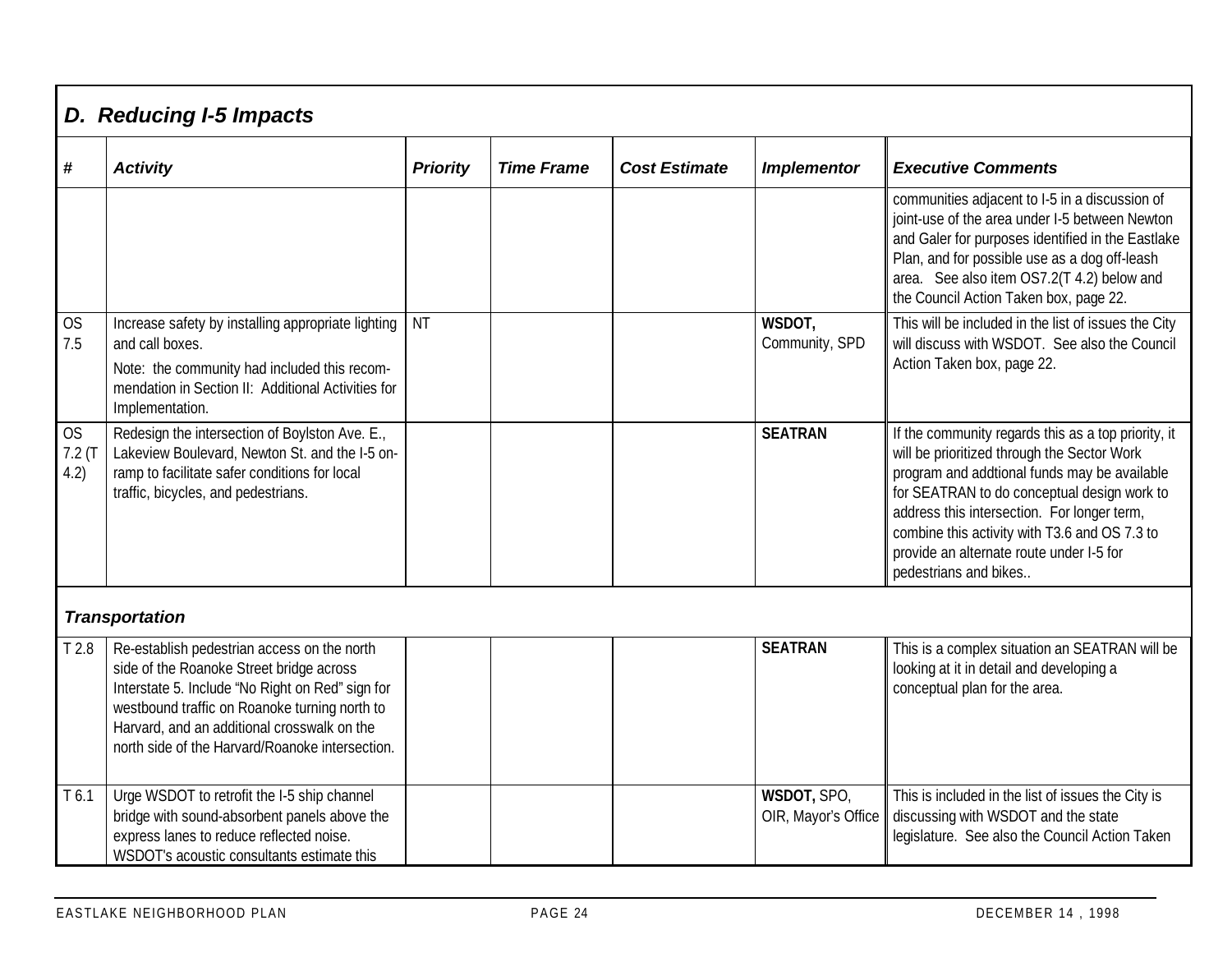## D. Reducing I-5 Impacts

| # | Activity | Priority | Time Frame | Cost Estimate | Implementor | Executive Comments |
|---|---|---|---|---|---|---|
| | | | | | | communities adjacent to I-5 in a discussion of joint-use of the area under I-5 between Newton and Galer for purposes identified in the Eastlake Plan, and for possible use as a dog off-leash area. See also item OS7.2(T 4.2) below and the Council Action Taken box, page 22. |
| OS 7.5 | Increase safety by installing appropriate lighting and call boxes.<br>Note: the community had included this recom-mendation in Section II: Additional Activities for Implementation. | NT | | | **WSDOT,** Community, SPD | This will be included in the list of issues the City will discuss with WSDOT. See also the Council Action Taken box, page 22. |
| OS 7.2 (T 4.2) | Redesign the intersection of Boylston Ave. E., Lakeview Boulevard, Newton St. and the I-5 on-ramp to facilitate safer conditions for local traffic, bicycles, and pedestrians. | | | | **SEATRAN** | If the community regards this as a top priority, it will be prioritized through the Sector Work program and addtional funds may be available for SEATRAN to do conceptual design work to address this intersection. For longer term, combine this activity with T3.6 and OS 7.3 to provide an alternate route under I-5 for pedestrians and bikes.. |
| ***Transportation*** | | | | | | |
| T 2.8 | Re-establish pedestrian access on the north side of the Roanoke Street bridge across Interstate 5. Include "No Right on Red" sign for westbound traffic on Roanoke turning north to Harvard, and an additional crosswalk on the north side of the Harvard/Roanoke intersection. | | | | **SEATRAN** | This is a complex situation an SEATRAN will be looking at it in detail and developing a conceptual plan for the area. |
| T 6.1 | Urge WSDOT to retrofit the I-5 ship channel bridge with sound-absorbent panels above the express lanes to reduce reflected noise. WSDOT's acoustic consultants estimate this | | | | **WSDOT,** SPO, OIR, Mayor's Office | This is included in the list of issues the City is discussing with WSDOT and the state legislature. See also the Council Action Taken |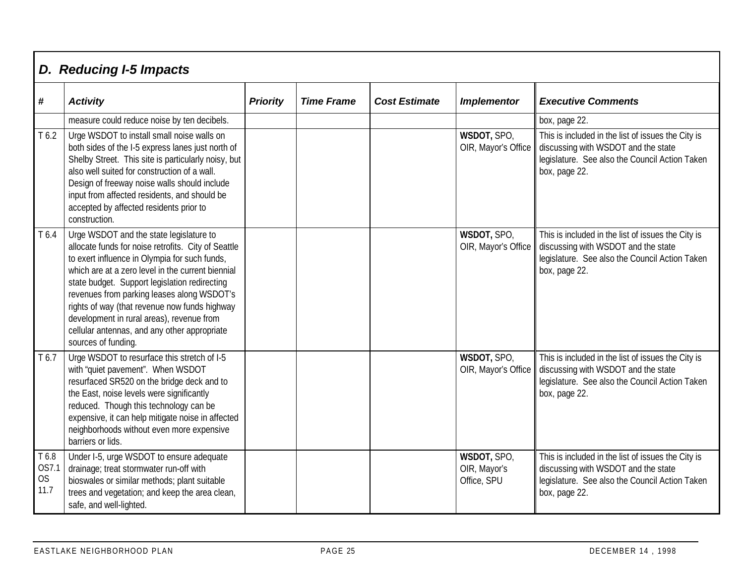## *D. Reducing I-5 Impacts*

| # | *Activity* | *Priority* | *Time Frame* | *Cost Estimate* | *Implementor* | *Executive Comments* |
|---|---|---|---|---|---|---|
| | measure could reduce noise by ten decibels. | | | | | box, page 22. |
| T 6.2 | Urge WSDOT to install small noise walls on both sides of the I-5 express lanes just north of Shelby Street. This site is particularly noisy, but also well suited for construction of a wall. Design of freeway noise walls should include input from affected residents, and should be accepted by affected residents prior to construction. | | | | **WSDOT,** SPO, OIR, Mayor's Office | This is included in the list of issues the City is discussing with WSDOT and the state legislature. See also the Council Action Taken box, page 22. |
| T 6.4 | Urge WSDOT and the state legislature to allocate funds for noise retrofits. City of Seattle to exert influence in Olympia for such funds, which are at a zero level in the current biennial state budget. Support legislation redirecting revenues from parking leases along WSDOT's rights of way (that revenue now funds highway development in rural areas), revenue from cellular antennas, and any other appropriate sources of funding. | | | | **WSDOT,** SPO, OIR, Mayor's Office | This is included in the list of issues the City is discussing with WSDOT and the state legislature. See also the Council Action Taken box, page 22. |
| T 6.7 | Urge WSDOT to resurface this stretch of I-5 with "quiet pavement". When WSDOT resurfaced SR520 on the bridge deck and to the East, noise levels were significantly reduced. Though this technology can be expensive, it can help mitigate noise in affected neighborhoods without even more expensive barriers or lids. | | | | **WSDOT,** SPO, OIR, Mayor's Office | This is included in the list of issues the City is discussing with WSDOT and the state legislature. See also the Council Action Taken box, page 22. |
| T 6.8 OS7.1 OS 11.7 | Under I-5, urge WSDOT to ensure adequate drainage; treat stormwater run-off with bioswales or similar methods; plant suitable trees and vegetation; and keep the area clean, safe, and well-lighted. | | | | **WSDOT,** SPO, OIR, Mayor's Office, SPU | This is included in the list of issues the City is discussing with WSDOT and the state legislature. See also the Council Action Taken box, page 22. |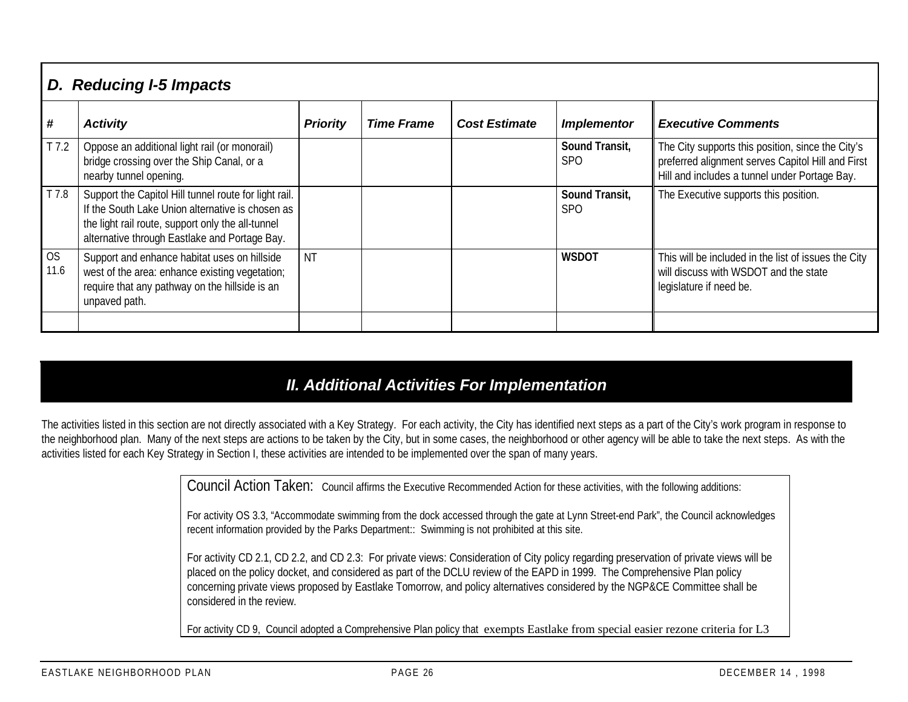### *D. Reducing I-5 Impacts*

| *#* | *Activity* | *Priority* | *Time Frame* | *Cost Estimate* | *Implementor* | *Executive Comments* |
|---|---|---|---|---|---|---|
| T 7.2 | Oppose an additional light rail (or monorail) bridge crossing over the Ship Canal, or a nearby tunnel opening. | | | | **Sound Transit,** SPO | The City supports this position, since the City's preferred alignment serves Capitol Hill and First Hill and includes a tunnel under Portage Bay. |
| T 7.8 | Support the Capitol Hill tunnel route for light rail. If the South Lake Union alternative is chosen as the light rail route, support only the all-tunnel alternative through Eastlake and Portage Bay. | | | | **Sound Transit,** SPO | The Executive supports this position. |
| OS 11.6 | Support and enhance habitat uses on hillside west of the area: enhance existing vegetation; require that any pathway on the hillside is an unpaved path. | NT | | | **WSDOT** | This will be included in the list of issues the City will discuss with WSDOT and the state legislature if need be. |
| | | | | | | |

## *II. Additional Activities For Implementation*

The activities listed in this section are not directly associated with a Key Strategy. For each activity, the City has identified next steps as a part of the City's work program in response to the neighborhood plan. Many of the next steps are actions to be taken by the City, but in some cases, the neighborhood or other agency will be able to take the next steps. As with the activities listed for each Key Strategy in Section I, these activities are intended to be implemented over the span of many years.

Council Action Taken: Council affirms the Executive Recommended Action for these activities, with the following additions:

For activity OS 3.3, "Accommodate swimming from the dock accessed through the gate at Lynn Street-end Park", the Council acknowledges recent information provided by the Parks Department:: Swimming is not prohibited at this site.

For activity CD 2.1, CD 2.2, and CD 2.3: For private views: Consideration of City policy regarding preservation of private views will be placed on the policy docket, and considered as part of the DCLU review of the EAPD in 1999. The Comprehensive Plan policy concerning private views proposed by Eastlake Tomorrow, and policy alternatives considered by the NGP&CE Committee shall be considered in the review.

For activity CD 9, Council adopted a Comprehensive Plan policy that exempts Eastlake from special easier rezone criteria for L3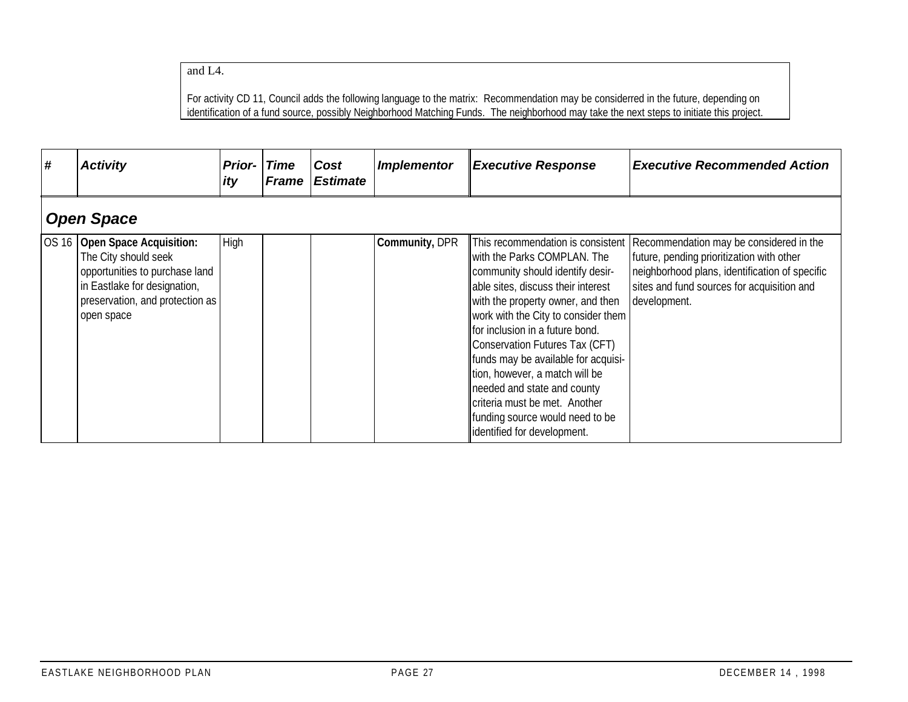and L4.

For activity CD 11, Council adds the following language to the matrix: Recommendation may be considerred in the future, depending on identification of a fund source, possibly Neighborhood Matching Funds. The neighborhood may take the next steps to initiate this project.

| # | Activity | Prior-ity | Time Frame | Cost Estimate | Implementor | Executive Response | Executive Recommended Action |
|---|---|---|---|---|---|---|---|
| ***Open Space*** | | | | | | | |
| OS 16 | **Open Space Acquisition:** The City should seek opportunities to purchase land in Eastlake for designation, preservation, and protection as open space | High | | | **Community,** DPR | This recommendation is consistent with the Parks COMPLAN. The community should identify desir-able sites, discuss their interest with the property owner, and then work with the City to consider them for inclusion in a future bond. Conservation Futures Tax (CFT) funds may be available for acquisi-tion, however, a match will be needed and state and county criteria must be met. Another funding source would need to be identified for development. | Recommendation may be considered in the future, pending prioritization with other neighborhood plans, identification of specific sites and fund sources for acquisition and development. |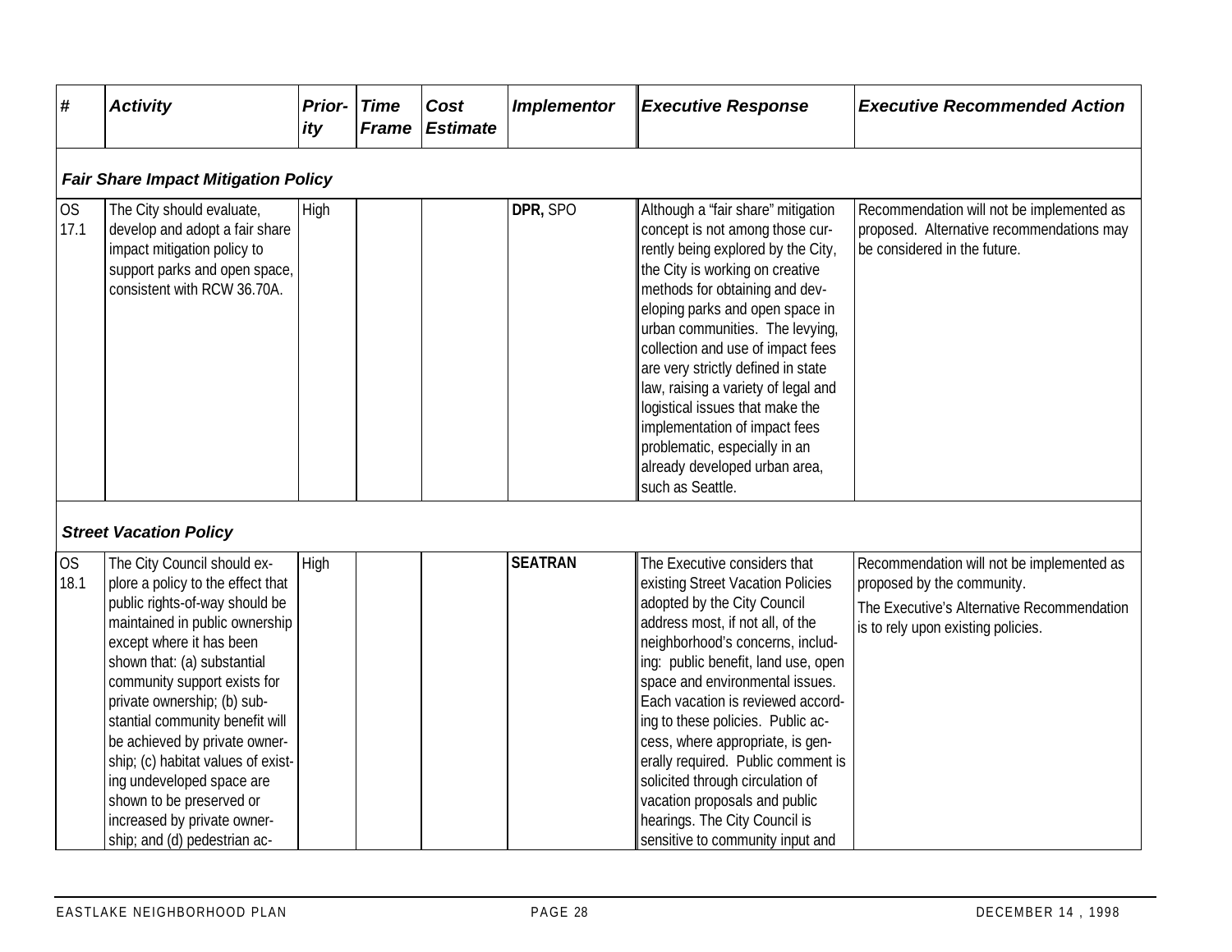| # | Activity | Prior-ity | Time Frame | Cost Estimate | Implementor | Executive Response | Executive Recommended Action |
|---|---|---|---|---|---|---|---|
| ***Fair Share Impact Mitigation Policy*** | | | | | | | |
| OS 17.1 | The City should evaluate, develop and adopt a fair share impact mitigation policy to support parks and open space, consistent with RCW 36.70A. | High | | | **DPR,** SPO | Although a "fair share" mitigation concept is not among those currently being explored by the City, the City is working on creative methods for obtaining and developing parks and open space in urban communities. The levying, collection and use of impact fees are very strictly defined in state law, raising a variety of legal and logistical issues that make the implementation of impact fees problematic, especially in an already developed urban area, such as Seattle. | Recommendation will not be implemented as proposed. Alternative recommendations may be considered in the future. |
| ***Street Vacation Policy*** | | | | | | | |
| OS 18.1 | The City Council should explore a policy to the effect that public rights-of-way should be maintained in public ownership except where it has been shown that: (a) substantial community support exists for private ownership; (b) substantial community benefit will be achieved by private ownership; (c) habitat values of existing undeveloped space are shown to be preserved or increased by private ownership; and (d) pedestrian ac- | High | | | **SEATRAN** | The Executive considers that existing Street Vacation Policies adopted by the City Council address most, if not all, of the neighborhood's concerns, including: public benefit, land use, open space and environmental issues. Each vacation is reviewed according to these policies. Public access, where appropriate, is generally required. Public comment is solicited through circulation of vacation proposals and public hearings. The City Council is sensitive to community input and | Recommendation will not be implemented as proposed by the community.<br>The Executive's Alternative Recommendation is to rely upon existing policies. |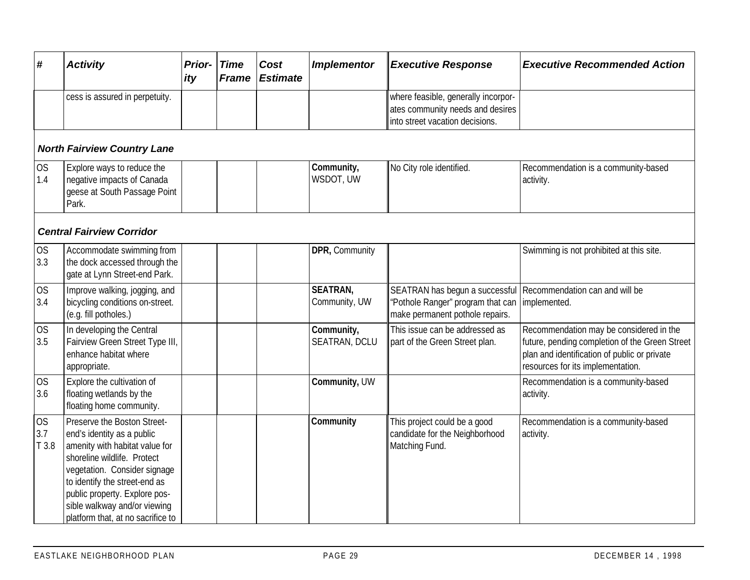| # | Activity | Priority | Time Frame | Cost Estimate | Implementor | Executive Response | Executive Recommended Action |
|---|---|---|---|---|---|---|---|
| | cess is assured in perpetuity. | | | | | where feasible, generally incorporates community needs and desires into street vacation decisions. | |
| ***North Fairview Country Lane*** | | | | | | | |
| OS 1.4 | Explore ways to reduce the negative impacts of Canada geese at South Passage Point Park. | | | | **Community,** WSDOT, UW | No City role identified. | Recommendation is a community-based activity. |
| ***Central Fairview Corridor*** | | | | | | | |
| OS 3.3 | Accommodate swimming from the dock accessed through the gate at Lynn Street-end Park. | | | | **DPR,** Community | | Swimming is not prohibited at this site. |
| OS 3.4 | Improve walking, jogging, and bicycling conditions on-street. (e.g. fill potholes.) | | | | **SEATRAN,** Community, UW | SEATRAN has begun a successful "Pothole Ranger" program that can make permanent pothole repairs. | Recommendation can and will be implemented. |
| OS 3.5 | In developing the Central Fairview Green Street Type III, enhance habitat where appropriate. | | | | **Community,** SEATRAN, DCLU | This issue can be addressed as part of the Green Street plan. | Recommendation may be considered in the future, pending completion of the Green Street plan and identification of public or private resources for its implementation. |
| OS 3.6 | Explore the cultivation of floating wetlands by the floating home community. | | | | **Community,** UW | | Recommendation is a community-based activity. |
| OS 3.7 T 3.8 | Preserve the Boston Street-end's identity as a public amenity with habitat value for shoreline wildlife. Protect vegetation. Consider signage to identify the street-end as public property. Explore possible walkway and/or viewing platform that, at no sacrifice to | | | | **Community** | This project could be a good candidate for the Neighborhood Matching Fund. | Recommendation is a community-based activity. |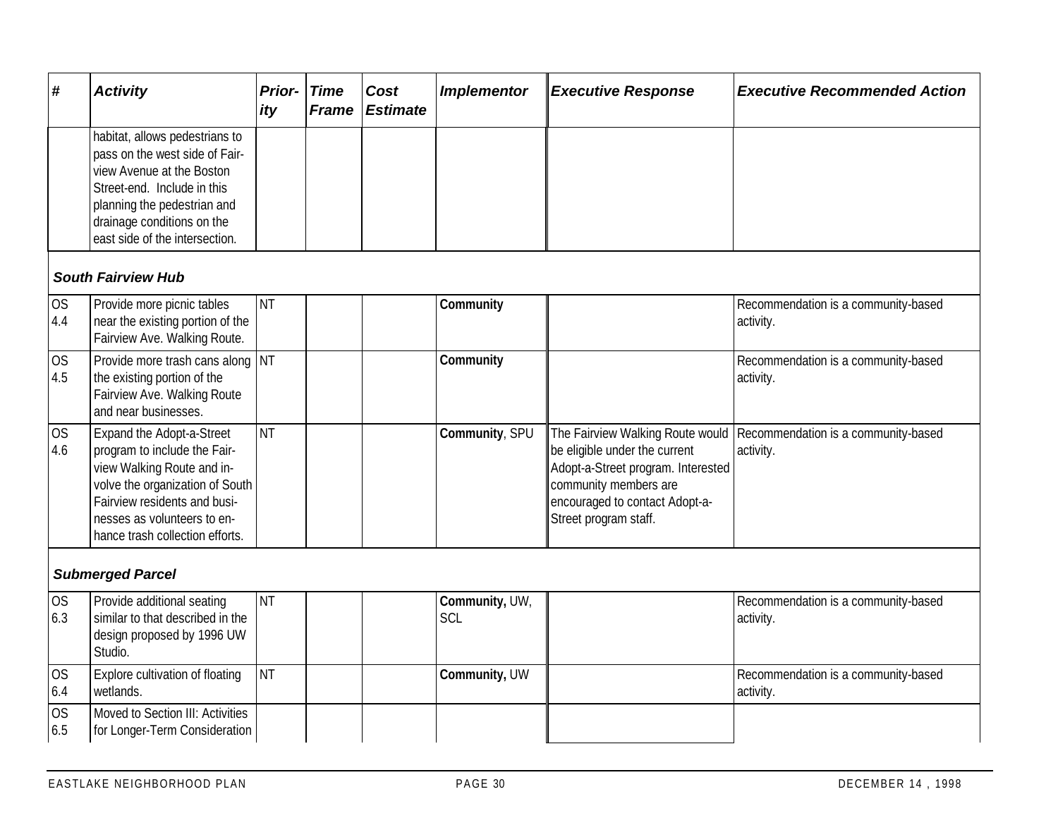| # | Activity | Priority | Time Frame | Cost Estimate | Implementor | Executive Response | Executive Recommended Action |
|---|---|---|---|---|---|---|---|
| | habitat, allows pedestrians to pass on the west side of Fairview Avenue at the Boston Street-end. Include in this planning the pedestrian and drainage conditions on the east side of the intersection. | | | | | | |
| | ***South Fairview Hub*** | | | | | | |
| OS 4.4 | Provide more picnic tables near the existing portion of the Fairview Ave. Walking Route. | NT | | | **Community** | | Recommendation is a community-based activity. |
| OS 4.5 | Provide more trash cans along the existing portion of the Fairview Ave. Walking Route and near businesses. | NT | | | **Community** | | Recommendation is a community-based activity. |
| OS 4.6 | Expand the Adopt-a-Street program to include the Fairview Walking Route and involve the organization of South Fairview residents and businesses as volunteers to enhance trash collection efforts. | NT | | | **Community**, SPU | The Fairview Walking Route would be eligible under the current Adopt-a-Street program. Interested community members are encouraged to contact Adopt-a-Street program staff. | Recommendation is a community-based activity. |
| | ***Submerged Parcel*** | | | | | | |
| OS 6.3 | Provide additional seating similar to that described in the design proposed by 1996 UW Studio. | NT | | | **Community,** UW, SCL | | Recommendation is a community-based activity. |
| OS 6.4 | Explore cultivation of floating wetlands. | NT | | | **Community,** UW | | Recommendation is a community-based activity. |
| OS 6.5 | Moved to Section III: Activities for Longer-Term Consideration | | | | | | |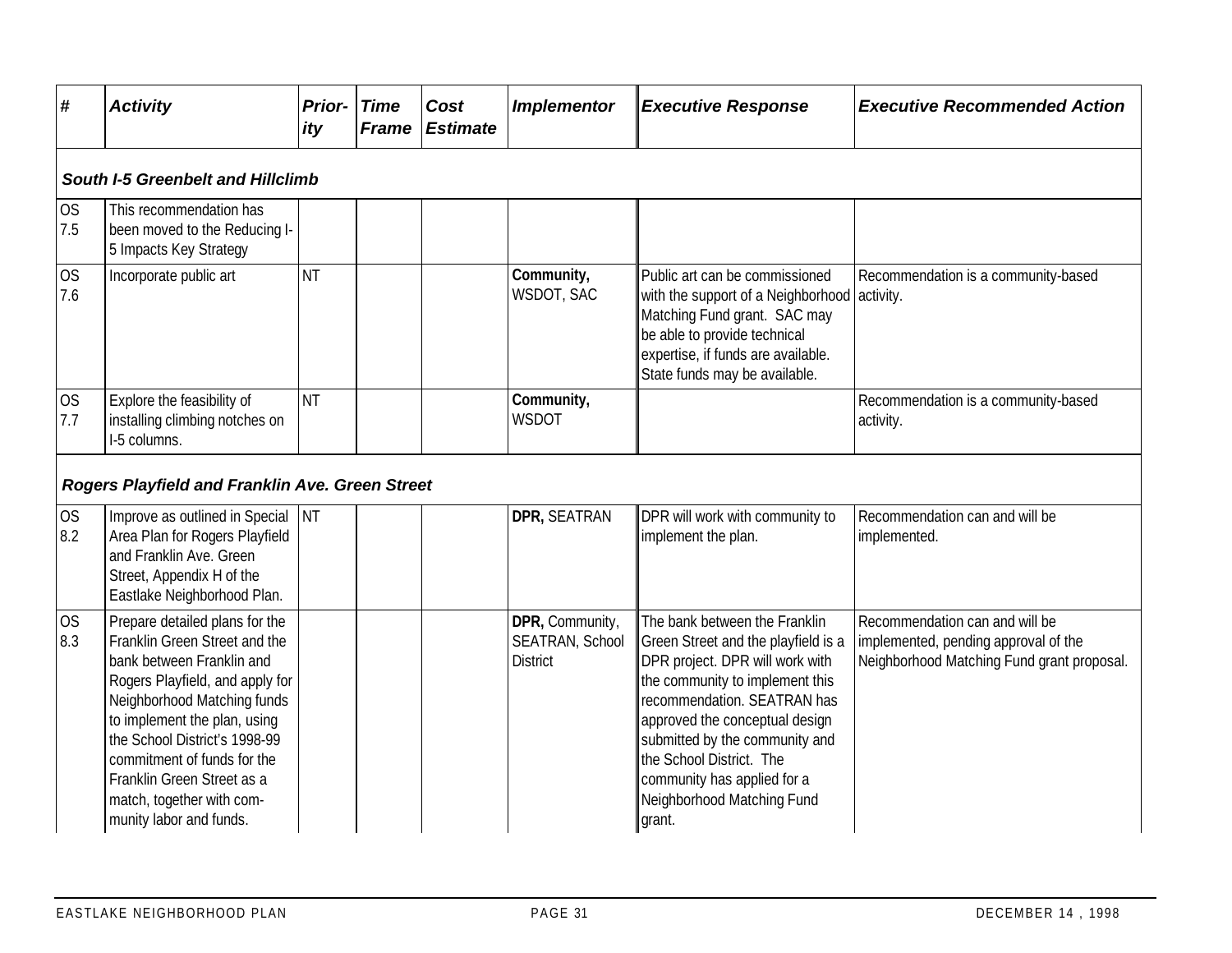| # | Activity | Prior-ity | Time Frame | Cost Estimate | Implementor | Executive Response | Executive Recommended Action |
|---|---|---|---|---|---|---|---|
| ***South I-5 Greenbelt and Hillclimb*** | | | | | | | |
| OS 7.5 | This recommendation has been moved to the Reducing I-5 Impacts Key Strategy | | | | | | |
| OS 7.6 | Incorporate public art | NT | | | **Community,** WSDOT, SAC | Public art can be commissioned with the support of a Neighborhood Matching Fund grant. SAC may be able to provide technical expertise, if funds are available. State funds may be available. | Recommendation is a community-based activity. |
| OS 7.7 | Explore the feasibility of installing climbing notches on I-5 columns. | NT | | | **Community,** WSDOT | | Recommendation is a community-based activity. |
| ***Rogers Playfield and Franklin Ave. Green Street*** | | | | | | | |
| OS 8.2 | Improve as outlined in Special Area Plan for Rogers Playfield and Franklin Ave. Green Street, Appendix H of the Eastlake Neighborhood Plan. | NT | | | **DPR,** SEATRAN | DPR will work with community to implement the plan. | Recommendation can and will be implemented. |
| OS 8.3 | Prepare detailed plans for the Franklin Green Street and the bank between Franklin and Rogers Playfield, and apply for Neighborhood Matching funds to implement the plan, using the School District's 1998-99 commitment of funds for the Franklin Green Street as a match, together with community labor and funds. | | | | **DPR,** Community, SEATRAN, School District | The bank between the Franklin Green Street and the playfield is a DPR project. DPR will work with the community to implement this recommendation. SEATRAN has approved the conceptual design submitted by the community and the School District. The community has applied for a Neighborhood Matching Fund grant. | Recommendation can and will be implemented, pending approval of the Neighborhood Matching Fund grant proposal. |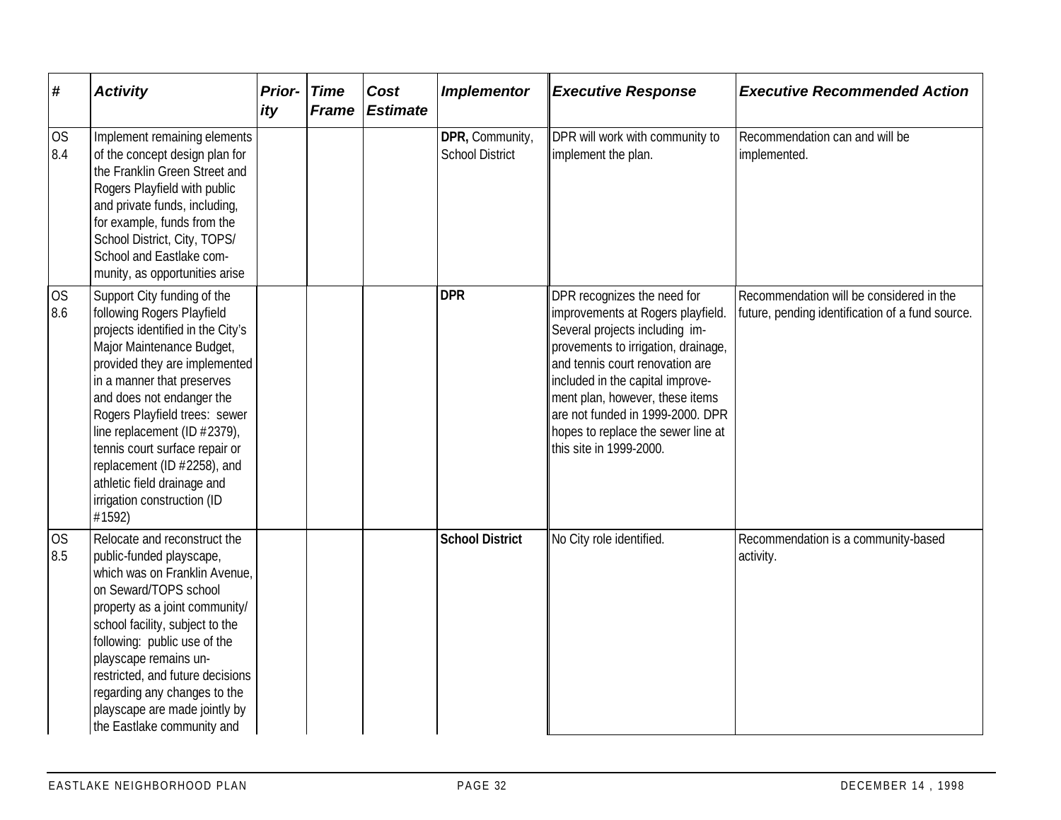| # | *Activity* | *Prior-ity* | *Time Frame* | *Cost Estimate* | *Implementor* | *Executive Response* | *Executive Recommended Action* |
|---|---|---|---|---|---|---|---|
| OS 8.4 | Implement remaining elements of the concept design plan for the Franklin Green Street and Rogers Playfield with public and private funds, including, for example, funds from the School District, City, TOPS/ School and Eastlake community, as opportunities arise | | | | **DPR,** Community, School District | DPR will work with community to implement the plan. | Recommendation can and will be implemented. |
| OS 8.6 | Support City funding of the following Rogers Playfield projects identified in the City's Major Maintenance Budget, provided they are implemented in a manner that preserves and does not endanger the Rogers Playfield trees: sewer line replacement (ID #2379), tennis court surface repair or replacement (ID #2258), and athletic field drainage and irrigation construction (ID #1592) | | | | **DPR** | DPR recognizes the need for improvements at Rogers playfield. Several projects including improvements to irrigation, drainage, and tennis court renovation are included in the capital improvement plan, however, these items are not funded in 1999-2000. DPR hopes to replace the sewer line at this site in 1999-2000. | Recommendation will be considered in the future, pending identification of a fund source. |
| OS 8.5 | Relocate and reconstruct the public-funded playscape, which was on Franklin Avenue, on Seward/TOPS school property as a joint community/ school facility, subject to the following: public use of the playscape remains unrestricted, and future decisions regarding any changes to the playscape are made jointly by the Eastlake community and | | | | **School District** | No City role identified. | Recommendation is a community-based activity. |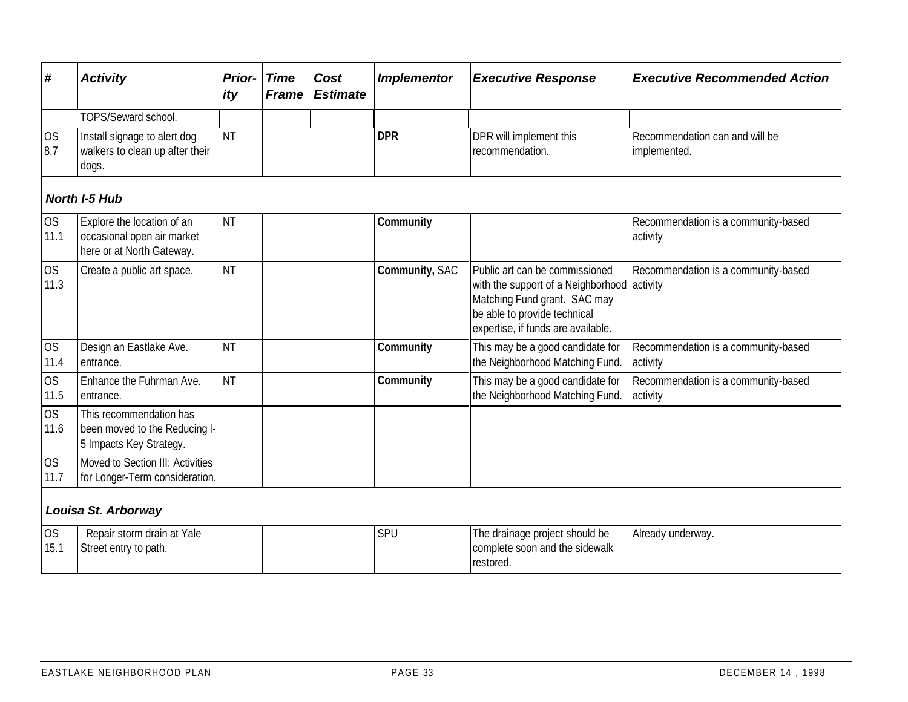| # | Activity | Prior-ity | Time Frame | Cost Estimate | Implementor | Executive Response | Executive Recommended Action |
|---|---|---|---|---|---|---|---|
| | TOPS/Seward school. | | | | | | |
| OS 8.7 | Install signage to alert dog walkers to clean up after their dogs. | NT | | | **DPR** | DPR will implement this recommendation. | Recommendation can and will be implemented. |
| ***North I-5 Hub*** | | | | | | | |
| OS 11.1 | Explore the location of an occasional open air market here or at North Gateway. | NT | | | **Community** | | Recommendation is a community-based activity |
| OS 11.3 | Create a public art space. | NT | | | **Community,** SAC | Public art can be commissioned with the support of a Neighborhood Matching Fund grant. SAC may be able to provide technical expertise, if funds are available. | Recommendation is a community-based activity |
| OS 11.4 | Design an Eastlake Ave. entrance. | NT | | | **Community** | This may be a good candidate for the Neighborhood Matching Fund. | Recommendation is a community-based activity |
| OS 11.5 | Enhance the Fuhrman Ave. entrance. | NT | | | **Community** | This may be a good candidate for the Neighborhood Matching Fund. | Recommendation is a community-based activity |
| OS 11.6 | This recommendation has been moved to the Reducing I-5 Impacts Key Strategy. | | | | | | |
| OS 11.7 | Moved to Section III: Activities for Longer-Term consideration. | | | | | | |
| ***Louisa St. Arborway*** | | | | | | | |
| OS 15.1 | Repair storm drain at Yale Street entry to path. | | | | SPU | The drainage project should be complete soon and the sidewalk restored. | Already underway. |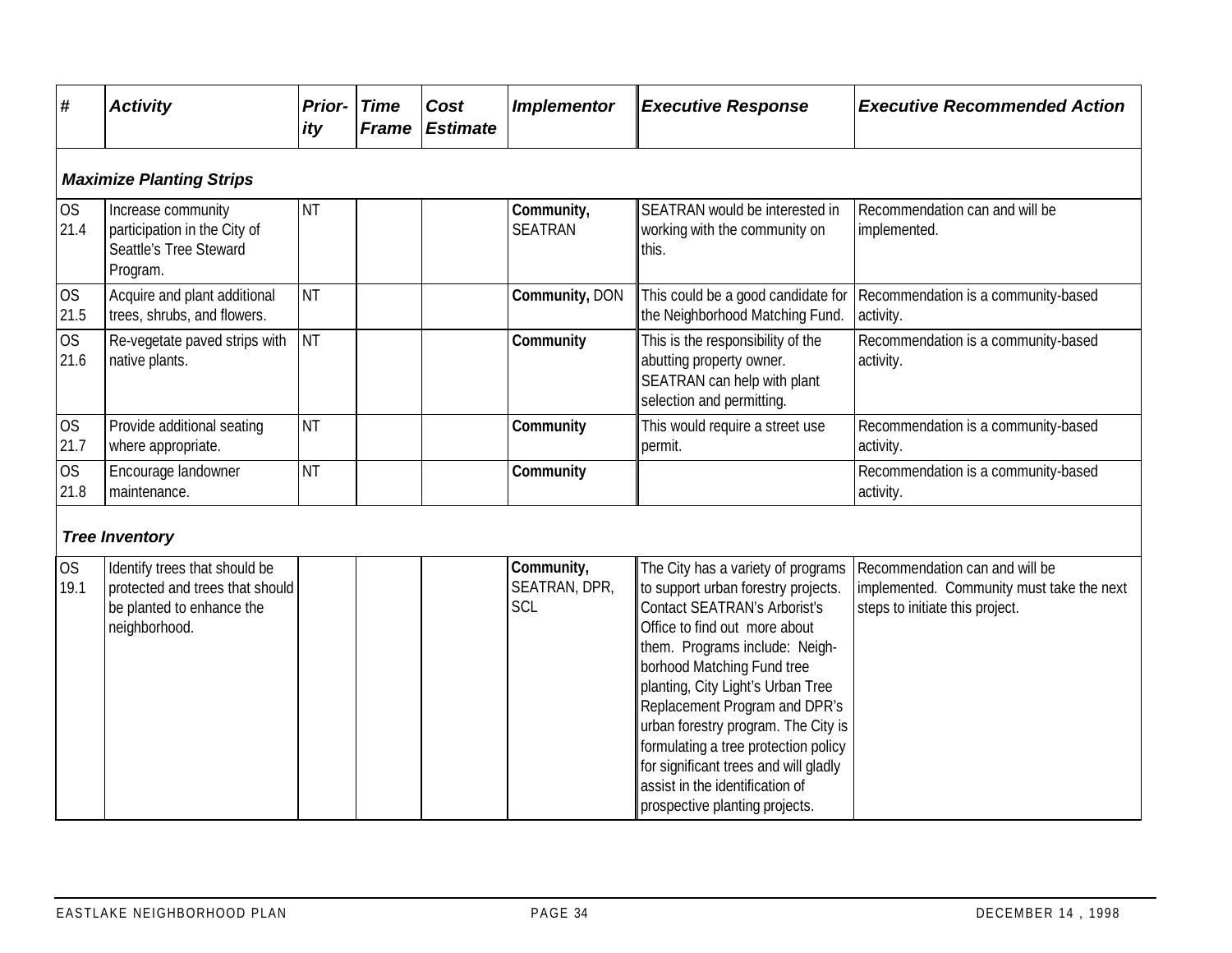| # | Activity | Priority | Time Frame | Cost Estimate | Implementor | Executive Response | Executive Recommended Action |
|---|---|---|---|---|---|---|---|
| ***Maximize Planting Strips*** | | | | | | | |
| OS 21.4 | Increase community participation in the City of Seattle's Tree Steward Program. | NT | | | **Community,** SEATRAN | SEATRAN would be interested in working with the community on this. | Recommendation can and will be implemented. |
| OS 21.5 | Acquire and plant additional trees, shrubs, and flowers. | NT | | | **Community,** DON | This could be a good candidate for the Neighborhood Matching Fund. | Recommendation is a community-based activity. |
| OS 21.6 | Re-vegetate paved strips with native plants. | NT | | | **Community** | This is the responsibility of the abutting property owner. SEATRAN can help with plant selection and permitting. | Recommendation is a community-based activity. |
| OS 21.7 | Provide additional seating where appropriate. | NT | | | **Community** | This would require a street use permit. | Recommendation is a community-based activity. |
| OS 21.8 | Encourage landowner maintenance. | NT | | | **Community** | | Recommendation is a community-based activity. |
| ***Tree Inventory*** | | | | | | | |
| OS 19.1 | Identify trees that should be protected and trees that should be planted to enhance the neighborhood. | | | | **Community,** SEATRAN, DPR, SCL | The City has a variety of programs to support urban forestry projects. Contact SEATRAN's Arborist's Office to find out more about them. Programs include: Neighborhood Matching Fund tree planting, City Light's Urban Tree Replacement Program and DPR's urban forestry program. The City is formulating a tree protection policy for significant trees and will gladly assist in the identification of prospective planting projects. | Recommendation can and will be implemented. Community must take the next steps to initiate this project. |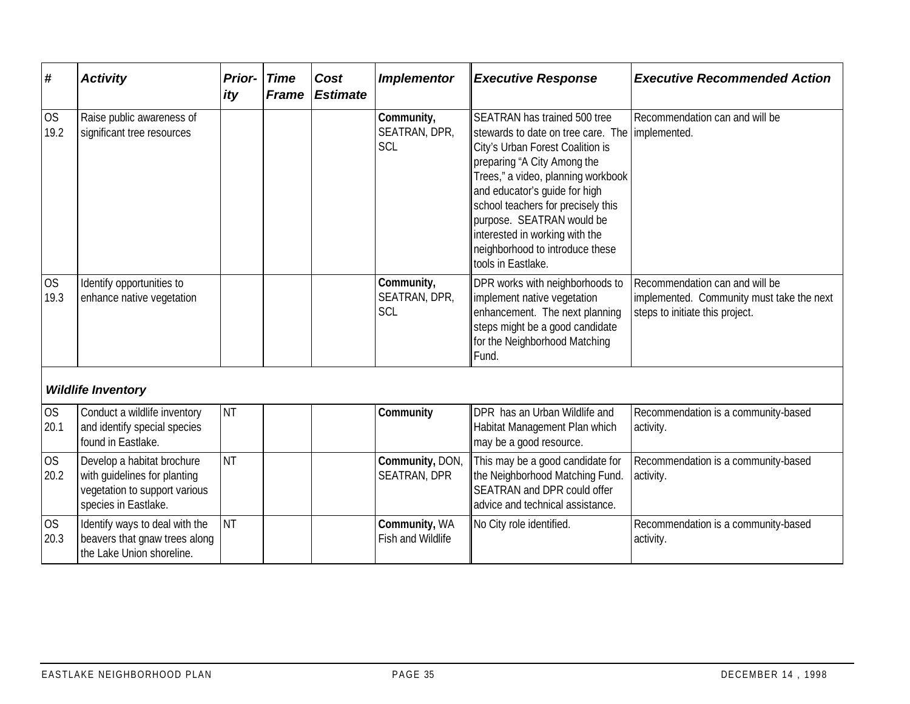| # | Activity | Prior-ity | Time Frame | Cost Estimate | Implementor | Executive Response | Executive Recommended Action |
|---|---|---|---|---|---|---|---|
| OS 19.2 | Raise public awareness of significant tree resources | | | | **Community,** SEATRAN, DPR, SCL | SEATRAN has trained 500 tree stewards to date on tree care. The City's Urban Forest Coalition is preparing "A City Among the Trees," a video, planning workbook and educator's guide for high school teachers for precisely this purpose. SEATRAN would be interested in working with the neighborhood to introduce these tools in Eastlake. | Recommendation can and will be implemented. |
| OS 19.3 | Identify opportunities to enhance native vegetation | | | | **Community,** SEATRAN, DPR, SCL | DPR works with neighborhoods to implement native vegetation enhancement. The next planning steps might be a good candidate for the Neighborhood Matching Fund. | Recommendation can and will be implemented. Community must take the next steps to initiate this project. |
| ***Wildlife Inventory*** | | | | | | | |
| OS 20.1 | Conduct a wildlife inventory and identify special species found in Eastlake. | NT | | | **Community** | DPR has an Urban Wildlife and Habitat Management Plan which may be a good resource. | Recommendation is a community-based activity. |
| OS 20.2 | Develop a habitat brochure with guidelines for planting vegetation to support various species in Eastlake. | NT | | | **Community,** DON, SEATRAN, DPR | This may be a good candidate for the Neighborhood Matching Fund. SEATRAN and DPR could offer advice and technical assistance. | Recommendation is a community-based activity. |
| OS 20.3 | Identify ways to deal with the beavers that gnaw trees along the Lake Union shoreline. | NT | | | **Community,** WA Fish and Wildlife | No City role identified. | Recommendation is a community-based activity. |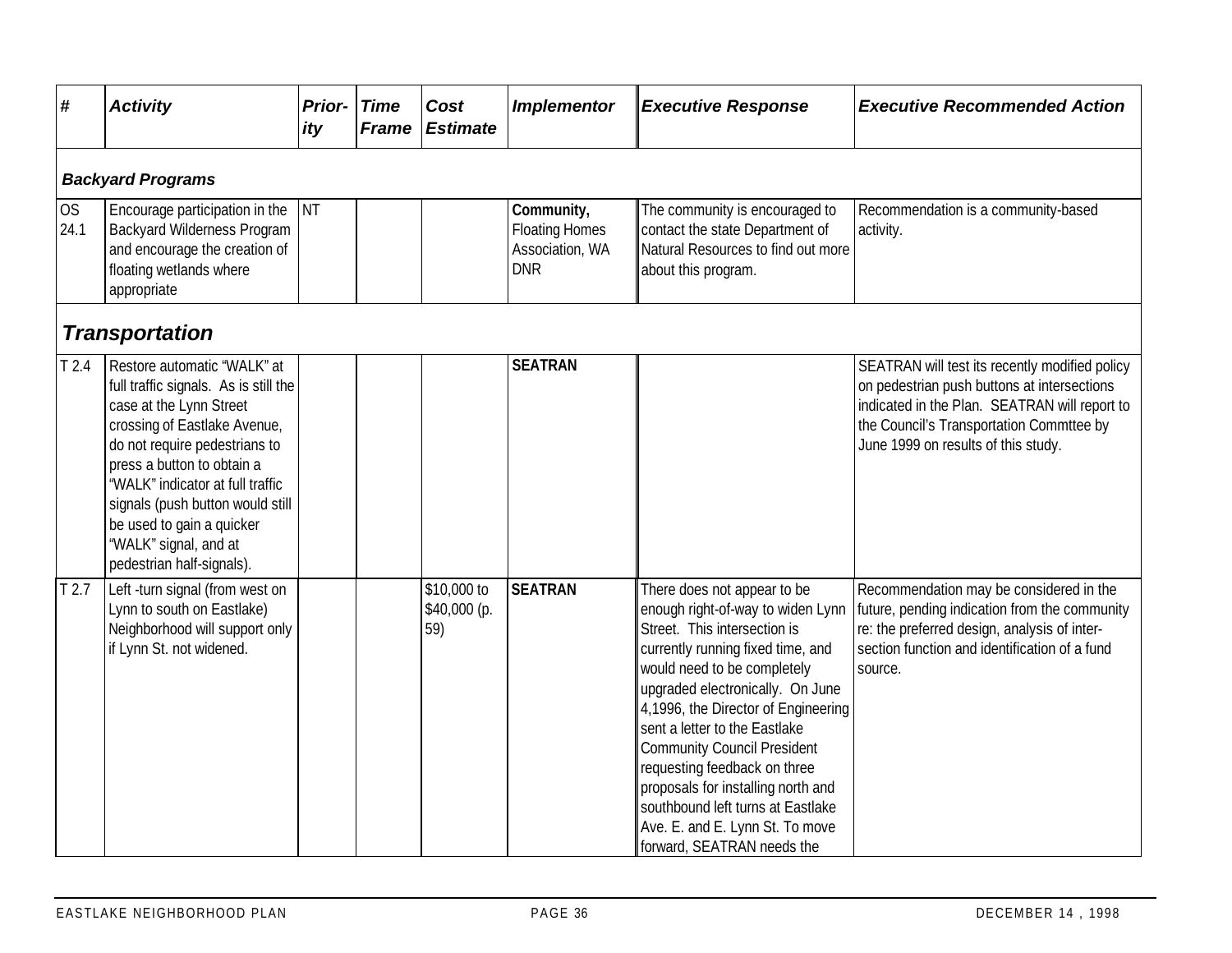| # | Activity | Priority | Time Frame | Cost Estimate | Implementor | Executive Response | Executive Recommended Action |
|---|---|---|---|---|---|---|---|
| ***Backyard Programs*** | | | | | | | |
| OS 24.1 | Encourage participation in the Backyard Wilderness Program and encourage the creation of floating wetlands where appropriate | NT | | | **Community,** Floating Homes Association, WA DNR | The community is encouraged to contact the state Department of Natural Resources to find out more about this program. | Recommendation is a community-based activity. |
| ***Transportation*** | | | | | | | |
| T 2.4 | Restore automatic "WALK" at full traffic signals. As is still the case at the Lynn Street crossing of Eastlake Avenue, do not require pedestrians to press a button to obtain a "WALK" indicator at full traffic signals (push button would still be used to gain a quicker "WALK" signal, and at pedestrian half-signals). | | | | **SEATRAN** | | SEATRAN will test its recently modified policy on pedestrian push buttons at intersections indicated in the Plan. SEATRAN will report to the Council's Transportation Commttee by June 1999 on results of this study. |
| T 2.7 | Left -turn signal (from west on Lynn to south on Eastlake) Neighborhood will support only if Lynn St. not widened. | | | \$10,000 to \$40,000 (p. 59) | **SEATRAN** | There does not appear to be enough right-of-way to widen Lynn Street. This intersection is currently running fixed time, and would need to be completely upgraded electronically. On June 4,1996, the Director of Engineering sent a letter to the Eastlake Community Council President requesting feedback on three proposals for installing north and southbound left turns at Eastlake Ave. E. and E. Lynn St. To move forward, SEATRAN needs the | Recommendation may be considered in the future, pending indication from the community re: the preferred design, analysis of inter-section function and identification of a fund source. |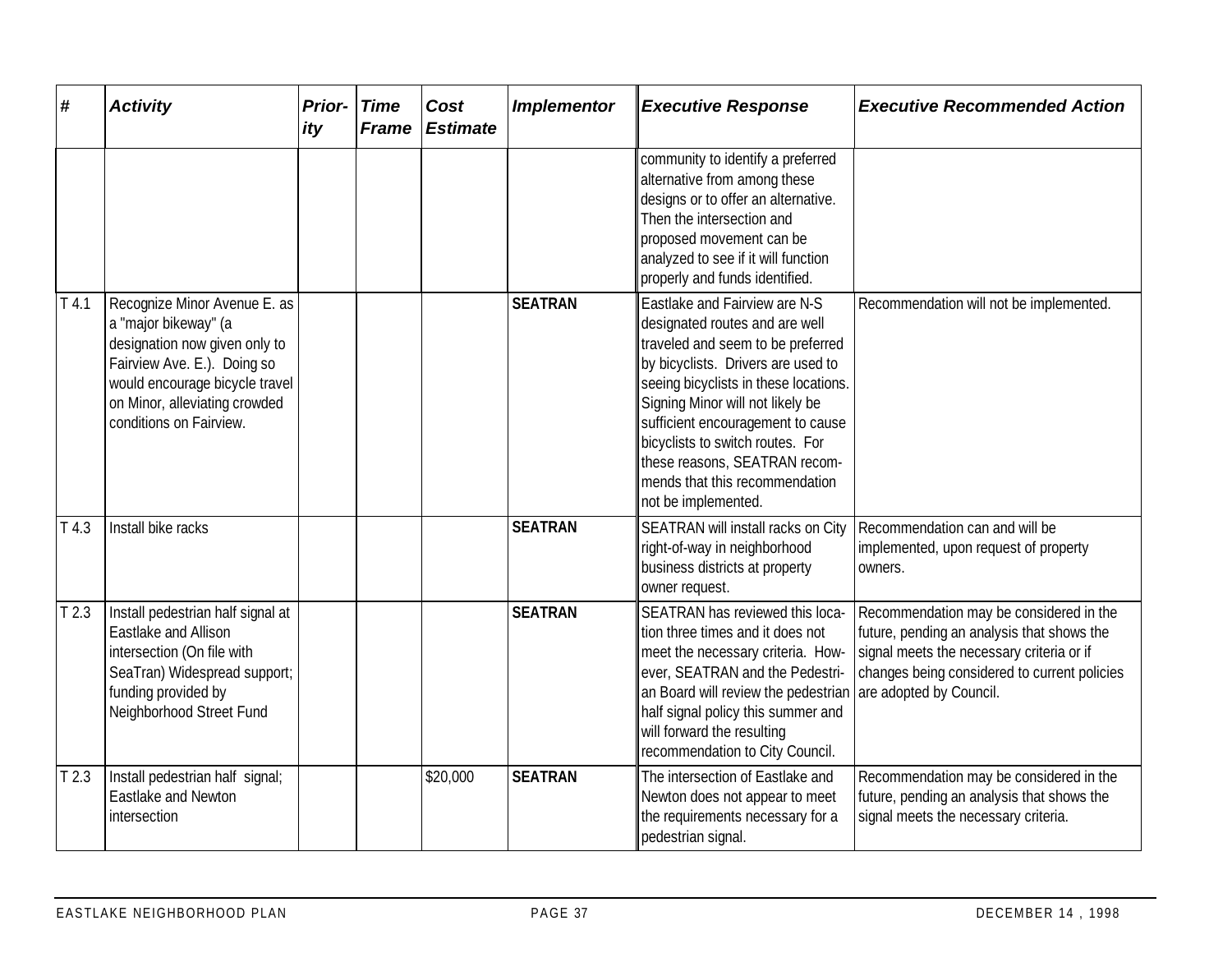| # | Activity | Prior-ity | Time Frame | Cost Estimate | Implementor | Executive Response | Executive Recommended Action |
|---|---|---|---|---|---|---|---|
| | | | | | | community to identify a preferred alternative from among these designs or to offer an alternative. Then the intersection and proposed movement can be analyzed to see if it will function properly and funds identified. | |
| T 4.1 | Recognize Minor Avenue E. as a "major bikeway" (a designation now given only to Fairview Ave. E.). Doing so would encourage bicycle travel on Minor, alleviating crowded conditions on Fairview. | | | | **SEATRAN** | Eastlake and Fairview are N-S designated routes and are well traveled and seem to be preferred by bicyclists. Drivers are used to seeing bicyclists in these locations. Signing Minor will not likely be sufficient encouragement to cause bicyclists to switch routes. For these reasons, SEATRAN recommends that this recommendation not be implemented. | Recommendation will not be implemented. |
| T 4.3 | Install bike racks | | | | **SEATRAN** | SEATRAN will install racks on City right-of-way in neighborhood business districts at property owner request. | Recommendation can and will be implemented, upon request of property owners. |
| T 2.3 | Install pedestrian half signal at Eastlake and Allison intersection (On file with SeaTran) Widespread support; funding provided by Neighborhood Street Fund | | | | **SEATRAN** | SEATRAN has reviewed this location three times and it does not meet the necessary criteria. However, SEATRAN and the Pedestrian Board will review the pedestrian half signal policy this summer and will forward the resulting recommendation to City Council. | Recommendation may be considered in the future, pending an analysis that shows the signal meets the necessary criteria or if changes being considered to current policies are adopted by Council. |
| T 2.3 | Install pedestrian half signal; Eastlake and Newton intersection | | | $20,000 | **SEATRAN** | The intersection of Eastlake and Newton does not appear to meet the requirements necessary for a pedestrian signal. | Recommendation may be considered in the future, pending an analysis that shows the signal meets the necessary criteria. |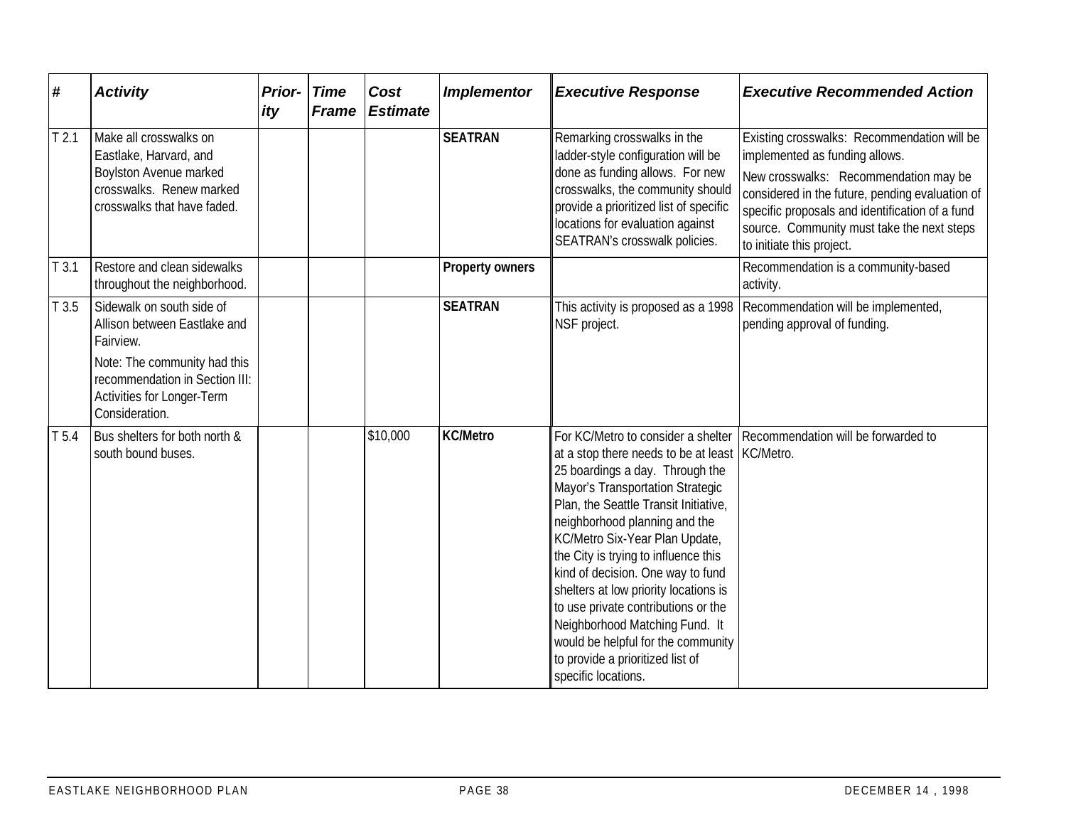| # | Activity | Prior-ity | Time Frame | Cost Estimate | Implementor | Executive Response | Executive Recommended Action |
|---|---|---|---|---|---|---|---|
| T 2.1 | Make all crosswalks on Eastlake, Harvard, and Boylston Avenue marked crosswalks. Renew marked crosswalks that have faded. | | | | **SEATRAN** | Remarking crosswalks in the ladder-style configuration will be done as funding allows. For new crosswalks, the community should provide a prioritized list of specific locations for evaluation against SEATRAN's crosswalk policies. | Existing crosswalks: Recommendation will be implemented as funding allows.<br><br>New crosswalks: Recommendation may be considered in the future, pending evaluation of specific proposals and identification of a fund source. Community must take the next steps to initiate this project. |
| T 3.1 | Restore and clean sidewalks throughout the neighborhood. | | | | **Property owners** | | Recommendation is a community-based activity. |
| T 3.5 | Sidewalk on south side of Allison between Eastlake and Fairview.<br><br>Note: The community had this recommendation in Section III: Activities for Longer-Term Consideration. | | | | **SEATRAN** | This activity is proposed as a 1998 NSF project. | Recommendation will be implemented, pending approval of funding. |
| T 5.4 | Bus shelters for both north & south bound buses. | | | $10,000 | **KC/Metro** | For KC/Metro to consider a shelter at a stop there needs to be at least 25 boardings a day. Through the Mayor's Transportation Strategic Plan, the Seattle Transit Initiative, neighborhood planning and the KC/Metro Six-Year Plan Update, the City is trying to influence this kind of decision. One way to fund shelters at low priority locations is to use private contributions or the Neighborhood Matching Fund. It would be helpful for the community to provide a prioritized list of specific locations. | Recommendation will be forwarded to KC/Metro. |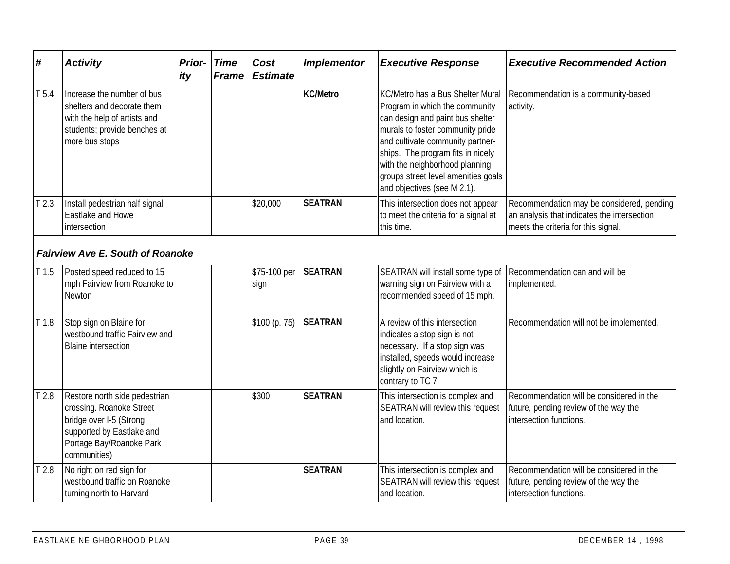| # | Activity | Prior-ity | Time Frame | Cost Estimate | Implementor | Executive Response | Executive Recommended Action |
|---|---|---|---|---|---|---|---|
| T 5.4 | Increase the number of bus shelters and decorate them with the help of artists and students; provide benches at more bus stops | | | | **KC/Metro** | KC/Metro has a Bus Shelter Mural Program in which the community can design and paint bus shelter murals to foster community pride and cultivate community partner-ships. The program fits in nicely with the neighborhood planning groups street level amenities goals and objectives (see M 2.1). | Recommendation is a community-based activity. |
| T 2.3 | Install pedestrian half signal Eastlake and Howe intersection | | | $20,000 | **SEATRAN** | This intersection does not appear to meet the criteria for a signal at this time. | Recommendation may be considered, pending an analysis that indicates the intersection meets the criteria for this signal. |
| ***Fairview Ave E. South of Roanoke*** | | | | | | | |
| T 1.5 | Posted speed reduced to 15 mph Fairview from Roanoke to Newton | | | $75-100 per sign | **SEATRAN** | SEATRAN will install some type of warning sign on Fairview with a recommended speed of 15 mph. | Recommendation can and will be implemented. |
| T 1.8 | Stop sign on Blaine for westbound traffic Fairview and Blaine intersection | | | $100 (p. 75) | **SEATRAN** | A review of this intersection indicates a stop sign is not necessary. If a stop sign was installed, speeds would increase slightly on Fairview which is contrary to TC 7. | Recommendation will not be implemented. |
| T 2.8 | Restore north side pedestrian crossing. Roanoke Street bridge over I-5 (Strong supported by Eastlake and Portage Bay/Roanoke Park communities) | | | $300 | **SEATRAN** | This intersection is complex and SEATRAN will review this request and location. | Recommendation will be considered in the future, pending review of the way the intersection functions. |
| T 2.8 | No right on red sign for westbound traffic on Roanoke turning north to Harvard | | | | **SEATRAN** | This intersection is complex and SEATRAN will review this request and location. | Recommendation will be considered in the future, pending review of the way the intersection functions. |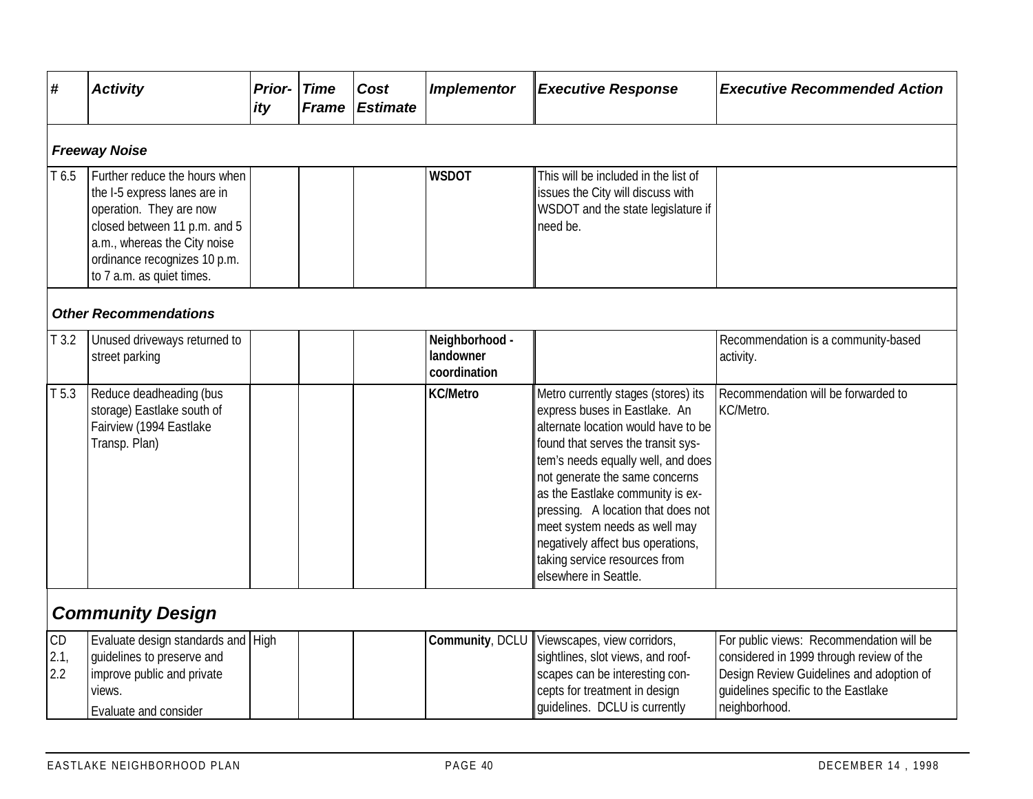| # | Activity | Prior-ity | Time Frame | Cost Estimate | Implementor | Executive Response | Executive Recommended Action |
|---|---|---|---|---|---|---|---|
| ***Freeway Noise*** | | | | | | | |
| T 6.5 | Further reduce the hours when the I-5 express lanes are in operation. They are now closed between 11 p.m. and 5 a.m., whereas the City noise ordinance recognizes 10 p.m. to 7 a.m. as quiet times. | | | | **WSDOT** | This will be included in the list of issues the City will discuss with WSDOT and the state legislature if need be. | |
| ***Other Recommendations*** | | | | | | | |
| T 3.2 | Unused driveways returned to street parking | | | | **Neighborhood - landowner coordination** | | Recommendation is a community-based activity. |
| T 5.3 | Reduce deadheading (bus storage) Eastlake south of Fairview (1994 Eastlake Transp. Plan) | | | | **KC/Metro** | Metro currently stages (stores) its express buses in Eastlake. An alternate location would have to be found that serves the transit system's needs equally well, and does not generate the same concerns as the Eastlake community is expressing. A location that does not meet system needs as well may negatively affect bus operations, taking service resources from elsewhere in Seattle. | Recommendation will be forwarded to KC/Metro. |
| ***Community Design*** | | | | | | | |
| CD 2.1, 2.2 | Evaluate design standards and guidelines to preserve and improve public and private views. Evaluate and consider | High | | | **Community**, DCLU | Viewscapes, view corridors, sightlines, slot views, and roofscapes can be interesting concepts for treatment in design guidelines. DCLU is currently | For public views: Recommendation will be considered in 1999 through review of the Design Review Guidelines and adoption of guidelines specific to the Eastlake neighborhood. |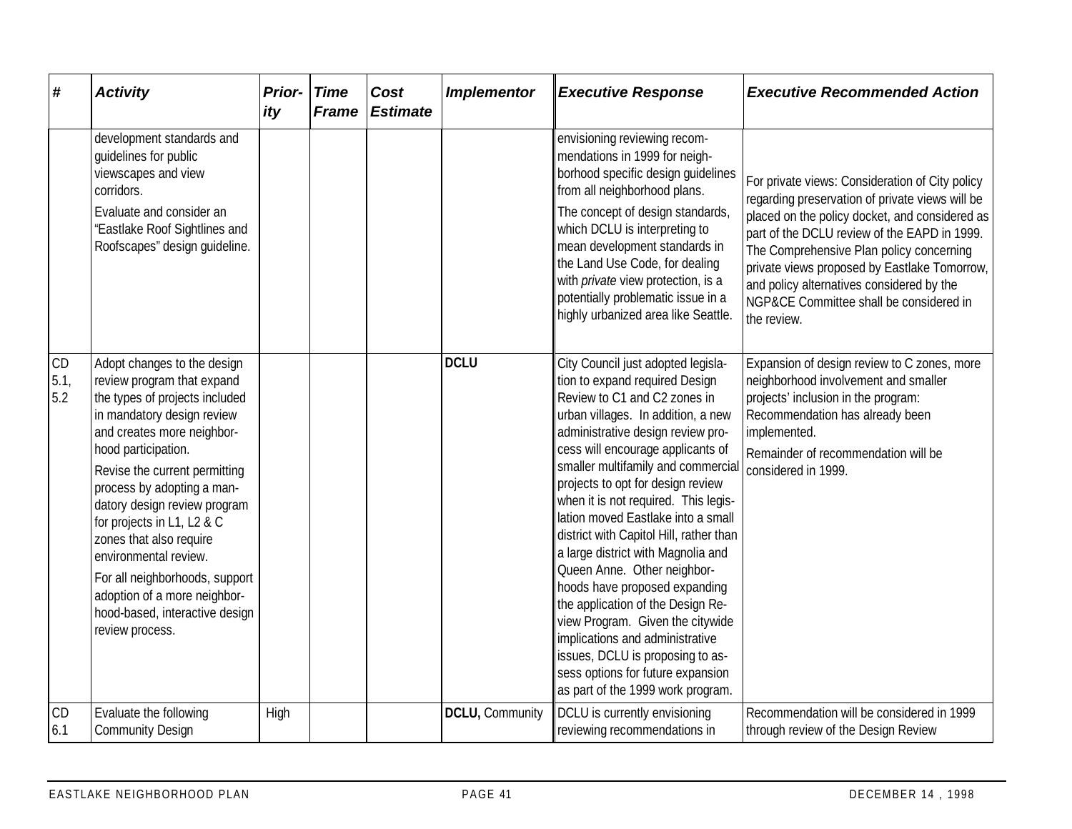| # | Activity | Prior-ity | Time Frame | Cost Estimate | Implementor | Executive Response | Executive Recommended Action |
|---|---|---|---|---|---|---|---|
| | development standards and guidelines for public viewscapes and view corridors.<br>Evaluate and consider an "Eastlake Roof Sightlines and Roofscapes" design guideline. | | | | | envisioning reviewing recommendations in 1999 for neighborhood specific design guidelines from all neighborhood plans.<br>The concept of design standards, which DCLU is interpreting to mean development standards in the Land Use Code, for dealing with *private* view protection, is a potentially problematic issue in a highly urbanized area like Seattle. | For private views: Consideration of City policy regarding preservation of private views will be placed on the policy docket, and considered as part of the DCLU review of the EAPD in 1999. The Comprehensive Plan policy concerning private views proposed by Eastlake Tomorrow, and policy alternatives considered by the NGP&CE Committee shall be considered in the review. |
| CD 5.1, 5.2 | Adopt changes to the design review program that expand the types of projects included in mandatory design review and creates more neighborhood participation.<br>Revise the current permitting process by adopting a mandatory design review program for projects in L1, L2 & C zones that also require environmental review.<br>For all neighborhoods, support adoption of a more neighborhood-based, interactive design review process. | | | | **DCLU** | City Council just adopted legislation to expand required Design Review to C1 and C2 zones in urban villages. In addition, a new administrative design review process will encourage applicants of smaller multifamily and commercial projects to opt for design review when it is not required. This legislation moved Eastlake into a small district with Capitol Hill, rather than a large district with Magnolia and Queen Anne. Other neighborhoods have proposed expanding the application of the Design Review Program. Given the citywide implications and administrative issues, DCLU is proposing to assess options for future expansion as part of the 1999 work program. | Expansion of design review to C zones, more neighborhood involvement and smaller projects' inclusion in the program: Recommendation has already been implemented.<br>Remainder of recommendation will be considered in 1999. |
| CD 6.1 | Evaluate the following Community Design | High | | | **DCLU,** Community | DCLU is currently envisioning reviewing recommendations in | Recommendation will be considered in 1999 through review of the Design Review |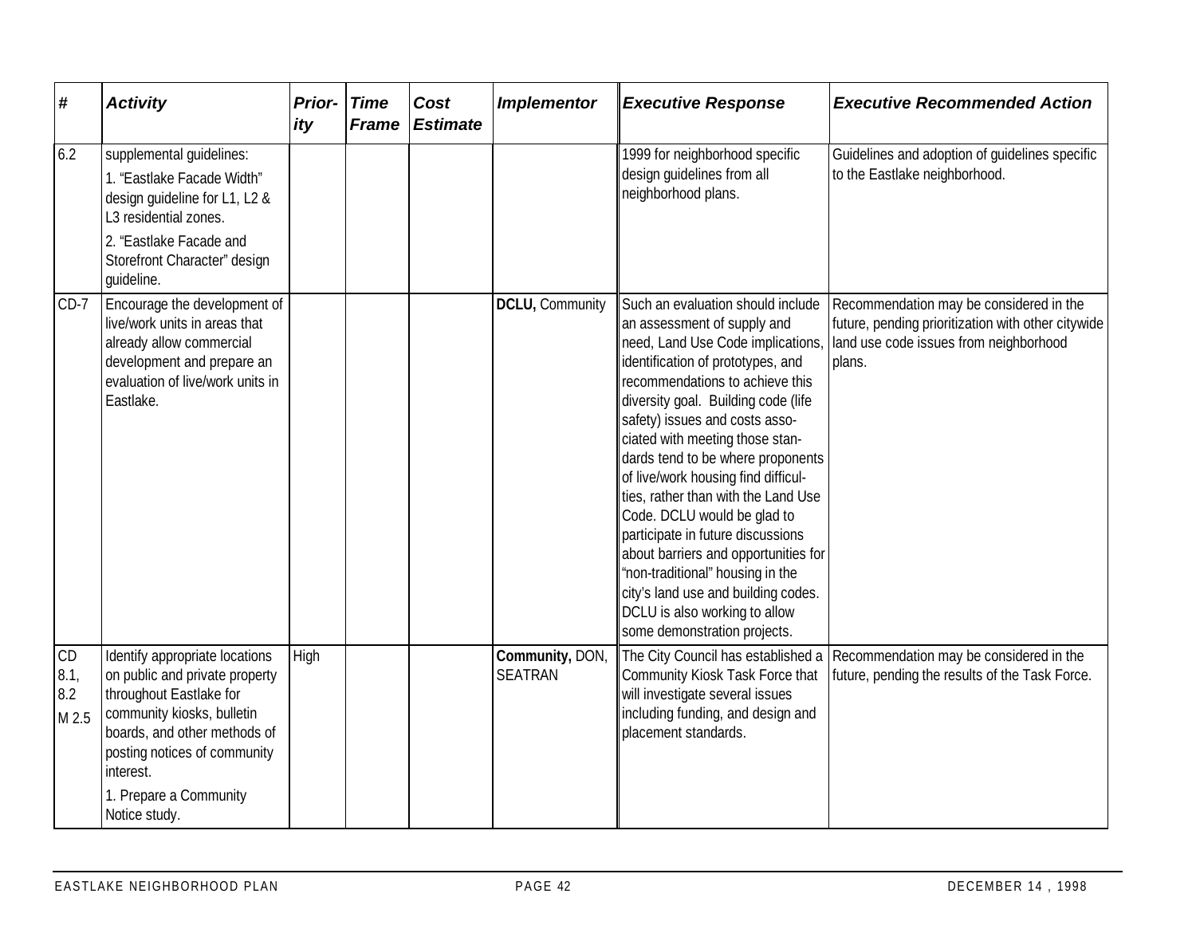| # | Activity | Prior-ity | Time Frame | Cost Estimate | Implementor | Executive Response | Executive Recommended Action |
|---|---|---|---|---|---|---|---|
| 6.2 | supplemental guidelines:<br>1. "Eastlake Facade Width" design guideline for L1, L2 & L3 residential zones.<br>2. "Eastlake Facade and Storefront Character" design guideline. | | | | | 1999 for neighborhood specific design guidelines from all neighborhood plans. | Guidelines and adoption of guidelines specific to the Eastlake neighborhood. |
| CD-7 | Encourage the development of live/work units in areas that already allow commercial development and prepare an evaluation of live/work units in Eastlake. | | | | **DCLU,** Community | Such an evaluation should include an assessment of supply and need, Land Use Code implications, identification of prototypes, and recommendations to achieve this diversity goal. Building code (life safety) issues and costs associated with meeting those standards tend to be where proponents of live/work housing find difficulties, rather than with the Land Use Code. DCLU would be glad to participate in future discussions about barriers and opportunities for "non-traditional" housing in the city's land use and building codes. DCLU is also working to allow some demonstration projects. | Recommendation may be considered in the future, pending prioritization with other citywide land use code issues from neighborhood plans. |
| CD 8.1, 8.2<br>M 2.5 | Identify appropriate locations on public and private property throughout Eastlake for community kiosks, bulletin boards, and other methods of posting notices of community interest.<br>1. Prepare a Community Notice study. | High | | | **Community,** DON, SEATRAN | The City Council has established a Community Kiosk Task Force that will investigate several issues including funding, and design and placement standards. | Recommendation may be considered in the future, pending the results of the Task Force. |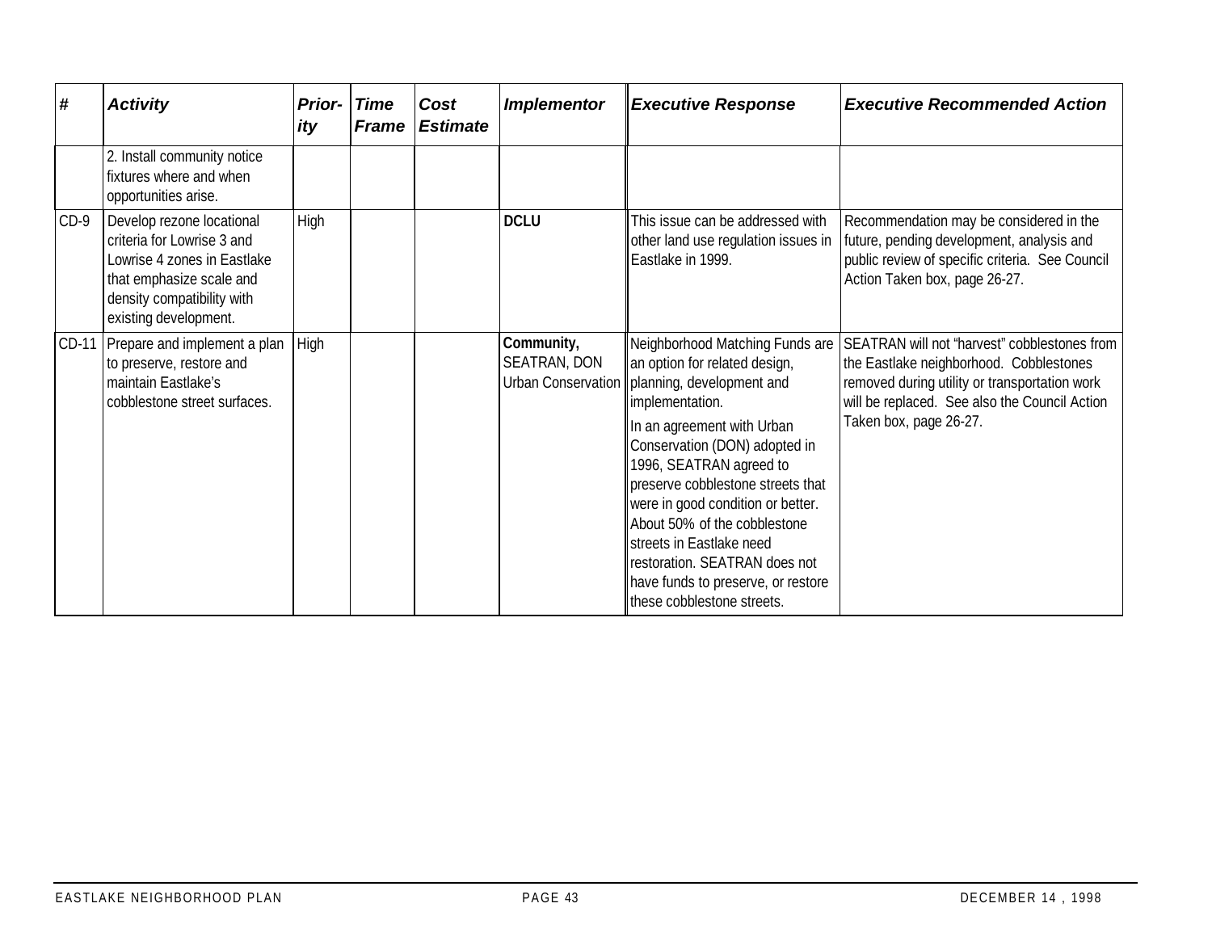| # | Activity | Prior-ity | Time Frame | Cost Estimate | Implementor | Executive Response | Executive Recommended Action |
|---|---|---|---|---|---|---|---|
| | 2. Install community notice fixtures where and when opportunities arise. | | | | | | |
| CD-9 | Develop rezone locational criteria for Lowrise 3 and Lowrise 4 zones in Eastlake that emphasize scale and density compatibility with existing development. | High | | | **DCLU** | This issue can be addressed with other land use regulation issues in Eastlake in 1999. | Recommendation may be considered in the future, pending development, analysis and public review of specific criteria. See Council Action Taken box, page 26-27. |
| CD-11 | Prepare and implement a plan to preserve, restore and maintain Eastlake's cobblestone street surfaces. | High | | | **Community,** SEATRAN, DON Urban Conservation | Neighborhood Matching Funds are an option for related design, planning, development and implementation.<br><br>In an agreement with Urban Conservation (DON) adopted in 1996, SEATRAN agreed to preserve cobblestone streets that were in good condition or better. About 50% of the cobblestone streets in Eastlake need restoration. SEATRAN does not have funds to preserve, or restore these cobblestone streets. | SEATRAN will not "harvest" cobblestones from the Eastlake neighborhood. Cobblestones removed during utility or transportation work will be replaced. See also the Council Action Taken box, page 26-27. |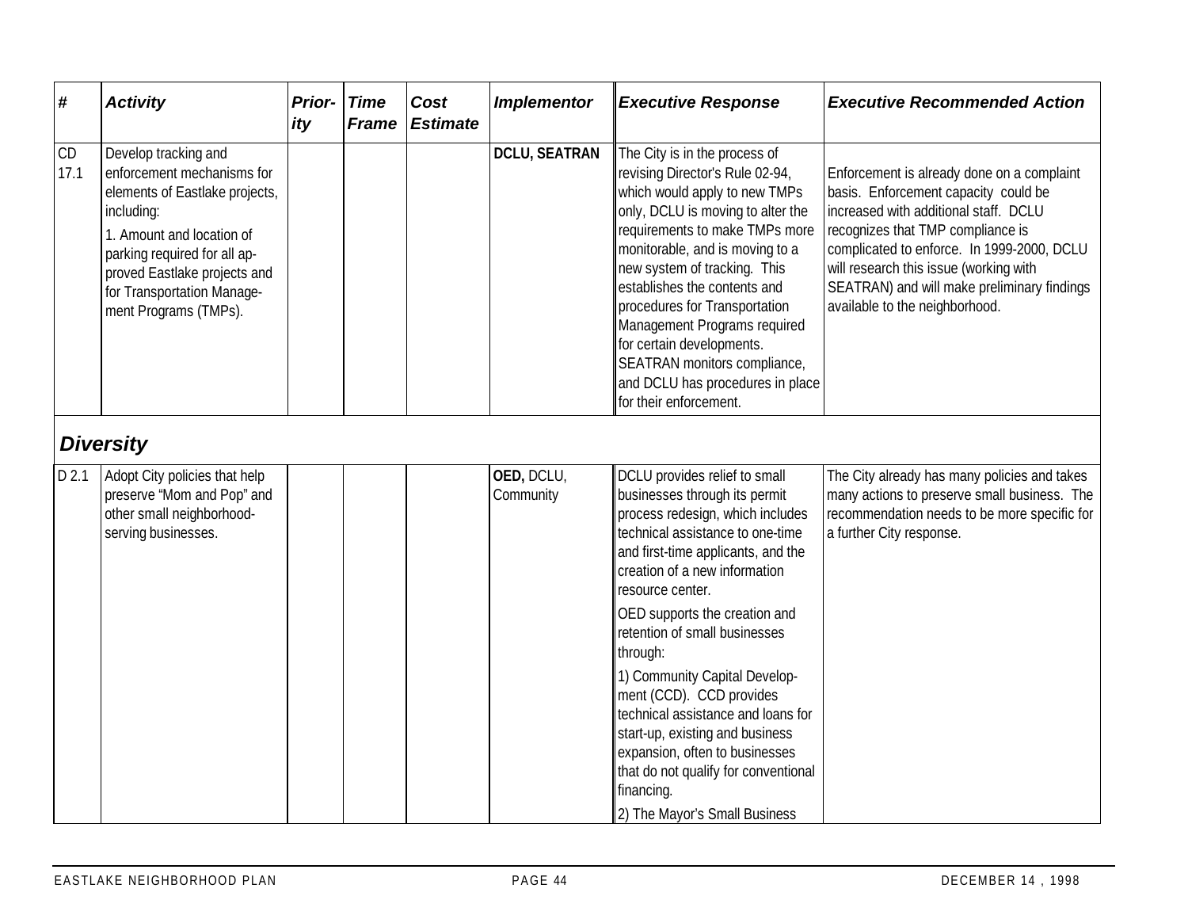| # | Activity | Prior-ity | Time Frame | Cost Estimate | Implementor | Executive Response | Executive Recommended Action |
|---|---|---|---|---|---|---|---|
| CD 17.1 | Develop tracking and enforcement mechanisms for elements of Eastlake projects, including:<br>1. Amount and location of parking required for all approved Eastlake projects and for Transportation Management Programs (TMPs). | | | | **DCLU, SEATRAN** | The City is in the process of revising Director's Rule 02-94, which would apply to new TMPs only, DCLU is moving to alter the requirements to make TMPs more monitorable, and is moving to a new system of tracking. This establishes the contents and procedures for Transportation Management Programs required for certain developments. SEATRAN monitors compliance, and DCLU has procedures in place for their enforcement. | Enforcement is already done on a complaint basis. Enforcement capacity could be increased with additional staff. DCLU recognizes that TMP compliance is complicated to enforce. In 1999-2000, DCLU will research this issue (working with SEATRAN) and will make preliminary findings available to the neighborhood. |
| ***Diversity*** | | | | | | | |
| D 2.1 | Adopt City policies that help preserve "Mom and Pop" and other small neighborhood-serving businesses. | | | | **OED,** DCLU, Community | DCLU provides relief to small businesses through its permit process redesign, which includes technical assistance to one-time and first-time applicants, and the creation of a new information resource center.<br>OED supports the creation and retention of small businesses through:<br>1) Community Capital Development (CCD). CCD provides technical assistance and loans for start-up, existing and business expansion, often to businesses that do not qualify for conventional financing.<br>2) The Mayor's Small Business | The City already has many policies and takes many actions to preserve small business. The recommendation needs to be more specific for a further City response. |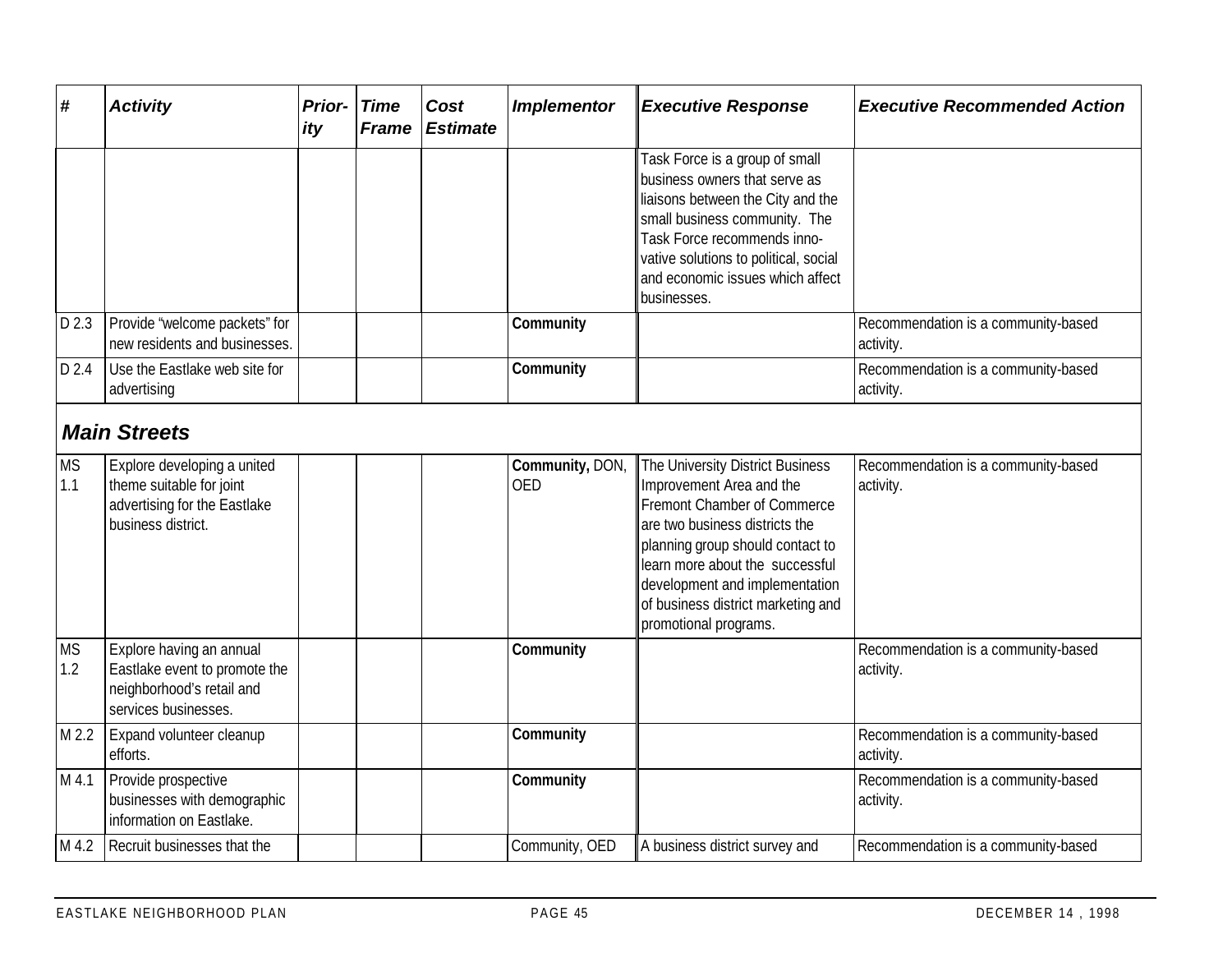| # | Activity | Prior-ity | Time Frame | Cost Estimate | Implementor | Executive Response | Executive Recommended Action |
|---|---|---|---|---|---|---|---|
| | | | | | | Task Force is a group of small business owners that serve as liaisons between the City and the small business community. The Task Force recommends inno-vative solutions to political, social and economic issues which affect businesses. | |
| D 2.3 | Provide "welcome packets" for new residents and businesses. | | | | **Community** | | Recommendation is a community-based activity. |
| D 2.4 | Use the Eastlake web site for advertising | | | | **Community** | | Recommendation is a community-based activity. |
| ***Main Streets*** | | | | | | | |
| MS 1.1 | Explore developing a united theme suitable for joint advertising for the Eastlake business district. | | | | **Community,** DON, OED | The University District Business Improvement Area and the Fremont Chamber of Commerce are two business districts the planning group should contact to learn more about the successful development and implementation of business district marketing and promotional programs. | Recommendation is a community-based activity. |
| MS 1.2 | Explore having an annual Eastlake event to promote the neighborhood's retail and services businesses. | | | | **Community** | | Recommendation is a community-based activity. |
| M 2.2 | Expand volunteer cleanup efforts. | | | | **Community** | | Recommendation is a community-based activity. |
| M 4.1 | Provide prospective businesses with demographic information on Eastlake. | | | | **Community** | | Recommendation is a community-based activity. |
| M 4.2 | Recruit businesses that the | | | | Community, OED | A business district survey and | Recommendation is a community-based |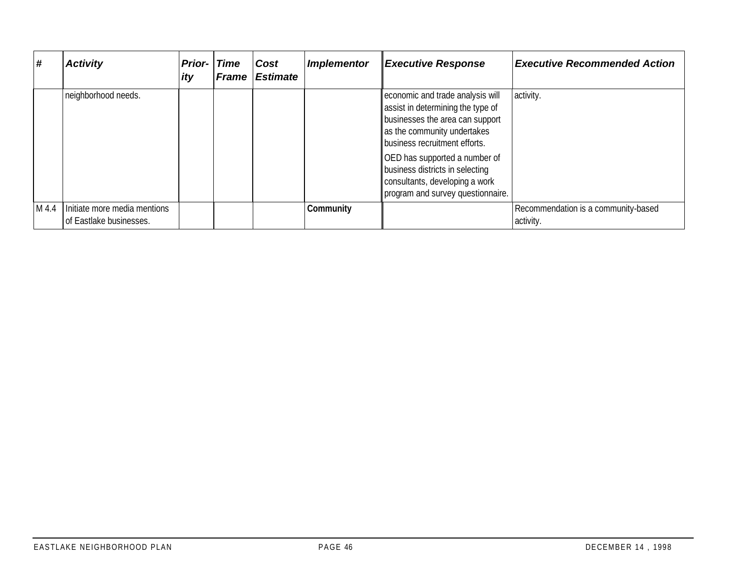| # | Activity | Prior-ity | Time Frame | Cost Estimate | Implementor | Executive Response | Executive Recommended Action |
|---|---|---|---|---|---|---|---|
| | neighborhood needs. | | | | | economic and trade analysis will assist in determining the type of businesses the area can support as the community undertakes business recruitment efforts.<br>OED has supported a number of business districts in selecting consultants, developing a work program and survey questionnaire. | activity. |
| M 4.4 | Initiate more media mentions of Eastlake businesses. | | | | **Community** | | Recommendation is a community-based activity. |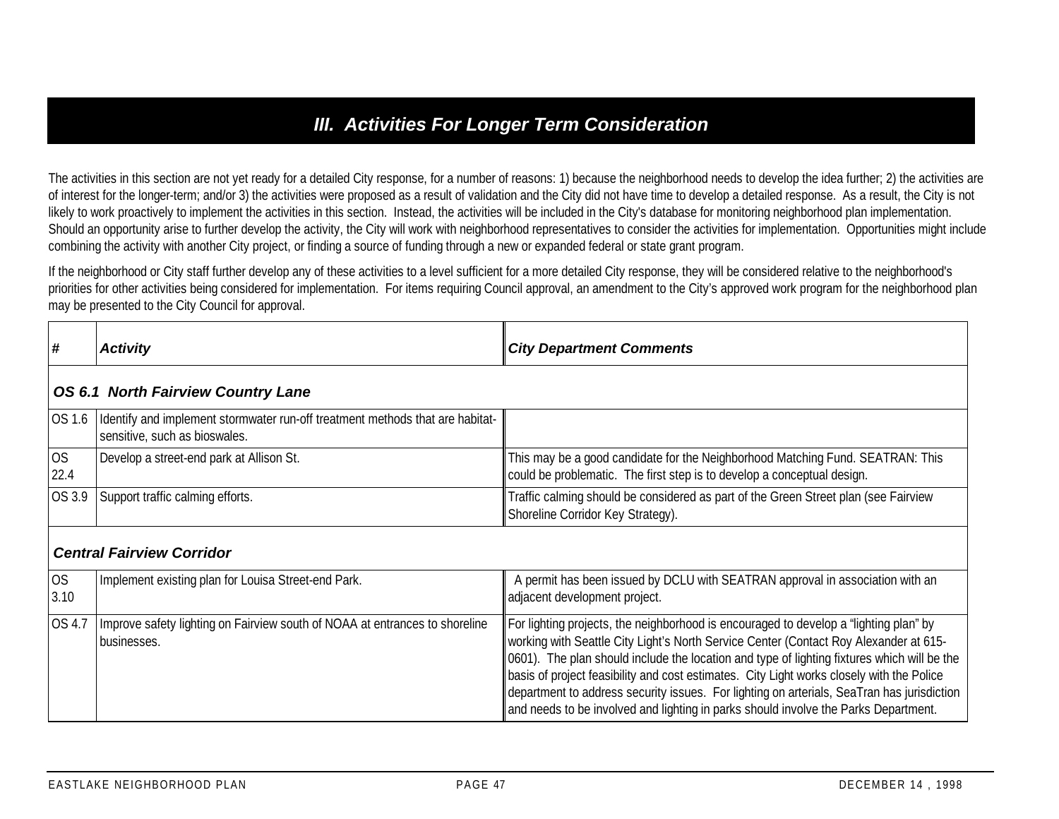## *III. Activities For Longer Term Consideration*

The activities in this section are not yet ready for a detailed City response, for a number of reasons: 1) because the neighborhood needs to develop the idea further; 2) the activities are of interest for the longer-term; and/or 3) the activities were proposed as a result of validation and the City did not have time to develop a detailed response. As a result, the City is not likely to work proactively to implement the activities in this section. Instead, the activities will be included in the City's database for monitoring neighborhood plan implementation. Should an opportunity arise to further develop the activity, the City will work with neighborhood representatives to consider the activities for implementation. Opportunities might include combining the activity with another City project, or finding a source of funding through a new or expanded federal or state grant program.

If the neighborhood or City staff further develop any of these activities to a level sufficient for a more detailed City response, they will be considered relative to the neighborhood's priorities for other activities being considered for implementation. For items requiring Council approval, an amendment to the City's approved work program for the neighborhood plan may be presented to the City Council for approval.

| # | *Activity* | *City Department Comments* |
|---|---|---|
| ***OS 6.1 North Fairview Country Lane*** | | |
| OS 1.6 | Identify and implement stormwater run-off treatment methods that are habitat-sensitive, such as bioswales. | |
| OS 22.4 | Develop a street-end park at Allison St. | This may be a good candidate for the Neighborhood Matching Fund. SEATRAN: This could be problematic. The first step is to develop a conceptual design. |
| OS 3.9 | Support traffic calming efforts. | Traffic calming should be considered as part of the Green Street plan (see Fairview Shoreline Corridor Key Strategy). |
| ***Central Fairview Corridor*** | | |
| OS 3.10 | Implement existing plan for Louisa Street-end Park. | A permit has been issued by DCLU with SEATRAN approval in association with an adjacent development project. |
| OS 4.7 | Improve safety lighting on Fairview south of NOAA at entrances to shoreline businesses. | For lighting projects, the neighborhood is encouraged to develop a "lighting plan" by working with Seattle City Light's North Service Center (Contact Roy Alexander at 615-0601). The plan should include the location and type of lighting fixtures which will be the basis of project feasibility and cost estimates. City Light works closely with the Police department to address security issues. For lighting on arterials, SeaTran has jurisdiction and needs to be involved and lighting in parks should involve the Parks Department. |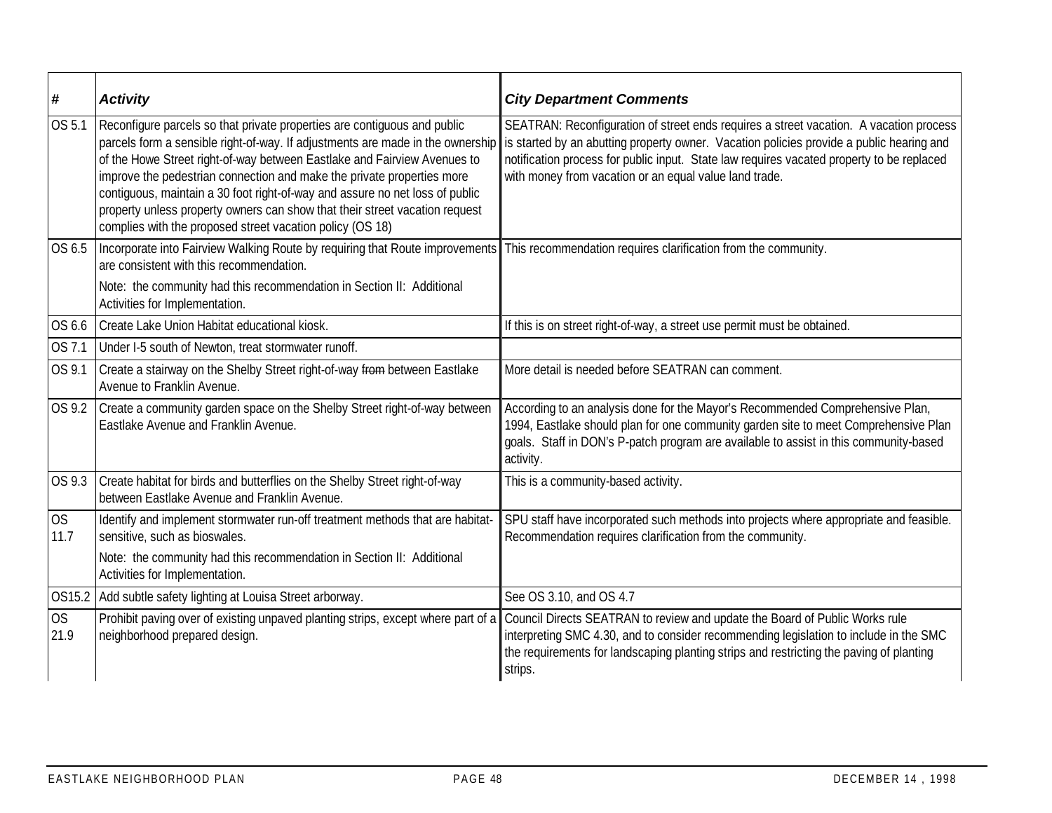| # | *Activity* | *City Department Comments* |
|---|---|---|
| OS 5.1 | Reconfigure parcels so that private properties are contiguous and public parcels form a sensible right-of-way. If adjustments are made in the ownership of the Howe Street right-of-way between Eastlake and Fairview Avenues to improve the pedestrian connection and make the private properties more contiguous, maintain a 30 foot right-of-way and assure no net loss of public property unless property owners can show that their street vacation request complies with the proposed street vacation policy (OS 18) | SEATRAN: Reconfiguration of street ends requires a street vacation. A vacation process is started by an abutting property owner. Vacation policies provide a public hearing and notification process for public input. State law requires vacated property to be replaced with money from vacation or an equal value land trade. |
| OS 6.5 | Incorporate into Fairview Walking Route by requiring that Route improvements are consistent with this recommendation. Note: the community had this recommendation in Section II: Additional Activities for Implementation. | This recommendation requires clarification from the community. |
| OS 6.6 | Create Lake Union Habitat educational kiosk. | If this is on street right-of-way, a street use permit must be obtained. |
| OS 7.1 | Under I-5 south of Newton, treat stormwater runoff. | |
| OS 9.1 | Create a stairway on the Shelby Street right-of-way ~~from~~ between Eastlake Avenue to Franklin Avenue. | More detail is needed before SEATRAN can comment. |
| OS 9.2 | Create a community garden space on the Shelby Street right-of-way between Eastlake Avenue and Franklin Avenue. | According to an analysis done for the Mayor's Recommended Comprehensive Plan, 1994, Eastlake should plan for one community garden site to meet Comprehensive Plan goals. Staff in DON's P-patch program are available to assist in this community-based activity. |
| OS 9.3 | Create habitat for birds and butterflies on the Shelby Street right-of-way between Eastlake Avenue and Franklin Avenue. | This is a community-based activity. |
| OS 11.7 | Identify and implement stormwater run-off treatment methods that are habitat-sensitive, such as bioswales. Note: the community had this recommendation in Section II: Additional Activities for Implementation. | SPU staff have incorporated such methods into projects where appropriate and feasible. Recommendation requires clarification from the community. |
| OS15.2 | Add subtle safety lighting at Louisa Street arborway. | See OS 3.10, and OS 4.7 |
| OS 21.9 | Prohibit paving over of existing unpaved planting strips, except where part of a neighborhood prepared design. | Council Directs SEATRAN to review and update the Board of Public Works rule interpreting SMC 4.30, and to consider recommending legislation to include in the SMC the requirements for landscaping planting strips and restricting the paving of planting strips. |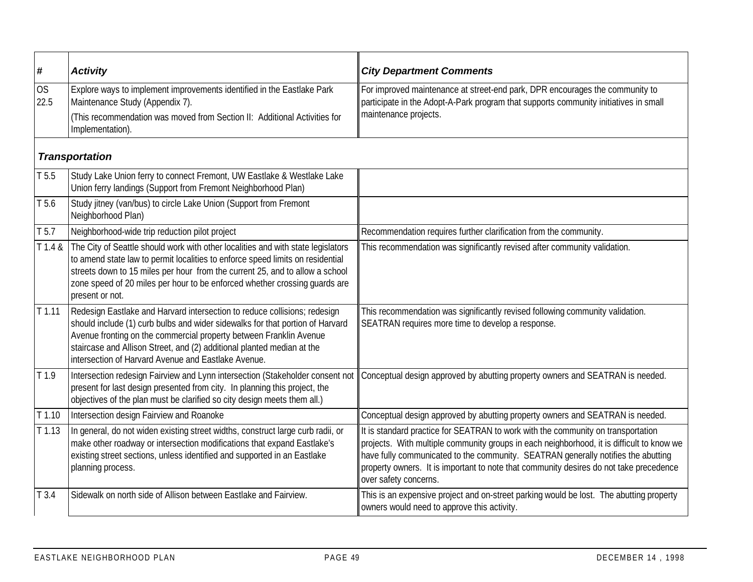| # | *Activity* | *City Department Comments* |
|---|---|---|
| OS 22.5 | Explore ways to implement improvements identified in the Eastlake Park Maintenance Study (Appendix 7).<br>(This recommendation was moved from Section II: Additional Activities for Implementation). | For improved maintenance at street-end park, DPR encourages the community to participate in the Adopt-A-Park program that supports community initiatives in small maintenance projects. |
| ***Transportation*** | | |
| T 5.5 | Study Lake Union ferry to connect Fremont, UW Eastlake & Westlake Lake Union ferry landings (Support from Fremont Neighborhood Plan) | |
| T 5.6 | Study jitney (van/bus) to circle Lake Union (Support from Fremont Neighborhood Plan) | |
| T 5.7 | Neighborhood-wide trip reduction pilot project | Recommendation requires further clarification from the community. |
| T 1.4 & | The City of Seattle should work with other localities and with state legislators to amend state law to permit localities to enforce speed limits on residential streets down to 15 miles per hour from the current 25, and to allow a school zone speed of 20 miles per hour to be enforced whether crossing guards are present or not. | This recommendation was significantly revised after community validation. |
| T 1.11 | Redesign Eastlake and Harvard intersection to reduce collisions; redesign should include (1) curb bulbs and wider sidewalks for that portion of Harvard Avenue fronting on the commercial property between Franklin Avenue staircase and Allison Street, and (2) additional planted median at the intersection of Harvard Avenue and Eastlake Avenue. | This recommendation was significantly revised following community validation. SEATRAN requires more time to develop a response. |
| T 1.9 | Intersection redesign Fairview and Lynn intersection (Stakeholder consent not present for last design presented from city. In planning this project, the objectives of the plan must be clarified so city design meets them all.) | Conceptual design approved by abutting property owners and SEATRAN is needed. |
| T 1.10 | Intersection design Fairview and Roanoke | Conceptual design approved by abutting property owners and SEATRAN is needed. |
| T 1.13 | In general, do not widen existing street widths, construct large curb radii, or make other roadway or intersection modifications that expand Eastlake's existing street sections, unless identified and supported in an Eastlake planning process. | It is standard practice for SEATRAN to work with the community on transportation projects. With multiple community groups in each neighborhood, it is difficult to know we have fully communicated to the community. SEATRAN generally notifies the abutting property owners. It is important to note that community desires do not take precedence over safety concerns. |
| T 3.4 | Sidewalk on north side of Allison between Eastlake and Fairview. | This is an expensive project and on-street parking would be lost. The abutting property owners would need to approve this activity. |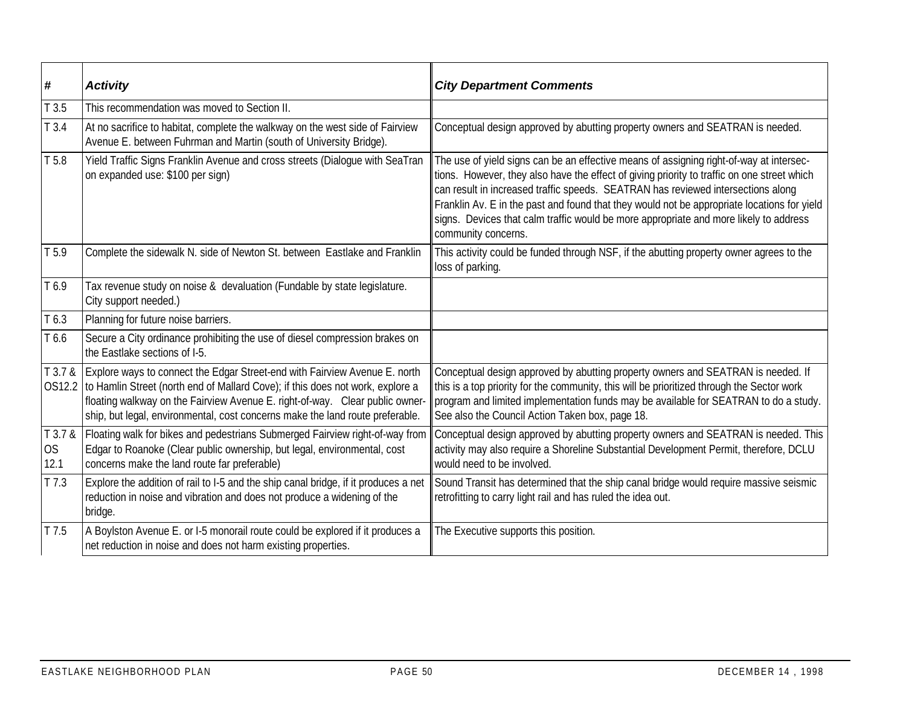| # | *Activity* | *City Department Comments* |
|---|---|---|
| T 3.5 | This recommendation was moved to Section II. | |
| T 3.4 | At no sacrifice to habitat, complete the walkway on the west side of Fairview Avenue E. between Fuhrman and Martin (south of University Bridge). | Conceptual design approved by abutting property owners and SEATRAN is needed. |
| T 5.8 | Yield Traffic Signs Franklin Avenue and cross streets (Dialogue with SeaTran on expanded use: $100 per sign) | The use of yield signs can be an effective means of assigning right-of-way at intersections. However, they also have the effect of giving priority to traffic on one street which can result in increased traffic speeds. SEATRAN has reviewed intersections along Franklin Av. E in the past and found that they would not be appropriate locations for yield signs. Devices that calm traffic would be more appropriate and more likely to address community concerns. |
| T 5.9 | Complete the sidewalk N. side of Newton St. between Eastlake and Franklin | This activity could be funded through NSF, if the abutting property owner agrees to the loss of parking. |
| T 6.9 | Tax revenue study on noise & devaluation (Fundable by state legislature. City support needed.) | |
| T 6.3 | Planning for future noise barriers. | |
| T 6.6 | Secure a City ordinance prohibiting the use of diesel compression brakes on the Eastlake sections of I-5. | |
| T 3.7 & OS12.2 | Explore ways to connect the Edgar Street-end with Fairview Avenue E. north to Hamlin Street (north end of Mallard Cove); if this does not work, explore a floating walkway on the Fairview Avenue E. right-of-way. Clear public ownership, but legal, environmental, cost concerns make the land route preferable. | Conceptual design approved by abutting property owners and SEATRAN is needed. If this is a top priority for the community, this will be prioritized through the Sector work program and limited implementation funds may be available for SEATRAN to do a study. See also the Council Action Taken box, page 18. |
| T 3.7 & OS 12.1 | Floating walk for bikes and pedestrians Submerged Fairview right-of-way from Edgar to Roanoke (Clear public ownership, but legal, environmental, cost concerns make the land route far preferable) | Conceptual design approved by abutting property owners and SEATRAN is needed. This activity may also require a Shoreline Substantial Development Permit, therefore, DCLU would need to be involved. |
| T 7.3 | Explore the addition of rail to I-5 and the ship canal bridge, if it produces a net reduction in noise and vibration and does not produce a widening of the bridge. | Sound Transit has determined that the ship canal bridge would require massive seismic retrofitting to carry light rail and has ruled the idea out. |
| T 7.5 | A Boylston Avenue E. or I-5 monorail route could be explored if it produces a net reduction in noise and does not harm existing properties. | The Executive supports this position. |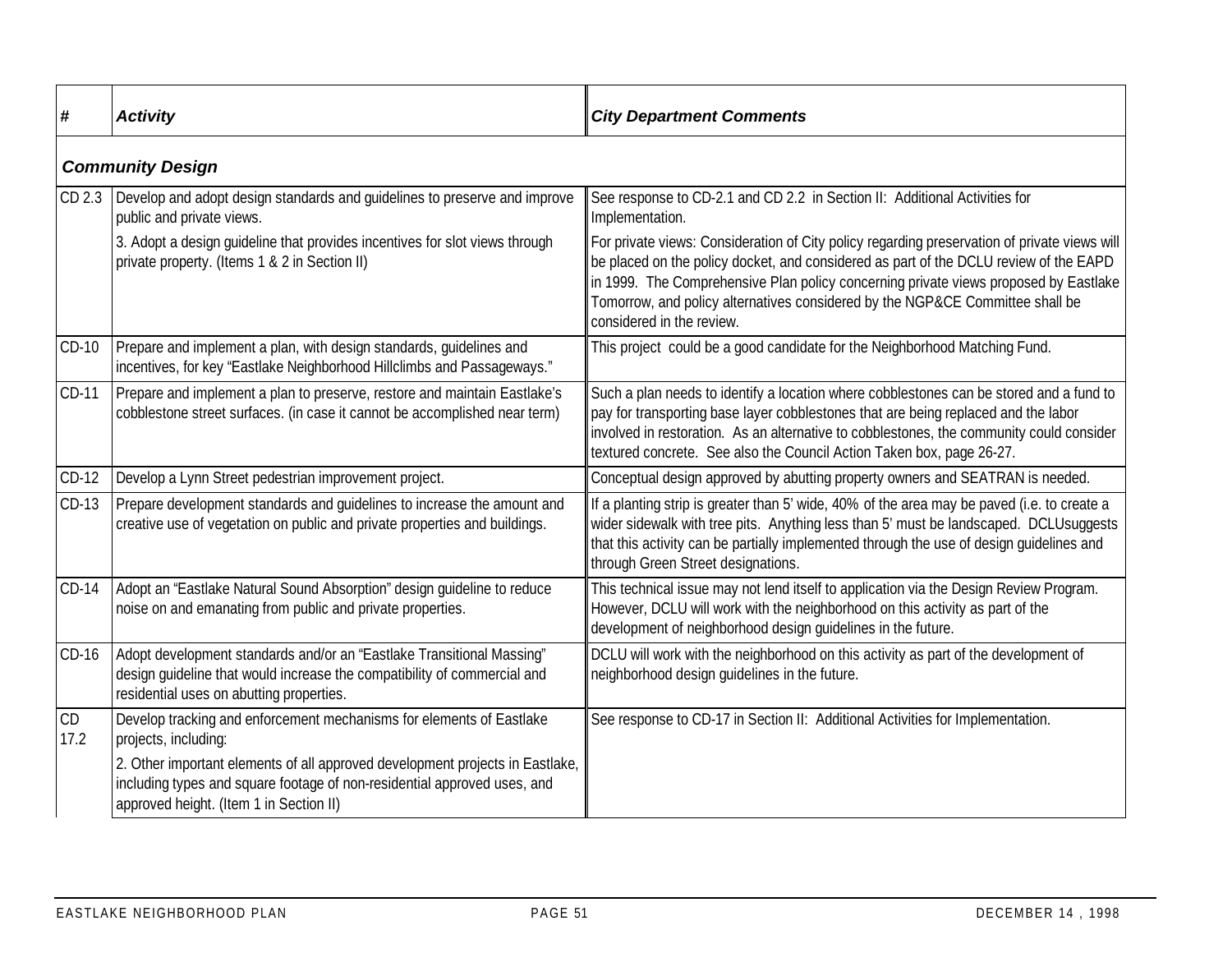| # | Activity | City Department Comments |
|---|---|---|
| ***Community Design*** | | |
| CD 2.3 | Develop and adopt design standards and guidelines to preserve and improve public and private views.<br><br>3. Adopt a design guideline that provides incentives for slot views through private property. (Items 1 & 2 in Section II) | See response to CD-2.1 and CD 2.2 in Section II: Additional Activities for Implementation.<br><br>For private views: Consideration of City policy regarding preservation of private views will be placed on the policy docket, and considered as part of the DCLU review of the EAPD in 1999. The Comprehensive Plan policy concerning private views proposed by Eastlake Tomorrow, and policy alternatives considered by the NGP&CE Committee shall be considered in the review. |
| CD-10 | Prepare and implement a plan, with design standards, guidelines and incentives, for key "Eastlake Neighborhood Hillclimbs and Passageways." | This project could be a good candidate for the Neighborhood Matching Fund. |
| CD-11 | Prepare and implement a plan to preserve, restore and maintain Eastlake's cobblestone street surfaces. (in case it cannot be accomplished near term) | Such a plan needs to identify a location where cobblestones can be stored and a fund to pay for transporting base layer cobblestones that are being replaced and the labor involved in restoration. As an alternative to cobblestones, the community could consider textured concrete. See also the Council Action Taken box, page 26-27. |
| CD-12 | Develop a Lynn Street pedestrian improvement project. | Conceptual design approved by abutting property owners and SEATRAN is needed. |
| CD-13 | Prepare development standards and guidelines to increase the amount and creative use of vegetation on public and private properties and buildings. | If a planting strip is greater than 5' wide, 40% of the area may be paved (i.e. to create a wider sidewalk with tree pits. Anything less than 5' must be landscaped. DCLUsuggests that this activity can be partially implemented through the use of design guidelines and through Green Street designations. |
| CD-14 | Adopt an "Eastlake Natural Sound Absorption" design guideline to reduce noise on and emanating from public and private properties. | This technical issue may not lend itself to application via the Design Review Program. However, DCLU will work with the neighborhood on this activity as part of the development of neighborhood design guidelines in the future. |
| CD-16 | Adopt development standards and/or an "Eastlake Transitional Massing" design guideline that would increase the compatibility of commercial and residential uses on abutting properties. | DCLU will work with the neighborhood on this activity as part of the development of neighborhood design guidelines in the future. |
| CD 17.2 | Develop tracking and enforcement mechanisms for elements of Eastlake projects, including:<br><br>2. Other important elements of all approved development projects in Eastlake, including types and square footage of non-residential approved uses, and approved height. (Item 1 in Section II) | See response to CD-17 in Section II: Additional Activities for Implementation. |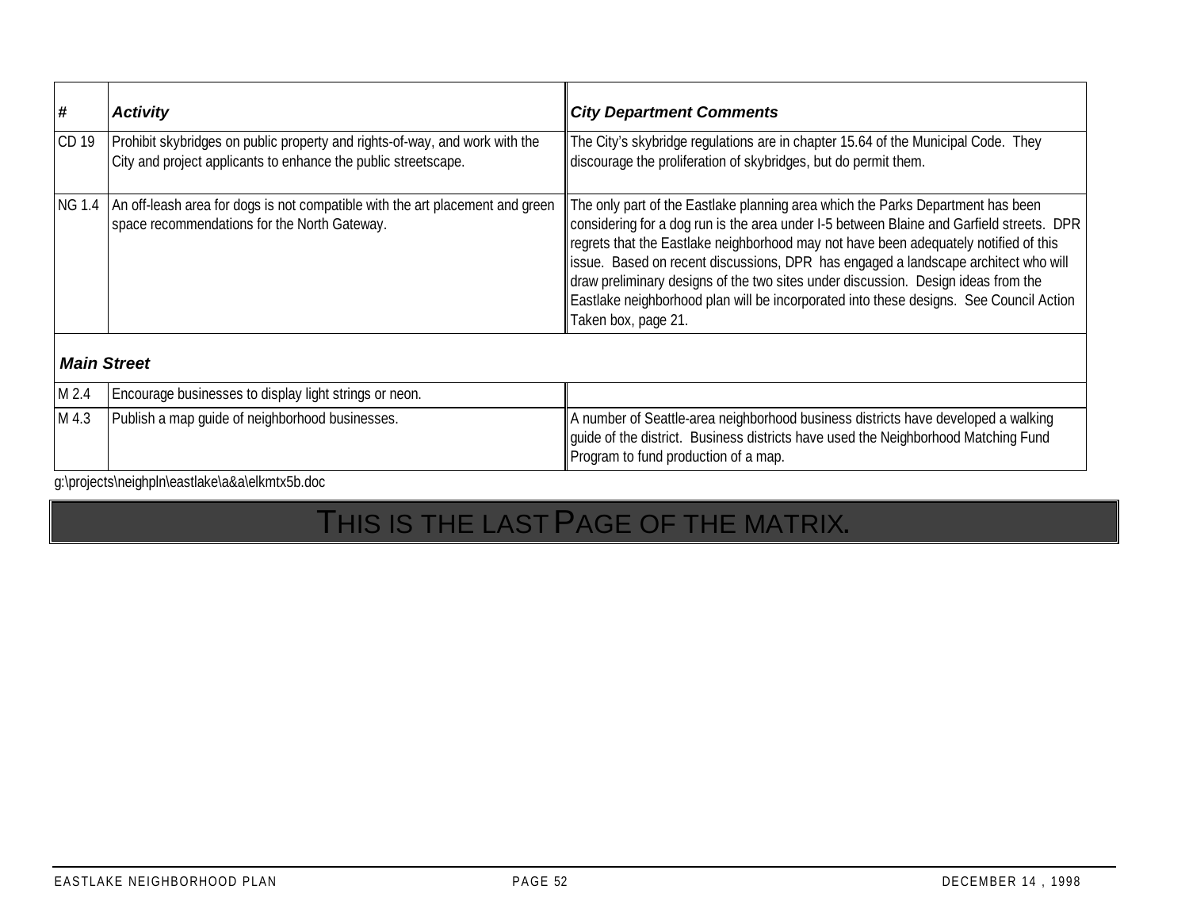| # | Activity | City Department Comments |
|---|---|---|
| CD 19 | Prohibit skybridges on public property and rights-of-way, and work with the City and project applicants to enhance the public streetscape. | The City's skybridge regulations are in chapter 15.64 of the Municipal Code. They discourage the proliferation of skybridges, but do permit them. |
| NG 1.4 | An off-leash area for dogs is not compatible with the art placement and green space recommendations for the North Gateway. | The only part of the Eastlake planning area which the Parks Department has been considering for a dog run is the area under I-5 between Blaine and Garfield streets. DPR regrets that the Eastlake neighborhood may not have been adequately notified of this issue. Based on recent discussions, DPR has engaged a landscape architect who will draw preliminary designs of the two sites under discussion. Design ideas from the Eastlake neighborhood plan will be incorporated into these designs. See Council Action Taken box, page 21. |
| ***Main Street*** | | |
| M 2.4 | Encourage businesses to display light strings or neon. | |
| M 4.3 | Publish a map guide of neighborhood businesses. | A number of Seattle-area neighborhood business districts have developed a walking guide of the district. Business districts have used the Neighborhood Matching Fund Program to fund production of a map. |

g:\projects\neighpln\eastlake\a&a\elkmtx5b.doc

THIS IS THE LAST PAGE OF THE MATRIX.